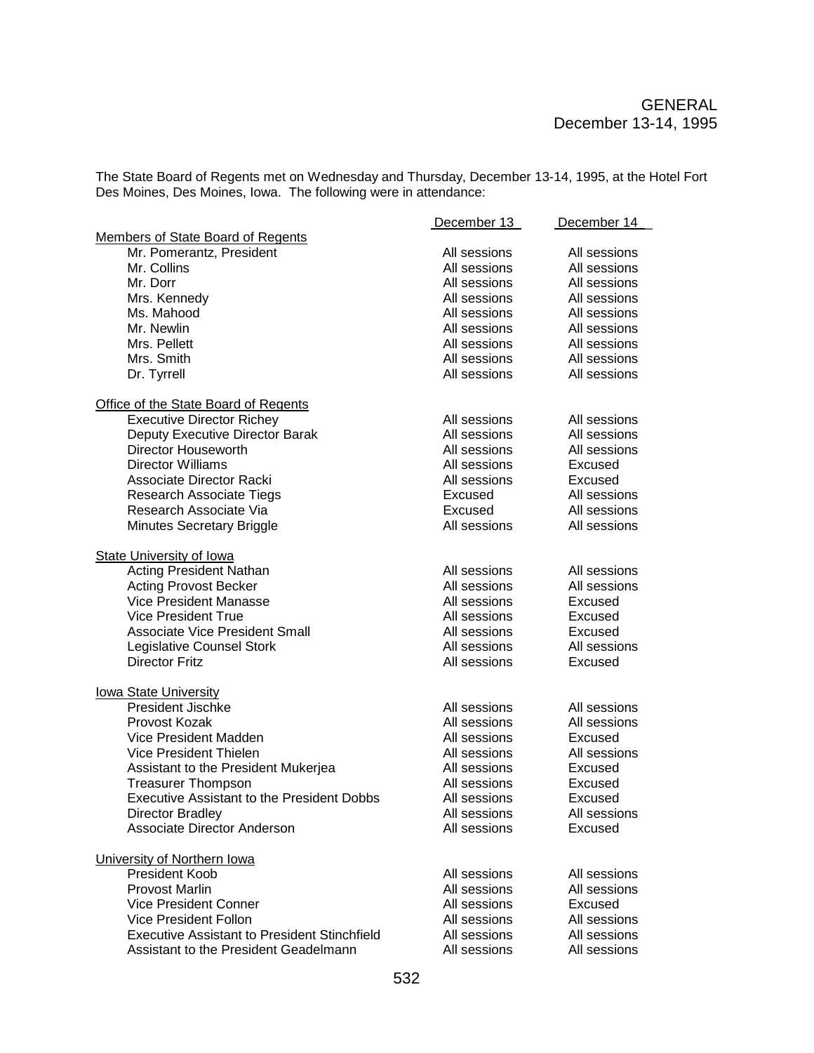GENERAL
December 13-14, 1995

The State Board of Regents met on Wednesday and Thursday, December 13-14, 1995, at the Hotel Fort Des Moines, Des Moines, Iowa. The following were in attendance:

| | December 13 | December 14 |
|---|---|---|
| **Members of State Board of Regents** | | |
| Mr. Pomerantz, President | All sessions | All sessions |
| Mr. Collins | All sessions | All sessions |
| Mr. Dorr | All sessions | All sessions |
| Mrs. Kennedy | All sessions | All sessions |
| Ms. Mahood | All sessions | All sessions |
| Mr. Newlin | All sessions | All sessions |
| Mrs. Pellett | All sessions | All sessions |
| Mrs. Smith | All sessions | All sessions |
| Dr. Tyrrell | All sessions | All sessions |
| **Office of the State Board of Regents** | | |
| Executive Director Richey | All sessions | All sessions |
| Deputy Executive Director Barak | All sessions | All sessions |
| Director Houseworth | All sessions | All sessions |
| Director Williams | All sessions | Excused |
| Associate Director Racki | All sessions | Excused |
| Research Associate Tiegs | Excused | All sessions |
| Research Associate Via | Excused | All sessions |
| Minutes Secretary Briggle | All sessions | All sessions |
| **State University of Iowa** | | |
| Acting President Nathan | All sessions | All sessions |
| Acting Provost Becker | All sessions | All sessions |
| Vice President Manasse | All sessions | Excused |
| Vice President True | All sessions | Excused |
| Associate Vice President Small | All sessions | Excused |
| Legislative Counsel Stork | All sessions | All sessions |
| Director Fritz | All sessions | Excused |
| **Iowa State University** | | |
| President Jischke | All sessions | All sessions |
| Provost Kozak | All sessions | All sessions |
| Vice President Madden | All sessions | Excused |
| Vice President Thielen | All sessions | All sessions |
| Assistant to the President Mukerjea | All sessions | Excused |
| Treasurer Thompson | All sessions | Excused |
| Executive Assistant to the President Dobbs | All sessions | Excused |
| Director Bradley | All sessions | All sessions |
| Associate Director Anderson | All sessions | Excused |
| **University of Northern Iowa** | | |
| President Koob | All sessions | All sessions |
| Provost Marlin | All sessions | All sessions |
| Vice President Conner | All sessions | Excused |
| Vice President Follon | All sessions | All sessions |
| Executive Assistant to President Stinchfield | All sessions | All sessions |
| Assistant to the President Geadelmann | All sessions | All sessions |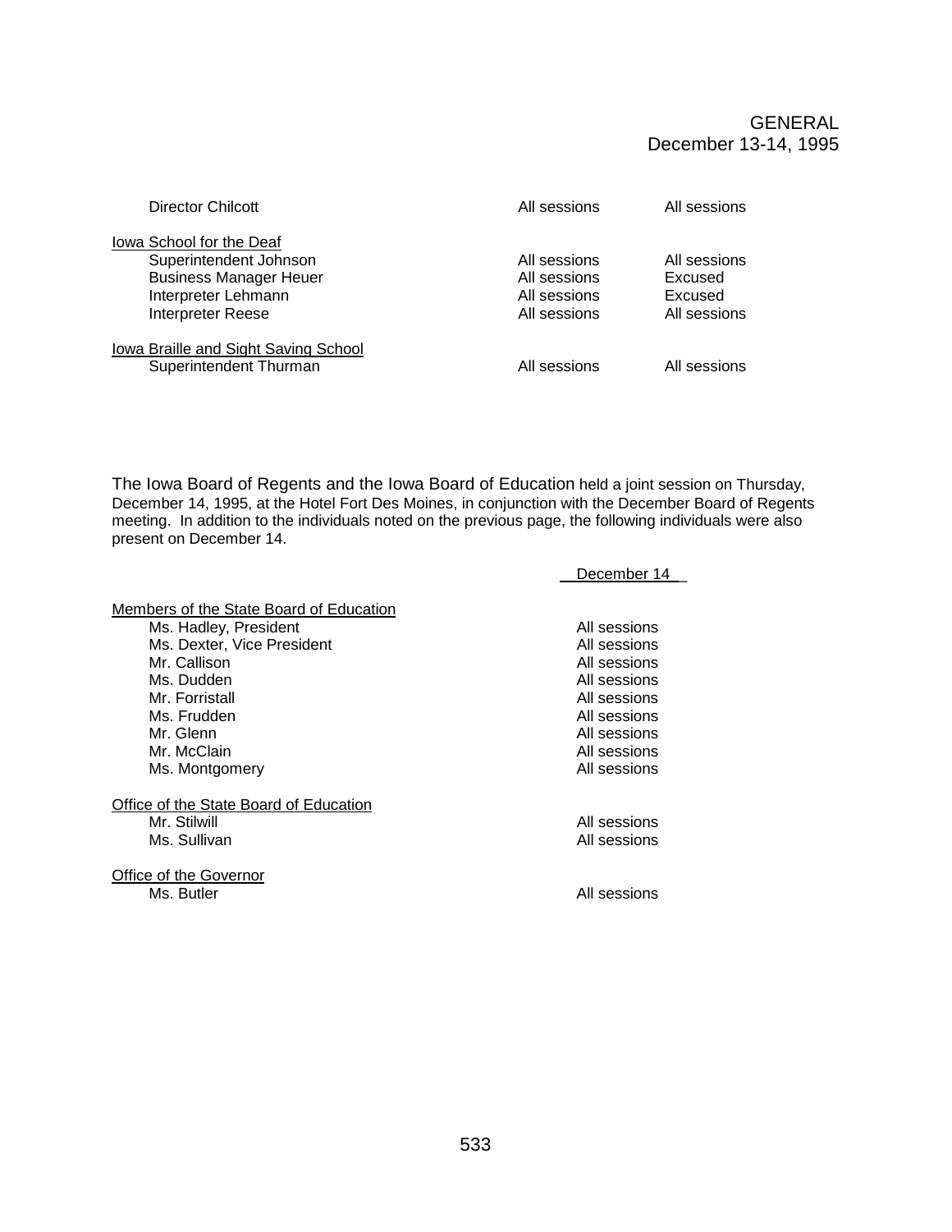| | | |
|---|---|---|
| Director Chilcott | All sessions | All sessions |
| Iowa School for the Deaf | | |
| Superintendent Johnson | All sessions | All sessions |
| Business Manager Heuer | All sessions | Excused |
| Interpreter Lehmann | All sessions | Excused |
| Interpreter Reese | All sessions | All sessions |
| Iowa Braille and Sight Saving School | | |
| Superintendent Thurman | All sessions | All sessions |

The Iowa Board of Regents and the Iowa Board of Education held a joint session on Thursday, December 14, 1995, at the Hotel Fort Des Moines, in conjunction with the December Board of Regents meeting. In addition to the individuals noted on the previous page, the following individuals were also present on December 14.

| | December 14 |
|---|---|
| Members of the State Board of Education | |
| Ms. Hadley, President | All sessions |
| Ms. Dexter, Vice President | All sessions |
| Mr. Callison | All sessions |
| Ms. Dudden | All sessions |
| Mr. Forristall | All sessions |
| Ms. Frudden | All sessions |
| Mr. Glenn | All sessions |
| Mr. McClain | All sessions |
| Ms. Montgomery | All sessions |
| Office of the State Board of Education | |
| Mr. Stilwill | All sessions |
| Ms. Sullivan | All sessions |
| Office of the Governor | |
| Ms. Butler | All sessions |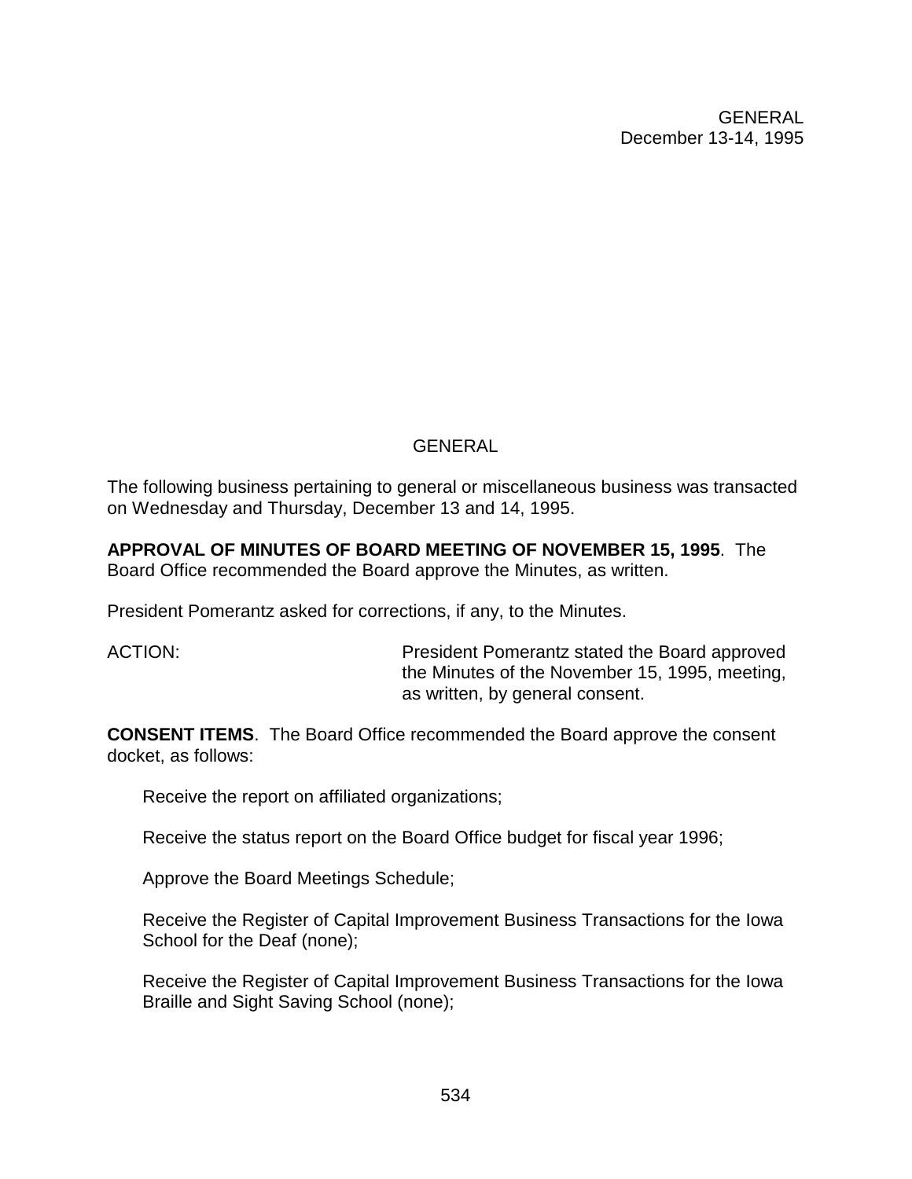GENERAL
December 13-14, 1995

## GENERAL

The following business pertaining to general or miscellaneous business was transacted on Wednesday and Thursday, December 13 and 14, 1995.

**APPROVAL OF MINUTES OF BOARD MEETING OF NOVEMBER 15, 1995**. The Board Office recommended the Board approve the Minutes, as written.

President Pomerantz asked for corrections, if any, to the Minutes.

ACTION: President Pomerantz stated the Board approved the Minutes of the November 15, 1995, meeting, as written, by general consent.

**CONSENT ITEMS**. The Board Office recommended the Board approve the consent docket, as follows:

Receive the report on affiliated organizations;

Receive the status report on the Board Office budget for fiscal year 1996;

Approve the Board Meetings Schedule;

Receive the Register of Capital Improvement Business Transactions for the Iowa School for the Deaf (none);

Receive the Register of Capital Improvement Business Transactions for the Iowa Braille and Sight Saving School (none);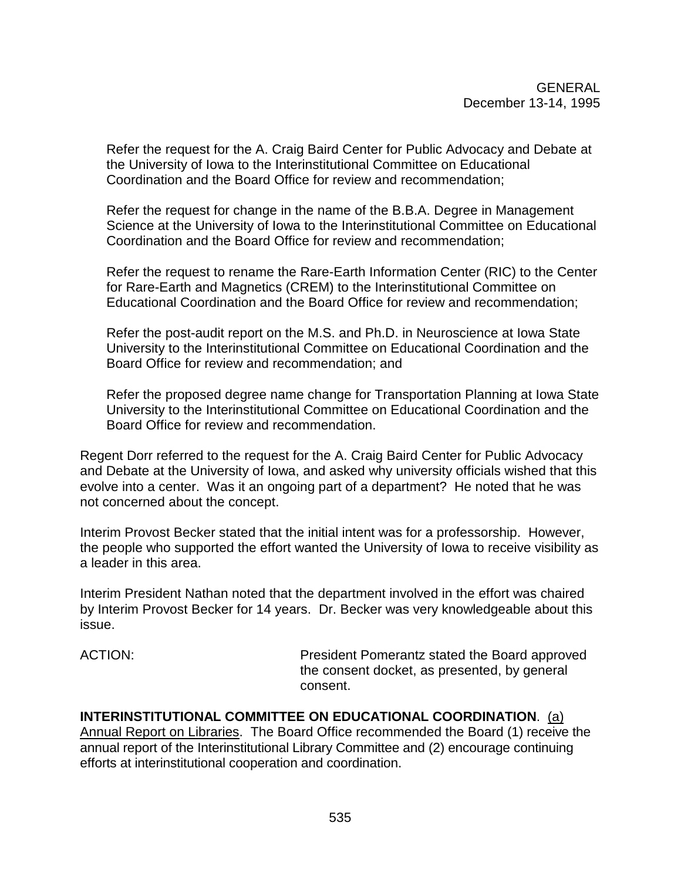Refer the request for the A. Craig Baird Center for Public Advocacy and Debate at the University of Iowa to the Interinstitutional Committee on Educational Coordination and the Board Office for review and recommendation;

Refer the request for change in the name of the B.B.A. Degree in Management Science at the University of Iowa to the Interinstitutional Committee on Educational Coordination and the Board Office for review and recommendation;

Refer the request to rename the Rare-Earth Information Center (RIC) to the Center for Rare-Earth and Magnetics (CREM) to the Interinstitutional Committee on Educational Coordination and the Board Office for review and recommendation;

Refer the post-audit report on the M.S. and Ph.D. in Neuroscience at Iowa State University to the Interinstitutional Committee on Educational Coordination and the Board Office for review and recommendation; and

Refer the proposed degree name change for Transportation Planning at Iowa State University to the Interinstitutional Committee on Educational Coordination and the Board Office for review and recommendation.

Regent Dorr referred to the request for the A. Craig Baird Center for Public Advocacy and Debate at the University of Iowa, and asked why university officials wished that this evolve into a center. Was it an ongoing part of a department? He noted that he was not concerned about the concept.

Interim Provost Becker stated that the initial intent was for a professorship. However, the people who supported the effort wanted the University of Iowa to receive visibility as a leader in this area.

Interim President Nathan noted that the department involved in the effort was chaired by Interim Provost Becker for 14 years. Dr. Becker was very knowledgeable about this issue.

ACTION: President Pomerantz stated the Board approved the consent docket, as presented, by general consent.

**INTERINSTITUTIONAL COMMITTEE ON EDUCATIONAL COORDINATION**. (a) Annual Report on Libraries. The Board Office recommended the Board (1) receive the annual report of the Interinstitutional Library Committee and (2) encourage continuing efforts at interinstitutional cooperation and coordination.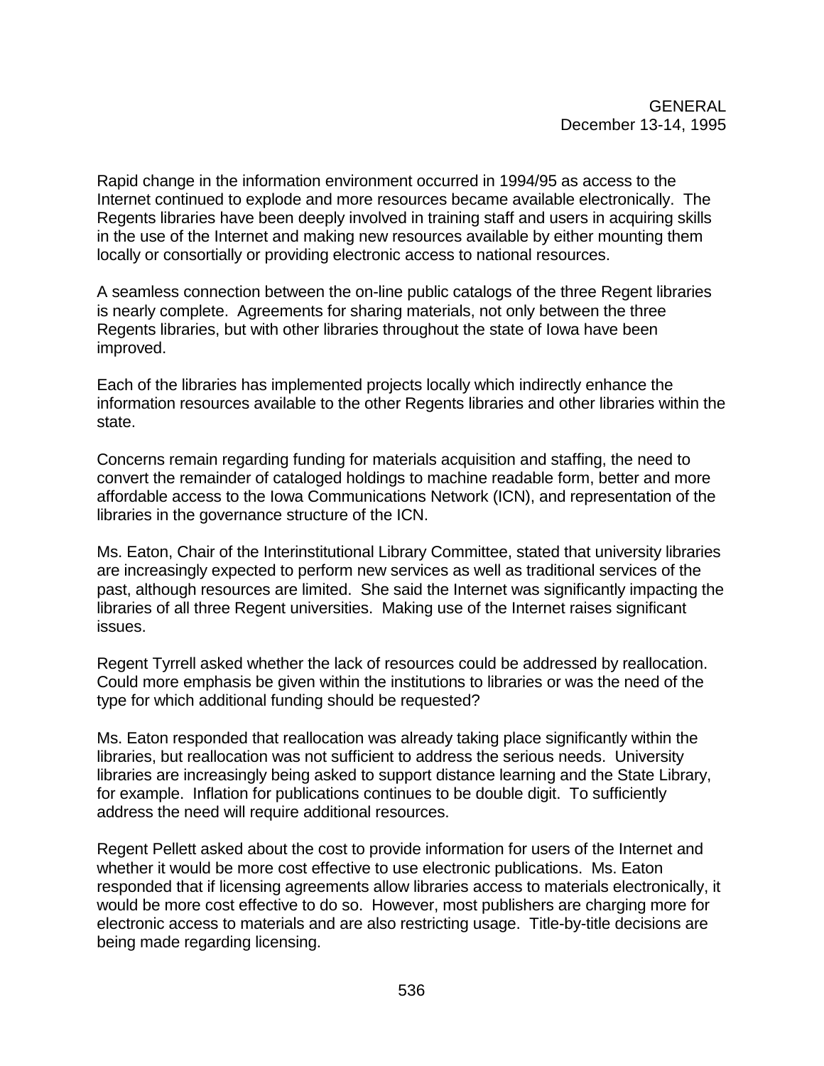Rapid change in the information environment occurred in 1994/95 as access to the Internet continued to explode and more resources became available electronically. The Regents libraries have been deeply involved in training staff and users in acquiring skills in the use of the Internet and making new resources available by either mounting them locally or consortially or providing electronic access to national resources.

A seamless connection between the on-line public catalogs of the three Regent libraries is nearly complete. Agreements for sharing materials, not only between the three Regents libraries, but with other libraries throughout the state of Iowa have been improved.

Each of the libraries has implemented projects locally which indirectly enhance the information resources available to the other Regents libraries and other libraries within the state.

Concerns remain regarding funding for materials acquisition and staffing, the need to convert the remainder of cataloged holdings to machine readable form, better and more affordable access to the Iowa Communications Network (ICN), and representation of the libraries in the governance structure of the ICN.

Ms. Eaton, Chair of the Interinstitutional Library Committee, stated that university libraries are increasingly expected to perform new services as well as traditional services of the past, although resources are limited. She said the Internet was significantly impacting the libraries of all three Regent universities. Making use of the Internet raises significant issues.

Regent Tyrrell asked whether the lack of resources could be addressed by reallocation. Could more emphasis be given within the institutions to libraries or was the need of the type for which additional funding should be requested?

Ms. Eaton responded that reallocation was already taking place significantly within the libraries, but reallocation was not sufficient to address the serious needs. University libraries are increasingly being asked to support distance learning and the State Library, for example. Inflation for publications continues to be double digit. To sufficiently address the need will require additional resources.

Regent Pellett asked about the cost to provide information for users of the Internet and whether it would be more cost effective to use electronic publications. Ms. Eaton responded that if licensing agreements allow libraries access to materials electronically, it would be more cost effective to do so. However, most publishers are charging more for electronic access to materials and are also restricting usage. Title-by-title decisions are being made regarding licensing.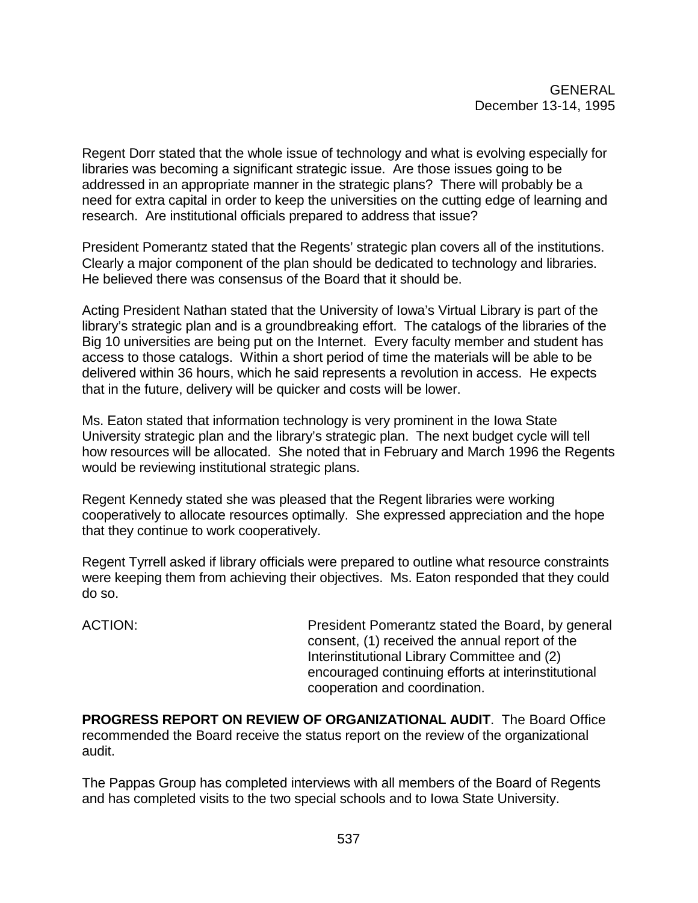Regent Dorr stated that the whole issue of technology and what is evolving especially for libraries was becoming a significant strategic issue. Are those issues going to be addressed in an appropriate manner in the strategic plans? There will probably be a need for extra capital in order to keep the universities on the cutting edge of learning and research. Are institutional officials prepared to address that issue?

President Pomerantz stated that the Regents' strategic plan covers all of the institutions. Clearly a major component of the plan should be dedicated to technology and libraries. He believed there was consensus of the Board that it should be.

Acting President Nathan stated that the University of Iowa's Virtual Library is part of the library's strategic plan and is a groundbreaking effort. The catalogs of the libraries of the Big 10 universities are being put on the Internet. Every faculty member and student has access to those catalogs. Within a short period of time the materials will be able to be delivered within 36 hours, which he said represents a revolution in access. He expects that in the future, delivery will be quicker and costs will be lower.

Ms. Eaton stated that information technology is very prominent in the Iowa State University strategic plan and the library's strategic plan. The next budget cycle will tell how resources will be allocated. She noted that in February and March 1996 the Regents would be reviewing institutional strategic plans.

Regent Kennedy stated she was pleased that the Regent libraries were working cooperatively to allocate resources optimally. She expressed appreciation and the hope that they continue to work cooperatively.

Regent Tyrrell asked if library officials were prepared to outline what resource constraints were keeping them from achieving their objectives. Ms. Eaton responded that they could do so.

ACTION: President Pomerantz stated the Board, by general consent, (1) received the annual report of the Interinstitutional Library Committee and (2) encouraged continuing efforts at interinstitutional cooperation and coordination.

**PROGRESS REPORT ON REVIEW OF ORGANIZATIONAL AUDIT**. The Board Office recommended the Board receive the status report on the review of the organizational audit.

The Pappas Group has completed interviews with all members of the Board of Regents and has completed visits to the two special schools and to Iowa State University.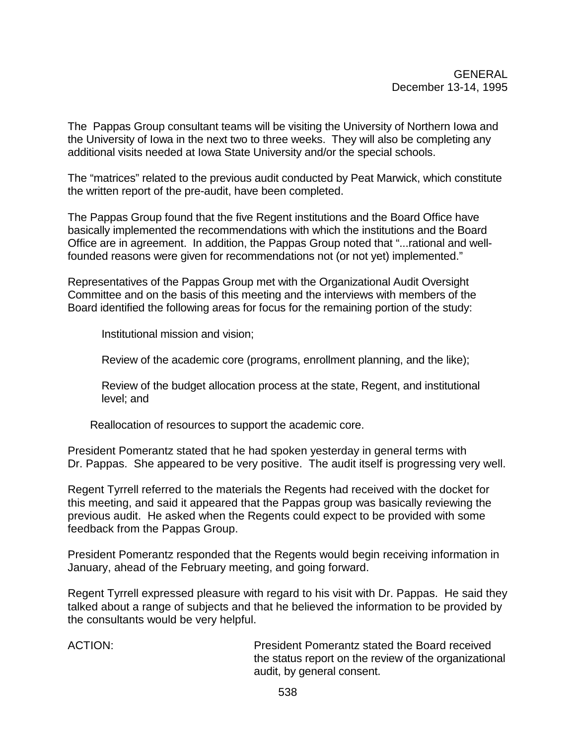The Pappas Group consultant teams will be visiting the University of Northern Iowa and the University of Iowa in the next two to three weeks. They will also be completing any additional visits needed at Iowa State University and/or the special schools.

The "matrices" related to the previous audit conducted by Peat Marwick, which constitute the written report of the pre-audit, have been completed.

The Pappas Group found that the five Regent institutions and the Board Office have basically implemented the recommendations with which the institutions and the Board Office are in agreement. In addition, the Pappas Group noted that "...rational and well-founded reasons were given for recommendations not (or not yet) implemented."

Representatives of the Pappas Group met with the Organizational Audit Oversight Committee and on the basis of this meeting and the interviews with members of the Board identified the following areas for focus for the remaining portion of the study:

Institutional mission and vision;

Review of the academic core (programs, enrollment planning, and the like);

Review of the budget allocation process at the state, Regent, and institutional level; and

Reallocation of resources to support the academic core.

President Pomerantz stated that he had spoken yesterday in general terms with Dr. Pappas. She appeared to be very positive. The audit itself is progressing very well.

Regent Tyrrell referred to the materials the Regents had received with the docket for this meeting, and said it appeared that the Pappas group was basically reviewing the previous audit. He asked when the Regents could expect to be provided with some feedback from the Pappas Group.

President Pomerantz responded that the Regents would begin receiving information in January, ahead of the February meeting, and going forward.

Regent Tyrrell expressed pleasure with regard to his visit with Dr. Pappas. He said they talked about a range of subjects and that he believed the information to be provided by the consultants would be very helpful.

ACTION: President Pomerantz stated the Board received the status report on the review of the organizational audit, by general consent.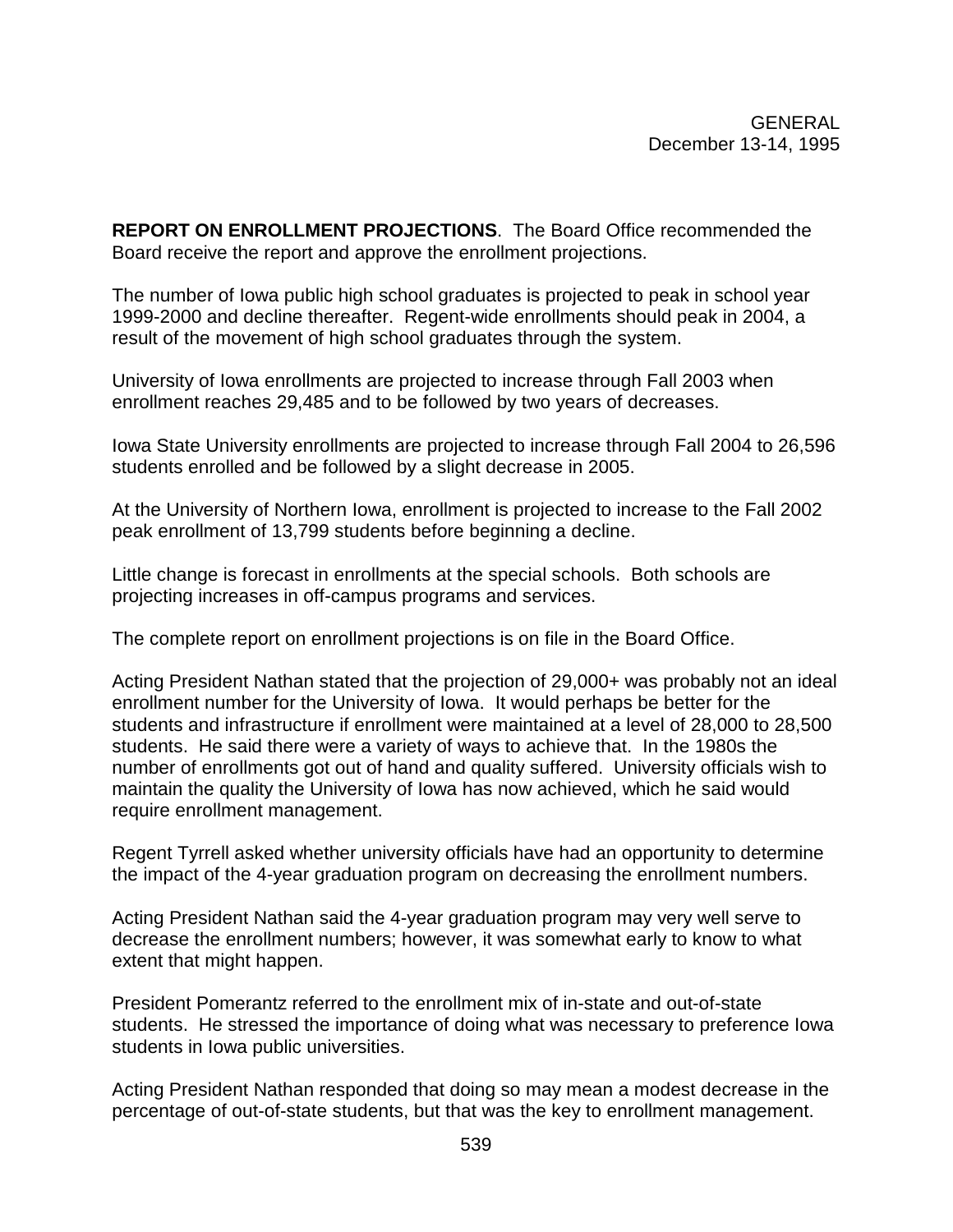GENERAL
December 13-14, 1995

**REPORT ON ENROLLMENT PROJECTIONS**. The Board Office recommended the Board receive the report and approve the enrollment projections.

The number of Iowa public high school graduates is projected to peak in school year 1999-2000 and decline thereafter. Regent-wide enrollments should peak in 2004, a result of the movement of high school graduates through the system.

University of Iowa enrollments are projected to increase through Fall 2003 when enrollment reaches 29,485 and to be followed by two years of decreases.

Iowa State University enrollments are projected to increase through Fall 2004 to 26,596 students enrolled and be followed by a slight decrease in 2005.

At the University of Northern Iowa, enrollment is projected to increase to the Fall 2002 peak enrollment of 13,799 students before beginning a decline.

Little change is forecast in enrollments at the special schools. Both schools are projecting increases in off-campus programs and services.

The complete report on enrollment projections is on file in the Board Office.

Acting President Nathan stated that the projection of 29,000+ was probably not an ideal enrollment number for the University of Iowa. It would perhaps be better for the students and infrastructure if enrollment were maintained at a level of 28,000 to 28,500 students. He said there were a variety of ways to achieve that. In the 1980s the number of enrollments got out of hand and quality suffered. University officials wish to maintain the quality the University of Iowa has now achieved, which he said would require enrollment management.

Regent Tyrrell asked whether university officials have had an opportunity to determine the impact of the 4-year graduation program on decreasing the enrollment numbers.

Acting President Nathan said the 4-year graduation program may very well serve to decrease the enrollment numbers; however, it was somewhat early to know to what extent that might happen.

President Pomerantz referred to the enrollment mix of in-state and out-of-state students. He stressed the importance of doing what was necessary to preference Iowa students in Iowa public universities.

Acting President Nathan responded that doing so may mean a modest decrease in the percentage of out-of-state students, but that was the key to enrollment management.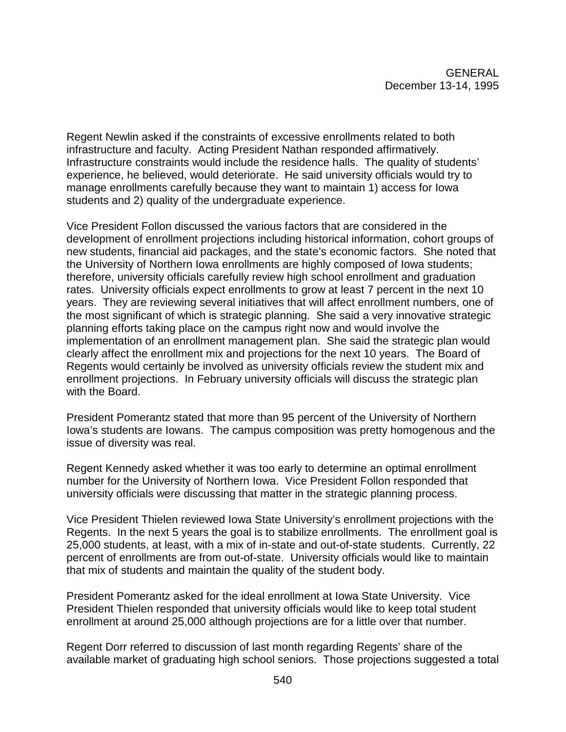Regent Newlin asked if the constraints of excessive enrollments related to both infrastructure and faculty. Acting President Nathan responded affirmatively. Infrastructure constraints would include the residence halls. The quality of students' experience, he believed, would deteriorate. He said university officials would try to manage enrollments carefully because they want to maintain 1) access for Iowa students and 2) quality of the undergraduate experience.

Vice President Follon discussed the various factors that are considered in the development of enrollment projections including historical information, cohort groups of new students, financial aid packages, and the state's economic factors. She noted that the University of Northern Iowa enrollments are highly composed of Iowa students; therefore, university officials carefully review high school enrollment and graduation rates. University officials expect enrollments to grow at least 7 percent in the next 10 years. They are reviewing several initiatives that will affect enrollment numbers, one of the most significant of which is strategic planning. She said a very innovative strategic planning efforts taking place on the campus right now and would involve the implementation of an enrollment management plan. She said the strategic plan would clearly affect the enrollment mix and projections for the next 10 years. The Board of Regents would certainly be involved as university officials review the student mix and enrollment projections. In February university officials will discuss the strategic plan with the Board.

President Pomerantz stated that more than 95 percent of the University of Northern Iowa's students are Iowans. The campus composition was pretty homogenous and the issue of diversity was real.

Regent Kennedy asked whether it was too early to determine an optimal enrollment number for the University of Northern Iowa. Vice President Follon responded that university officials were discussing that matter in the strategic planning process.

Vice President Thielen reviewed Iowa State University's enrollment projections with the Regents. In the next 5 years the goal is to stabilize enrollments. The enrollment goal is 25,000 students, at least, with a mix of in-state and out-of-state students. Currently, 22 percent of enrollments are from out-of-state. University officials would like to maintain that mix of students and maintain the quality of the student body.

President Pomerantz asked for the ideal enrollment at Iowa State University. Vice President Thielen responded that university officials would like to keep total student enrollment at around 25,000 although projections are for a little over that number.

Regent Dorr referred to discussion of last month regarding Regents' share of the available market of graduating high school seniors. Those projections suggested a total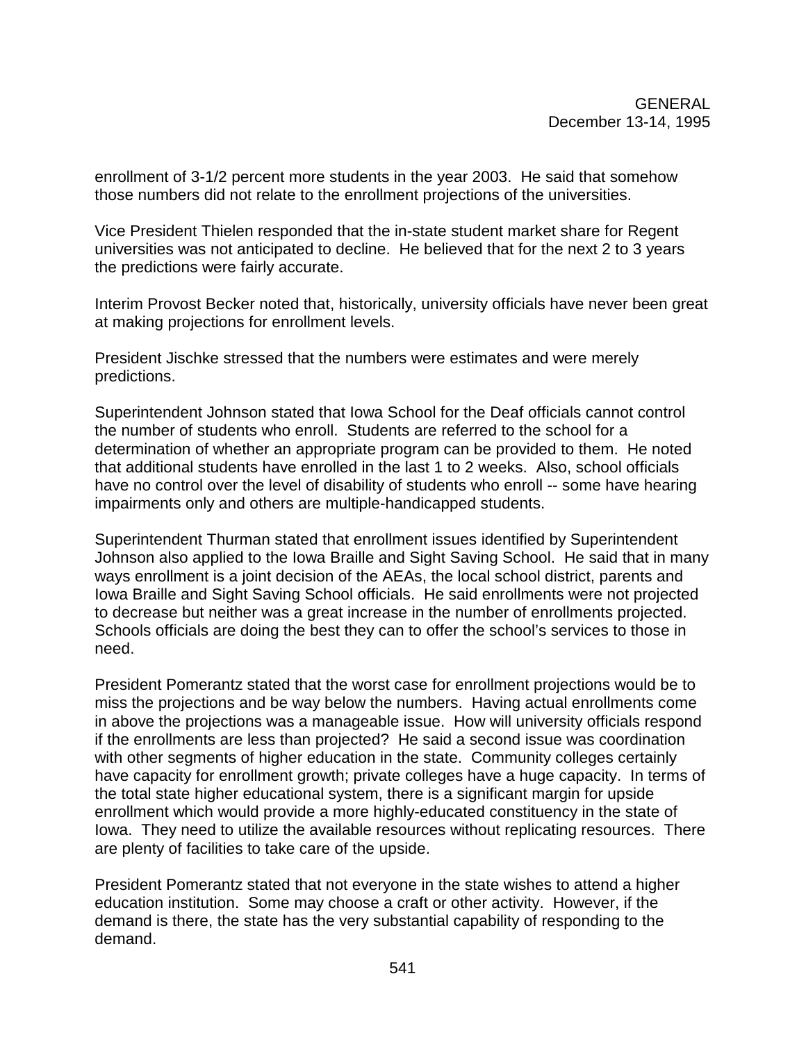enrollment of 3-1/2 percent more students in the year 2003. He said that somehow those numbers did not relate to the enrollment projections of the universities.

Vice President Thielen responded that the in-state student market share for Regent universities was not anticipated to decline. He believed that for the next 2 to 3 years the predictions were fairly accurate.

Interim Provost Becker noted that, historically, university officials have never been great at making projections for enrollment levels.

President Jischke stressed that the numbers were estimates and were merely predictions.

Superintendent Johnson stated that Iowa School for the Deaf officials cannot control the number of students who enroll. Students are referred to the school for a determination of whether an appropriate program can be provided to them. He noted that additional students have enrolled in the last 1 to 2 weeks. Also, school officials have no control over the level of disability of students who enroll -- some have hearing impairments only and others are multiple-handicapped students.

Superintendent Thurman stated that enrollment issues identified by Superintendent Johnson also applied to the Iowa Braille and Sight Saving School. He said that in many ways enrollment is a joint decision of the AEAs, the local school district, parents and Iowa Braille and Sight Saving School officials. He said enrollments were not projected to decrease but neither was a great increase in the number of enrollments projected. Schools officials are doing the best they can to offer the school's services to those in need.

President Pomerantz stated that the worst case for enrollment projections would be to miss the projections and be way below the numbers. Having actual enrollments come in above the projections was a manageable issue. How will university officials respond if the enrollments are less than projected? He said a second issue was coordination with other segments of higher education in the state. Community colleges certainly have capacity for enrollment growth; private colleges have a huge capacity. In terms of the total state higher educational system, there is a significant margin for upside enrollment which would provide a more highly-educated constituency in the state of Iowa. They need to utilize the available resources without replicating resources. There are plenty of facilities to take care of the upside.

President Pomerantz stated that not everyone in the state wishes to attend a higher education institution. Some may choose a craft or other activity. However, if the demand is there, the state has the very substantial capability of responding to the demand.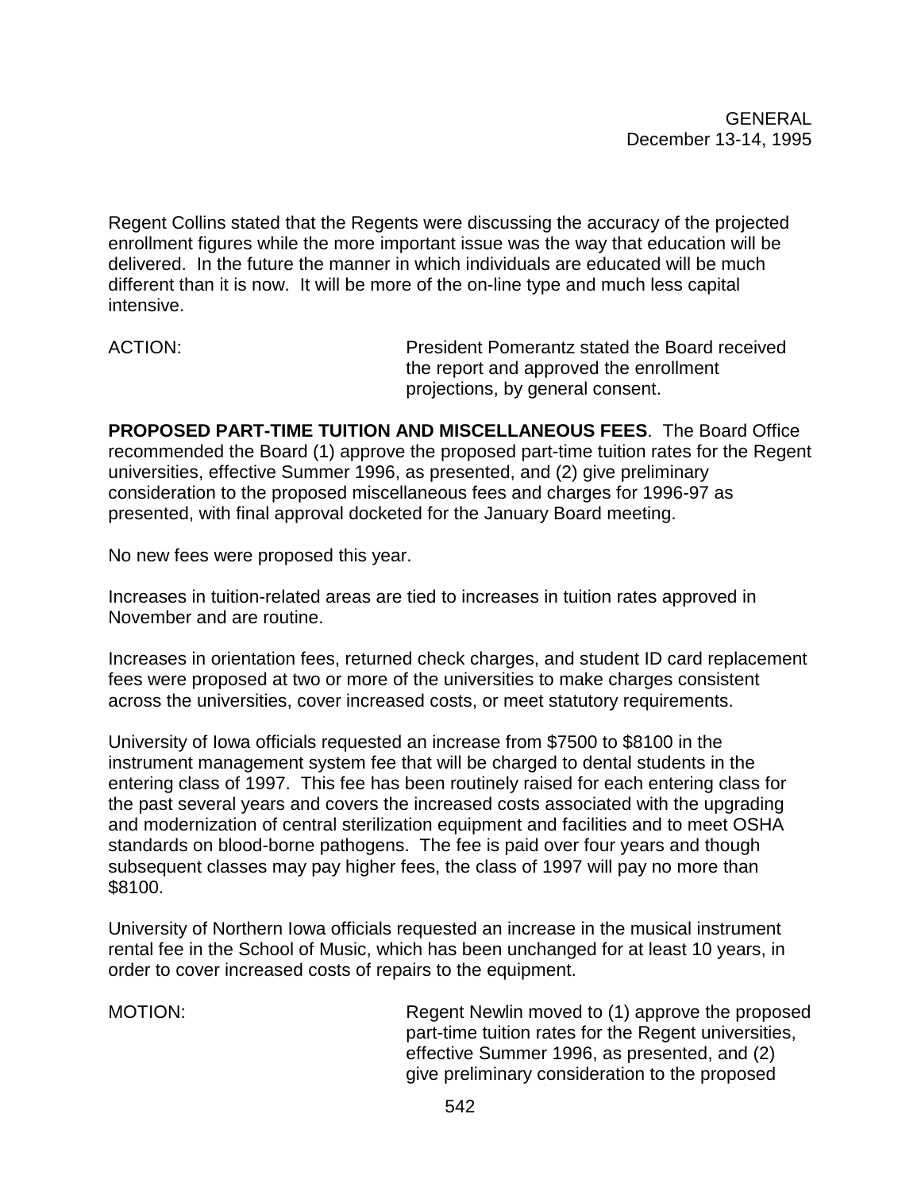Regent Collins stated that the Regents were discussing the accuracy of the projected enrollment figures while the more important issue was the way that education will be delivered. In the future the manner in which individuals are educated will be much different than it is now. It will be more of the on-line type and much less capital intensive.

ACTION: President Pomerantz stated the Board received the report and approved the enrollment projections, by general consent.

**PROPOSED PART-TIME TUITION AND MISCELLANEOUS FEES**. The Board Office recommended the Board (1) approve the proposed part-time tuition rates for the Regent universities, effective Summer 1996, as presented, and (2) give preliminary consideration to the proposed miscellaneous fees and charges for 1996-97 as presented, with final approval docketed for the January Board meeting.

No new fees were proposed this year.

Increases in tuition-related areas are tied to increases in tuition rates approved in November and are routine.

Increases in orientation fees, returned check charges, and student ID card replacement fees were proposed at two or more of the universities to make charges consistent across the universities, cover increased costs, or meet statutory requirements.

University of Iowa officials requested an increase from $7500 to $8100 in the instrument management system fee that will be charged to dental students in the entering class of 1997. This fee has been routinely raised for each entering class for the past several years and covers the increased costs associated with the upgrading and modernization of central sterilization equipment and facilities and to meet OSHA standards on blood-borne pathogens. The fee is paid over four years and though subsequent classes may pay higher fees, the class of 1997 will pay no more than $8100.

University of Northern Iowa officials requested an increase in the musical instrument rental fee in the School of Music, which has been unchanged for at least 10 years, in order to cover increased costs of repairs to the equipment.

MOTION: Regent Newlin moved to (1) approve the proposed part-time tuition rates for the Regent universities, effective Summer 1996, as presented, and (2) give preliminary consideration to the proposed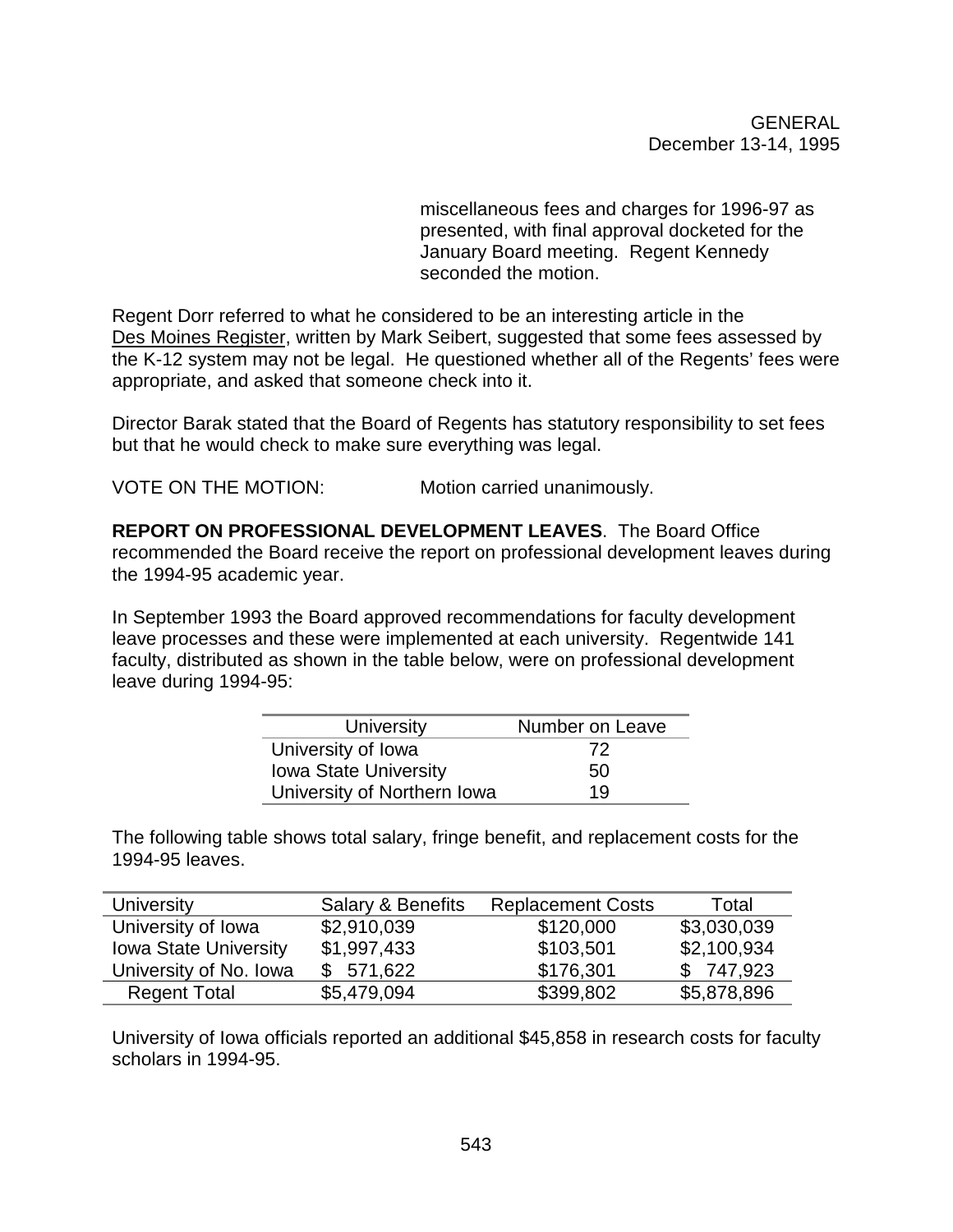miscellaneous fees and charges for 1996-97 as presented, with final approval docketed for the January Board meeting. Regent Kennedy seconded the motion.

Regent Dorr referred to what he considered to be an interesting article in the Des Moines Register, written by Mark Seibert, suggested that some fees assessed by the K-12 system may not be legal. He questioned whether all of the Regents' fees were appropriate, and asked that someone check into it.

Director Barak stated that the Board of Regents has statutory responsibility to set fees but that he would check to make sure everything was legal.

VOTE ON THE MOTION: Motion carried unanimously.

**REPORT ON PROFESSIONAL DEVELOPMENT LEAVES**. The Board Office recommended the Board receive the report on professional development leaves during the 1994-95 academic year.

In September 1993 the Board approved recommendations for faculty development leave processes and these were implemented at each university. Regentwide 141 faculty, distributed as shown in the table below, were on professional development leave during 1994-95:

| University | Number on Leave |
|---|---|
| University of Iowa | 72 |
| Iowa State University | 50 |
| University of Northern Iowa | 19 |

The following table shows total salary, fringe benefit, and replacement costs for the 1994-95 leaves.

| University | Salary & Benefits | Replacement Costs | Total |
|---|---|---|---|
| University of Iowa | $2,910,039 | $120,000 | $3,030,039 |
| Iowa State University | $1,997,433 | $103,501 | $2,100,934 |
| University of No. Iowa | $ 571,622 | $176,301 | $ 747,923 |
| Regent Total | $5,479,094 | $399,802 | $5,878,896 |

University of Iowa officials reported an additional $45,858 in research costs for faculty scholars in 1994-95.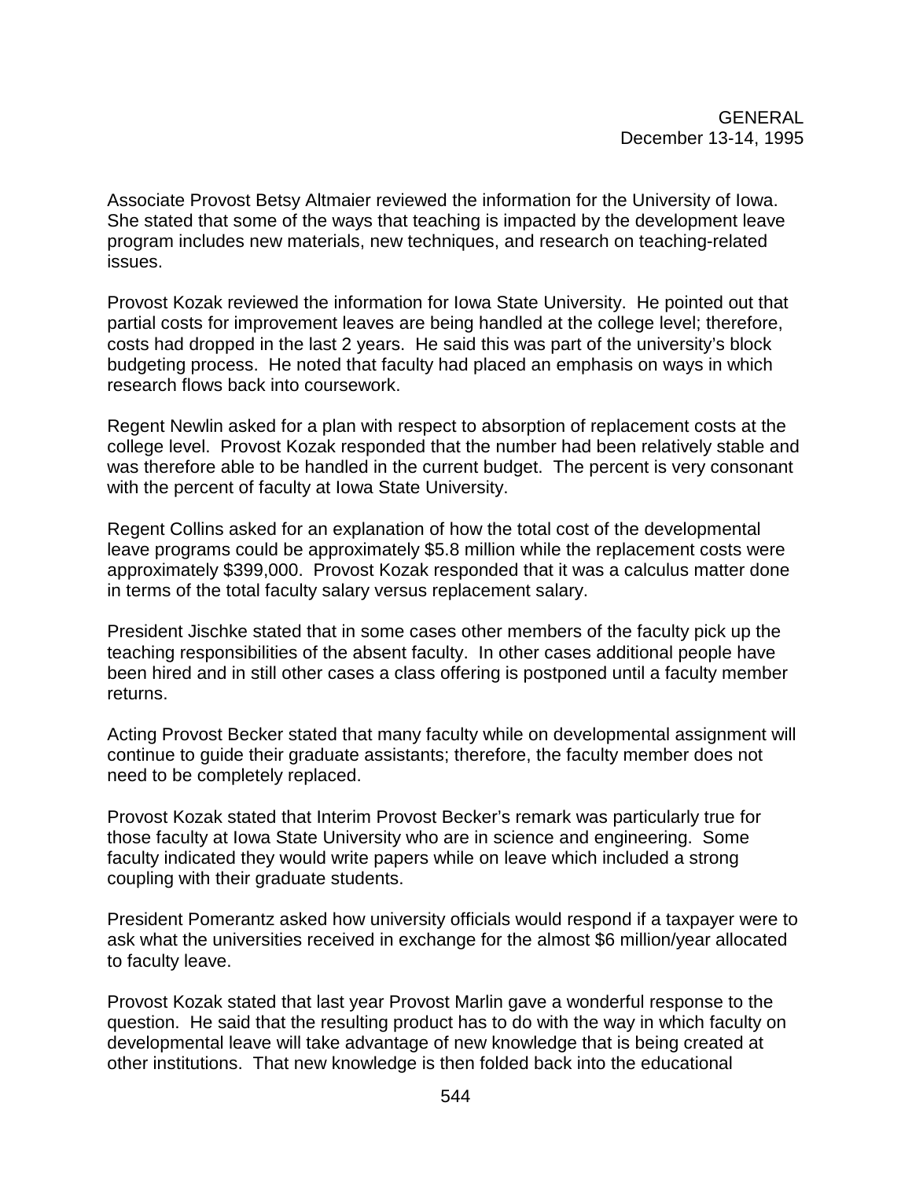Associate Provost Betsy Altmaier reviewed the information for the University of Iowa. She stated that some of the ways that teaching is impacted by the development leave program includes new materials, new techniques, and research on teaching-related issues.

Provost Kozak reviewed the information for Iowa State University. He pointed out that partial costs for improvement leaves are being handled at the college level; therefore, costs had dropped in the last 2 years. He said this was part of the university's block budgeting process. He noted that faculty had placed an emphasis on ways in which research flows back into coursework.

Regent Newlin asked for a plan with respect to absorption of replacement costs at the college level. Provost Kozak responded that the number had been relatively stable and was therefore able to be handled in the current budget. The percent is very consonant with the percent of faculty at Iowa State University.

Regent Collins asked for an explanation of how the total cost of the developmental leave programs could be approximately $5.8 million while the replacement costs were approximately $399,000. Provost Kozak responded that it was a calculus matter done in terms of the total faculty salary versus replacement salary.

President Jischke stated that in some cases other members of the faculty pick up the teaching responsibilities of the absent faculty. In other cases additional people have been hired and in still other cases a class offering is postponed until a faculty member returns.

Acting Provost Becker stated that many faculty while on developmental assignment will continue to guide their graduate assistants; therefore, the faculty member does not need to be completely replaced.

Provost Kozak stated that Interim Provost Becker's remark was particularly true for those faculty at Iowa State University who are in science and engineering. Some faculty indicated they would write papers while on leave which included a strong coupling with their graduate students.

President Pomerantz asked how university officials would respond if a taxpayer were to ask what the universities received in exchange for the almost $6 million/year allocated to faculty leave.

Provost Kozak stated that last year Provost Marlin gave a wonderful response to the question. He said that the resulting product has to do with the way in which faculty on developmental leave will take advantage of new knowledge that is being created at other institutions. That new knowledge is then folded back into the educational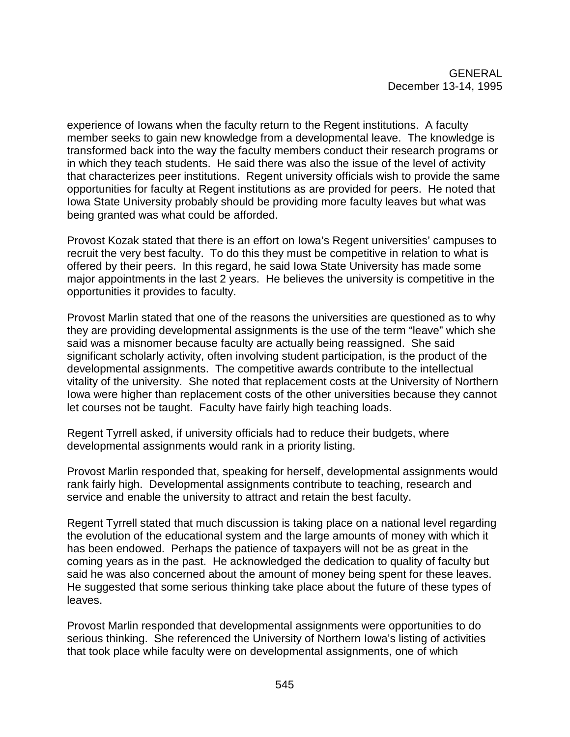experience of Iowans when the faculty return to the Regent institutions. A faculty member seeks to gain new knowledge from a developmental leave. The knowledge is transformed back into the way the faculty members conduct their research programs or in which they teach students. He said there was also the issue of the level of activity that characterizes peer institutions. Regent university officials wish to provide the same opportunities for faculty at Regent institutions as are provided for peers. He noted that Iowa State University probably should be providing more faculty leaves but what was being granted was what could be afforded.

Provost Kozak stated that there is an effort on Iowa's Regent universities' campuses to recruit the very best faculty. To do this they must be competitive in relation to what is offered by their peers. In this regard, he said Iowa State University has made some major appointments in the last 2 years. He believes the university is competitive in the opportunities it provides to faculty.

Provost Marlin stated that one of the reasons the universities are questioned as to why they are providing developmental assignments is the use of the term "leave" which she said was a misnomer because faculty are actually being reassigned. She said significant scholarly activity, often involving student participation, is the product of the developmental assignments. The competitive awards contribute to the intellectual vitality of the university. She noted that replacement costs at the University of Northern Iowa were higher than replacement costs of the other universities because they cannot let courses not be taught. Faculty have fairly high teaching loads.

Regent Tyrrell asked, if university officials had to reduce their budgets, where developmental assignments would rank in a priority listing.

Provost Marlin responded that, speaking for herself, developmental assignments would rank fairly high. Developmental assignments contribute to teaching, research and service and enable the university to attract and retain the best faculty.

Regent Tyrrell stated that much discussion is taking place on a national level regarding the evolution of the educational system and the large amounts of money with which it has been endowed. Perhaps the patience of taxpayers will not be as great in the coming years as in the past. He acknowledged the dedication to quality of faculty but said he was also concerned about the amount of money being spent for these leaves. He suggested that some serious thinking take place about the future of these types of leaves.

Provost Marlin responded that developmental assignments were opportunities to do serious thinking. She referenced the University of Northern Iowa's listing of activities that took place while faculty were on developmental assignments, one of which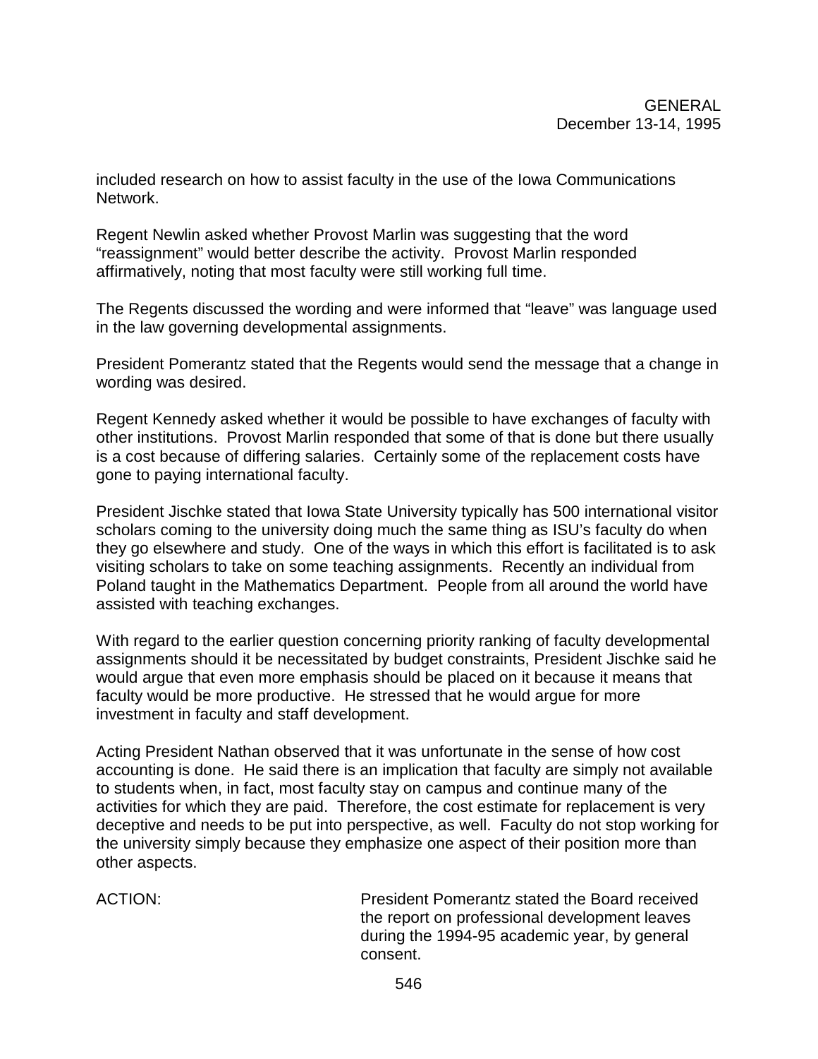included research on how to assist faculty in the use of the Iowa Communications Network.

Regent Newlin asked whether Provost Marlin was suggesting that the word "reassignment" would better describe the activity. Provost Marlin responded affirmatively, noting that most faculty were still working full time.

The Regents discussed the wording and were informed that "leave" was language used in the law governing developmental assignments.

President Pomerantz stated that the Regents would send the message that a change in wording was desired.

Regent Kennedy asked whether it would be possible to have exchanges of faculty with other institutions. Provost Marlin responded that some of that is done but there usually is a cost because of differing salaries. Certainly some of the replacement costs have gone to paying international faculty.

President Jischke stated that Iowa State University typically has 500 international visitor scholars coming to the university doing much the same thing as ISU's faculty do when they go elsewhere and study. One of the ways in which this effort is facilitated is to ask visiting scholars to take on some teaching assignments. Recently an individual from Poland taught in the Mathematics Department. People from all around the world have assisted with teaching exchanges.

With regard to the earlier question concerning priority ranking of faculty developmental assignments should it be necessitated by budget constraints, President Jischke said he would argue that even more emphasis should be placed on it because it means that faculty would be more productive. He stressed that he would argue for more investment in faculty and staff development.

Acting President Nathan observed that it was unfortunate in the sense of how cost accounting is done. He said there is an implication that faculty are simply not available to students when, in fact, most faculty stay on campus and continue many of the activities for which they are paid. Therefore, the cost estimate for replacement is very deceptive and needs to be put into perspective, as well. Faculty do not stop working for the university simply because they emphasize one aspect of their position more than other aspects.

ACTION: President Pomerantz stated the Board received the report on professional development leaves during the 1994-95 academic year, by general consent.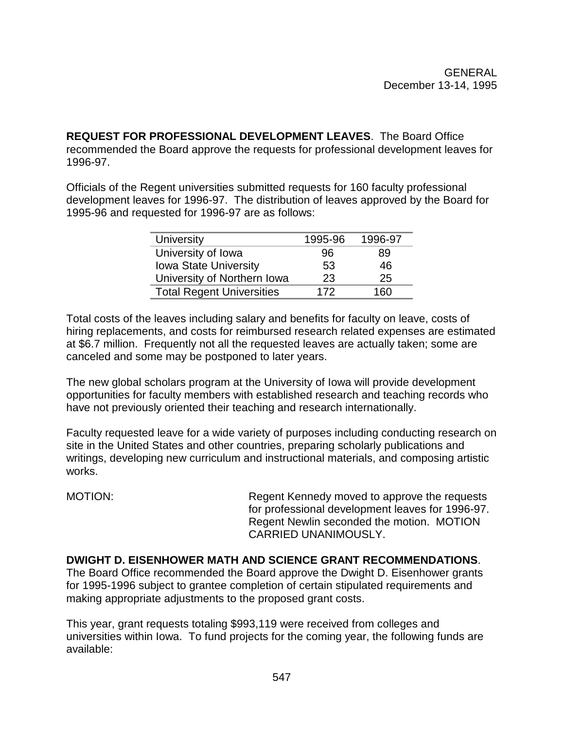**REQUEST FOR PROFESSIONAL DEVELOPMENT LEAVES**. The Board Office recommended the Board approve the requests for professional development leaves for 1996-97.

Officials of the Regent universities submitted requests for 160 faculty professional development leaves for 1996-97. The distribution of leaves approved by the Board for 1995-96 and requested for 1996-97 are as follows:

| University | 1995-96 | 1996-97 |
|---|---|---|
| University of Iowa | 96 | 89 |
| Iowa State University | 53 | 46 |
| University of Northern Iowa | 23 | 25 |
| Total Regent Universities | 172 | 160 |

Total costs of the leaves including salary and benefits for faculty on leave, costs of hiring replacements, and costs for reimbursed research related expenses are estimated at $6.7 million. Frequently not all the requested leaves are actually taken; some are canceled and some may be postponed to later years.

The new global scholars program at the University of Iowa will provide development opportunities for faculty members with established research and teaching records who have not previously oriented their teaching and research internationally.

Faculty requested leave for a wide variety of purposes including conducting research on site in the United States and other countries, preparing scholarly publications and writings, developing new curriculum and instructional materials, and composing artistic works.

MOTION: Regent Kennedy moved to approve the requests for professional development leaves for 1996-97. Regent Newlin seconded the motion. MOTION CARRIED UNANIMOUSLY.

**DWIGHT D. EISENHOWER MATH AND SCIENCE GRANT RECOMMENDATIONS**. The Board Office recommended the Board approve the Dwight D. Eisenhower grants for 1995-1996 subject to grantee completion of certain stipulated requirements and making appropriate adjustments to the proposed grant costs.

This year, grant requests totaling $993,119 were received from colleges and universities within Iowa. To fund projects for the coming year, the following funds are available: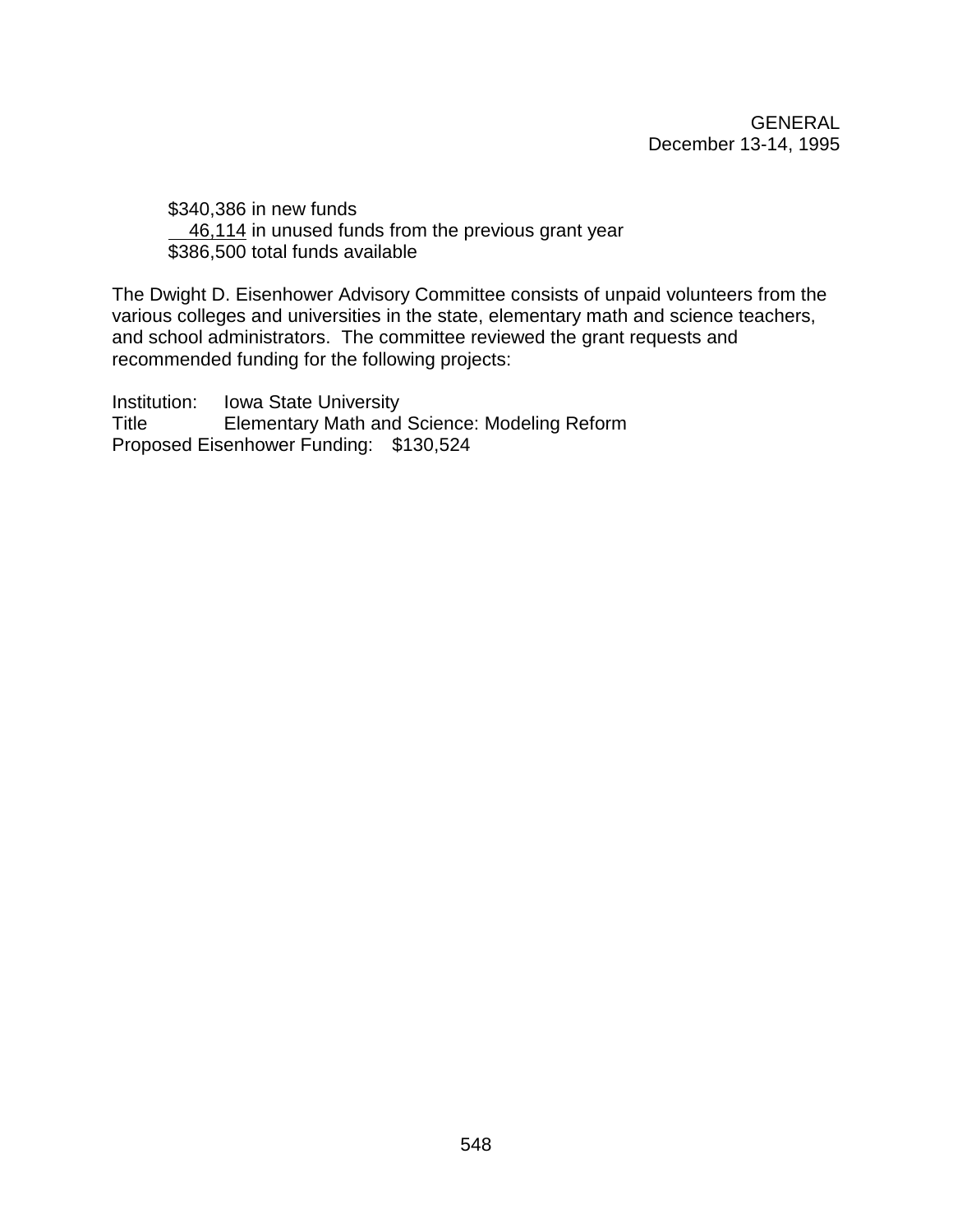$340,386 in new funds
46,114 in unused funds from the previous grant year
$386,500 total funds available

The Dwight D. Eisenhower Advisory Committee consists of unpaid volunteers from the various colleges and universities in the state, elementary math and science teachers, and school administrators. The committee reviewed the grant requests and recommended funding for the following projects:

Institution: Iowa State University
Title Elementary Math and Science: Modeling Reform
Proposed Eisenhower Funding: $130,524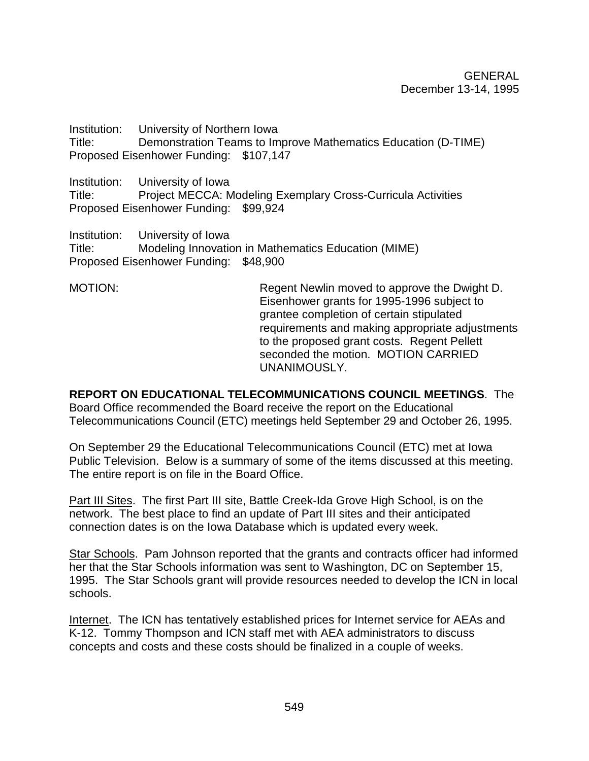Institution: University of Northern Iowa
Title: Demonstration Teams to Improve Mathematics Education (D-TIME)
Proposed Eisenhower Funding: $107,147

Institution: University of Iowa
Title: Project MECCA: Modeling Exemplary Cross-Curricula Activities
Proposed Eisenhower Funding: $99,924

Institution: University of Iowa
Title: Modeling Innovation in Mathematics Education (MIME)
Proposed Eisenhower Funding: $48,900

MOTION: Regent Newlin moved to approve the Dwight D. Eisenhower grants for 1995-1996 subject to grantee completion of certain stipulated requirements and making appropriate adjustments to the proposed grant costs. Regent Pellett seconded the motion. MOTION CARRIED UNANIMOUSLY.

**REPORT ON EDUCATIONAL TELECOMMUNICATIONS COUNCIL MEETINGS**. The Board Office recommended the Board receive the report on the Educational Telecommunications Council (ETC) meetings held September 29 and October 26, 1995.

On September 29 the Educational Telecommunications Council (ETC) met at Iowa Public Television. Below is a summary of some of the items discussed at this meeting. The entire report is on file in the Board Office.

Part III Sites. The first Part III site, Battle Creek-Ida Grove High School, is on the network. The best place to find an update of Part III sites and their anticipated connection dates is on the Iowa Database which is updated every week.

Star Schools. Pam Johnson reported that the grants and contracts officer had informed her that the Star Schools information was sent to Washington, DC on September 15, 1995. The Star Schools grant will provide resources needed to develop the ICN in local schools.

Internet. The ICN has tentatively established prices for Internet service for AEAs and K-12. Tommy Thompson and ICN staff met with AEA administrators to discuss concepts and costs and these costs should be finalized in a couple of weeks.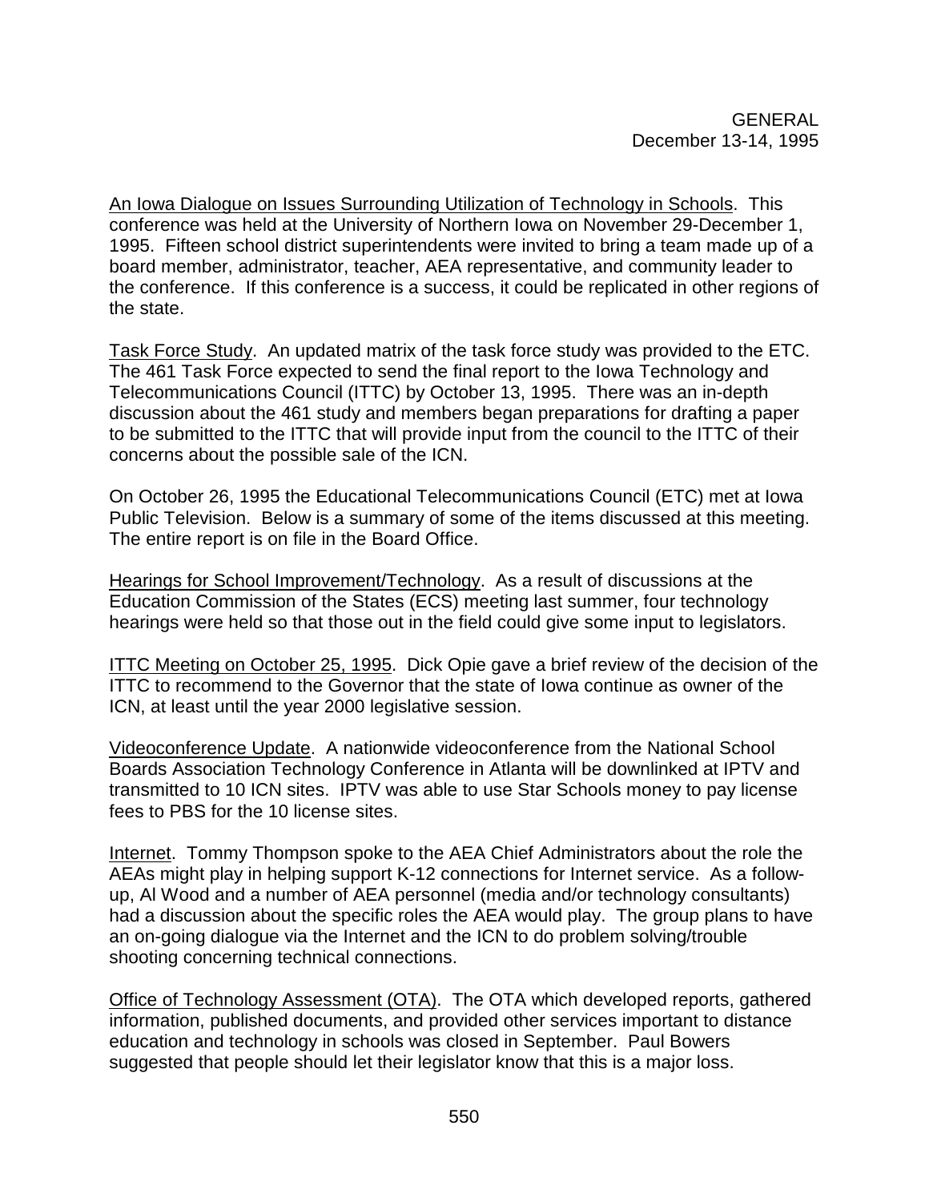GENERAL
December 13-14, 1995

An Iowa Dialogue on Issues Surrounding Utilization of Technology in Schools. This conference was held at the University of Northern Iowa on November 29-December 1, 1995. Fifteen school district superintendents were invited to bring a team made up of a board member, administrator, teacher, AEA representative, and community leader to the conference. If this conference is a success, it could be replicated in other regions of the state.

Task Force Study. An updated matrix of the task force study was provided to the ETC. The 461 Task Force expected to send the final report to the Iowa Technology and Telecommunications Council (ITTC) by October 13, 1995. There was an in-depth discussion about the 461 study and members began preparations for drafting a paper to be submitted to the ITTC that will provide input from the council to the ITTC of their concerns about the possible sale of the ICN.

On October 26, 1995 the Educational Telecommunications Council (ETC) met at Iowa Public Television. Below is a summary of some of the items discussed at this meeting. The entire report is on file in the Board Office.

Hearings for School Improvement/Technology. As a result of discussions at the Education Commission of the States (ECS) meeting last summer, four technology hearings were held so that those out in the field could give some input to legislators.

ITTC Meeting on October 25, 1995. Dick Opie gave a brief review of the decision of the ITTC to recommend to the Governor that the state of Iowa continue as owner of the ICN, at least until the year 2000 legislative session.

Videoconference Update. A nationwide videoconference from the National School Boards Association Technology Conference in Atlanta will be downlinked at IPTV and transmitted to 10 ICN sites. IPTV was able to use Star Schools money to pay license fees to PBS for the 10 license sites.

Internet. Tommy Thompson spoke to the AEA Chief Administrators about the role the AEAs might play in helping support K-12 connections for Internet service. As a follow-up, Al Wood and a number of AEA personnel (media and/or technology consultants) had a discussion about the specific roles the AEA would play. The group plans to have an on-going dialogue via the Internet and the ICN to do problem solving/trouble shooting concerning technical connections.

Office of Technology Assessment (OTA). The OTA which developed reports, gathered information, published documents, and provided other services important to distance education and technology in schools was closed in September. Paul Bowers suggested that people should let their legislator know that this is a major loss.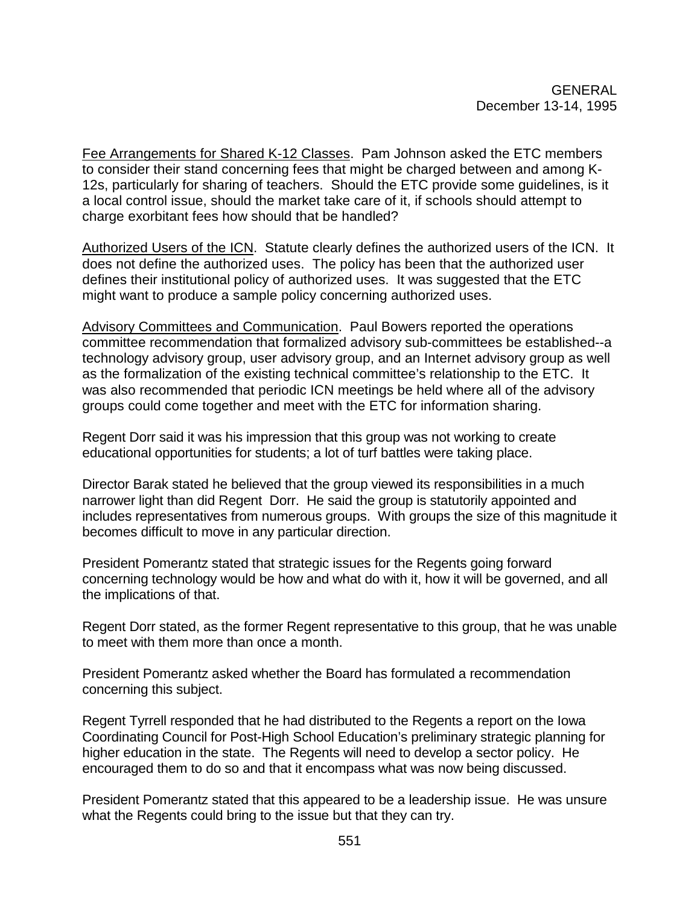Fee Arrangements for Shared K-12 Classes. Pam Johnson asked the ETC members to consider their stand concerning fees that might be charged between and among K-12s, particularly for sharing of teachers. Should the ETC provide some guidelines, is it a local control issue, should the market take care of it, if schools should attempt to charge exorbitant fees how should that be handled?

Authorized Users of the ICN. Statute clearly defines the authorized users of the ICN. It does not define the authorized uses. The policy has been that the authorized user defines their institutional policy of authorized uses. It was suggested that the ETC might want to produce a sample policy concerning authorized uses.

Advisory Committees and Communication. Paul Bowers reported the operations committee recommendation that formalized advisory sub-committees be established--a technology advisory group, user advisory group, and an Internet advisory group as well as the formalization of the existing technical committee's relationship to the ETC. It was also recommended that periodic ICN meetings be held where all of the advisory groups could come together and meet with the ETC for information sharing.

Regent Dorr said it was his impression that this group was not working to create educational opportunities for students; a lot of turf battles were taking place.

Director Barak stated he believed that the group viewed its responsibilities in a much narrower light than did Regent Dorr. He said the group is statutorily appointed and includes representatives from numerous groups. With groups the size of this magnitude it becomes difficult to move in any particular direction.

President Pomerantz stated that strategic issues for the Regents going forward concerning technology would be how and what do with it, how it will be governed, and all the implications of that.

Regent Dorr stated, as the former Regent representative to this group, that he was unable to meet with them more than once a month.

President Pomerantz asked whether the Board has formulated a recommendation concerning this subject.

Regent Tyrrell responded that he had distributed to the Regents a report on the Iowa Coordinating Council for Post-High School Education's preliminary strategic planning for higher education in the state. The Regents will need to develop a sector policy. He encouraged them to do so and that it encompass what was now being discussed.

President Pomerantz stated that this appeared to be a leadership issue. He was unsure what the Regents could bring to the issue but that they can try.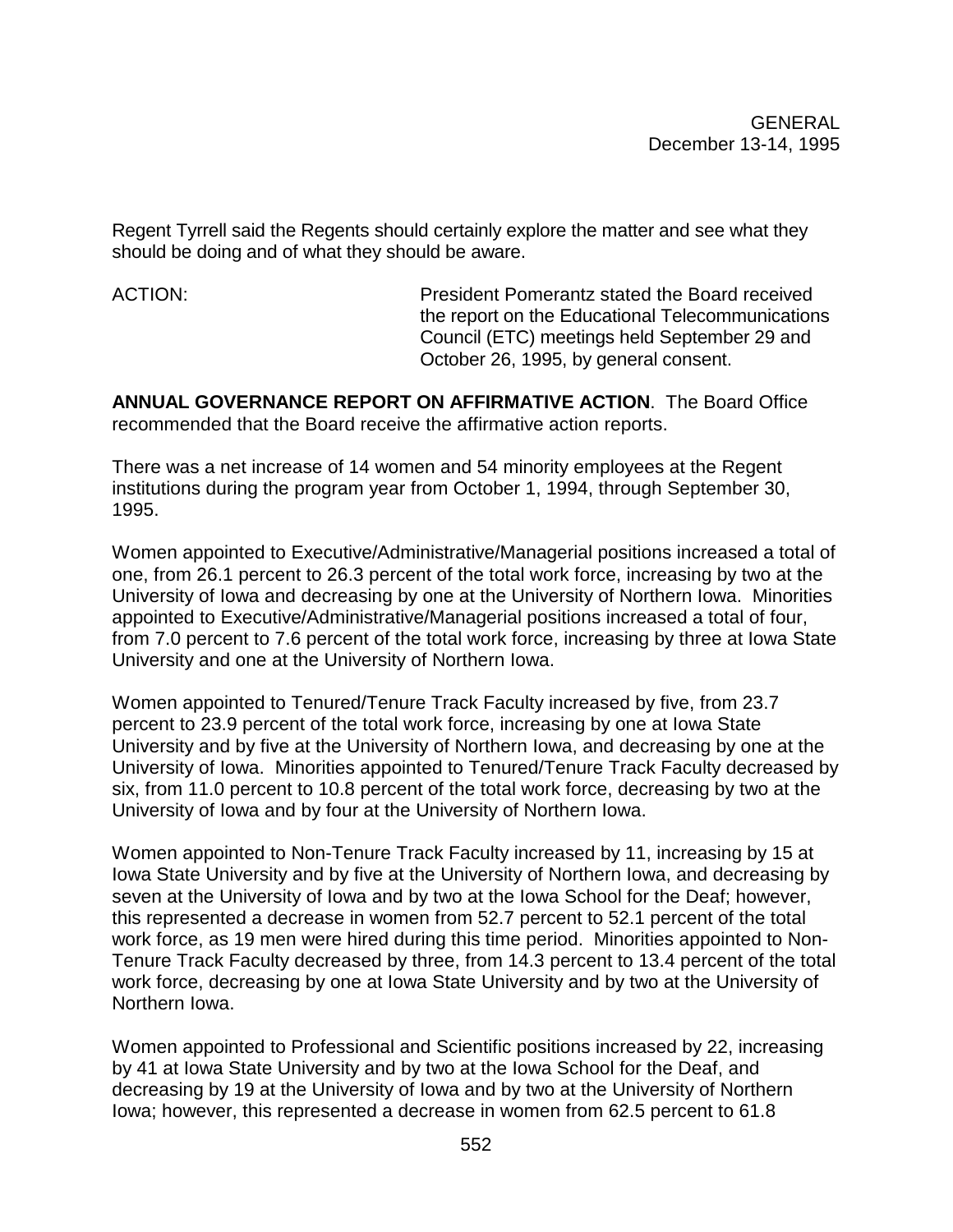Regent Tyrrell said the Regents should certainly explore the matter and see what they should be doing and of what they should be aware.

ACTION: President Pomerantz stated the Board received the report on the Educational Telecommunications Council (ETC) meetings held September 29 and October 26, 1995, by general consent.

**ANNUAL GOVERNANCE REPORT ON AFFIRMATIVE ACTION**. The Board Office recommended that the Board receive the affirmative action reports.

There was a net increase of 14 women and 54 minority employees at the Regent institutions during the program year from October 1, 1994, through September 30, 1995.

Women appointed to Executive/Administrative/Managerial positions increased a total of one, from 26.1 percent to 26.3 percent of the total work force, increasing by two at the University of Iowa and decreasing by one at the University of Northern Iowa. Minorities appointed to Executive/Administrative/Managerial positions increased a total of four, from 7.0 percent to 7.6 percent of the total work force, increasing by three at Iowa State University and one at the University of Northern Iowa.

Women appointed to Tenured/Tenure Track Faculty increased by five, from 23.7 percent to 23.9 percent of the total work force, increasing by one at Iowa State University and by five at the University of Northern Iowa, and decreasing by one at the University of Iowa. Minorities appointed to Tenured/Tenure Track Faculty decreased by six, from 11.0 percent to 10.8 percent of the total work force, decreasing by two at the University of Iowa and by four at the University of Northern Iowa.

Women appointed to Non-Tenure Track Faculty increased by 11, increasing by 15 at Iowa State University and by five at the University of Northern Iowa, and decreasing by seven at the University of Iowa and by two at the Iowa School for the Deaf; however, this represented a decrease in women from 52.7 percent to 52.1 percent of the total work force, as 19 men were hired during this time period. Minorities appointed to Non-Tenure Track Faculty decreased by three, from 14.3 percent to 13.4 percent of the total work force, decreasing by one at Iowa State University and by two at the University of Northern Iowa.

Women appointed to Professional and Scientific positions increased by 22, increasing by 41 at Iowa State University and by two at the Iowa School for the Deaf, and decreasing by 19 at the University of Iowa and by two at the University of Northern Iowa; however, this represented a decrease in women from 62.5 percent to 61.8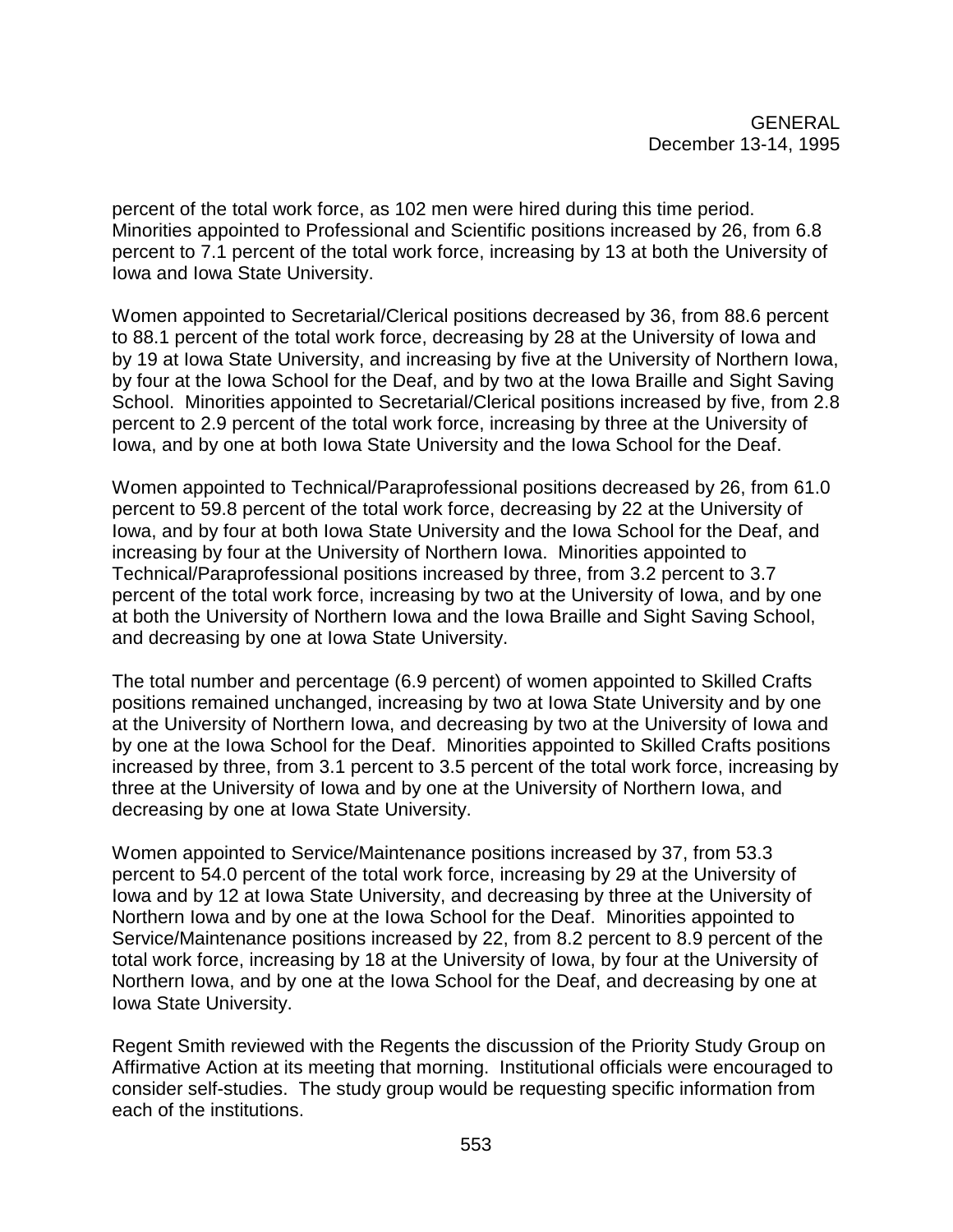percent of the total work force, as 102 men were hired during this time period. Minorities appointed to Professional and Scientific positions increased by 26, from 6.8 percent to 7.1 percent of the total work force, increasing by 13 at both the University of Iowa and Iowa State University.

Women appointed to Secretarial/Clerical positions decreased by 36, from 88.6 percent to 88.1 percent of the total work force, decreasing by 28 at the University of Iowa and by 19 at Iowa State University, and increasing by five at the University of Northern Iowa, by four at the Iowa School for the Deaf, and by two at the Iowa Braille and Sight Saving School. Minorities appointed to Secretarial/Clerical positions increased by five, from 2.8 percent to 2.9 percent of the total work force, increasing by three at the University of Iowa, and by one at both Iowa State University and the Iowa School for the Deaf.

Women appointed to Technical/Paraprofessional positions decreased by 26, from 61.0 percent to 59.8 percent of the total work force, decreasing by 22 at the University of Iowa, and by four at both Iowa State University and the Iowa School for the Deaf, and increasing by four at the University of Northern Iowa. Minorities appointed to Technical/Paraprofessional positions increased by three, from 3.2 percent to 3.7 percent of the total work force, increasing by two at the University of Iowa, and by one at both the University of Northern Iowa and the Iowa Braille and Sight Saving School, and decreasing by one at Iowa State University.

The total number and percentage (6.9 percent) of women appointed to Skilled Crafts positions remained unchanged, increasing by two at Iowa State University and by one at the University of Northern Iowa, and decreasing by two at the University of Iowa and by one at the Iowa School for the Deaf. Minorities appointed to Skilled Crafts positions increased by three, from 3.1 percent to 3.5 percent of the total work force, increasing by three at the University of Iowa and by one at the University of Northern Iowa, and decreasing by one at Iowa State University.

Women appointed to Service/Maintenance positions increased by 37, from 53.3 percent to 54.0 percent of the total work force, increasing by 29 at the University of Iowa and by 12 at Iowa State University, and decreasing by three at the University of Northern Iowa and by one at the Iowa School for the Deaf. Minorities appointed to Service/Maintenance positions increased by 22, from 8.2 percent to 8.9 percent of the total work force, increasing by 18 at the University of Iowa, by four at the University of Northern Iowa, and by one at the Iowa School for the Deaf, and decreasing by one at Iowa State University.

Regent Smith reviewed with the Regents the discussion of the Priority Study Group on Affirmative Action at its meeting that morning. Institutional officials were encouraged to consider self-studies. The study group would be requesting specific information from each of the institutions.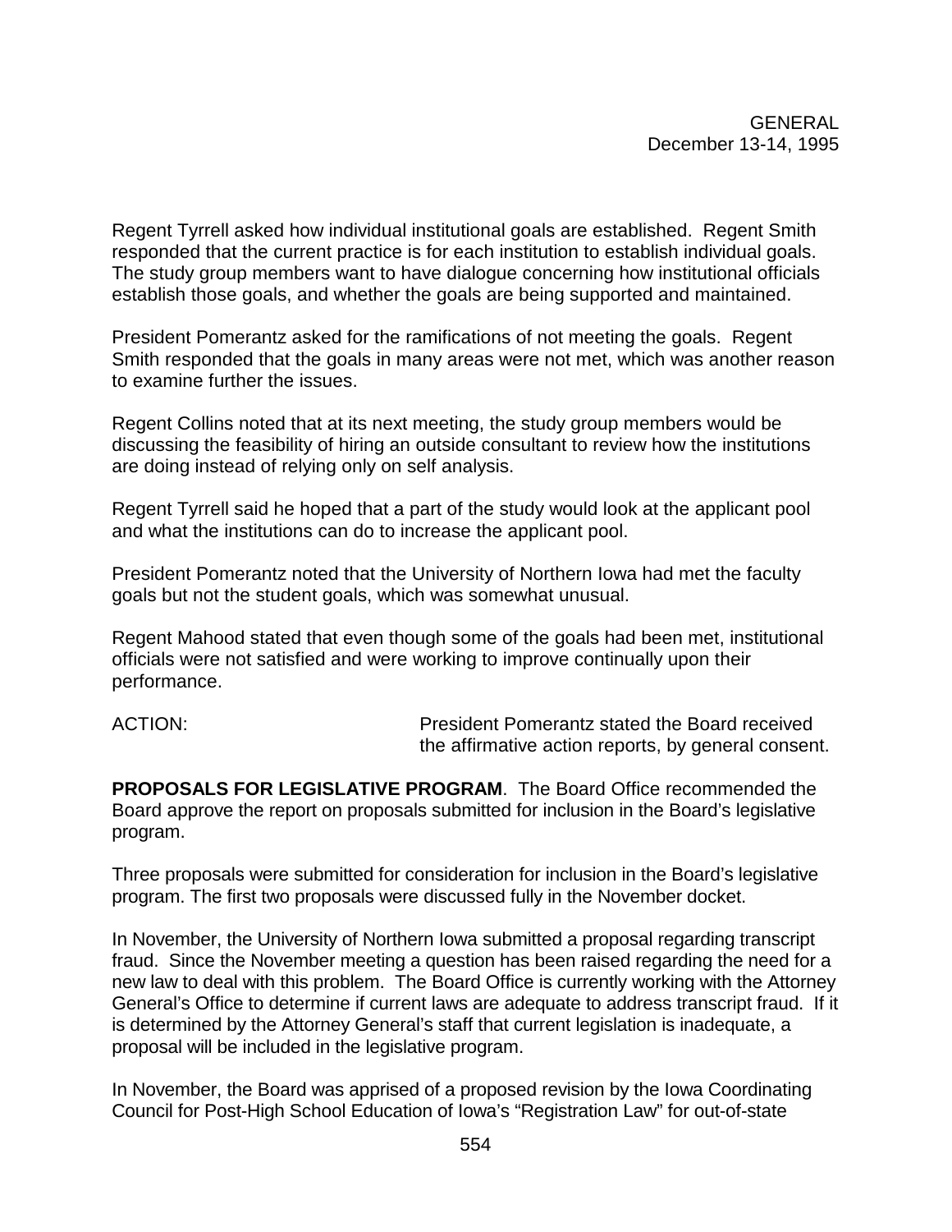Regent Tyrrell asked how individual institutional goals are established. Regent Smith responded that the current practice is for each institution to establish individual goals. The study group members want to have dialogue concerning how institutional officials establish those goals, and whether the goals are being supported and maintained.

President Pomerantz asked for the ramifications of not meeting the goals. Regent Smith responded that the goals in many areas were not met, which was another reason to examine further the issues.

Regent Collins noted that at its next meeting, the study group members would be discussing the feasibility of hiring an outside consultant to review how the institutions are doing instead of relying only on self analysis.

Regent Tyrrell said he hoped that a part of the study would look at the applicant pool and what the institutions can do to increase the applicant pool.

President Pomerantz noted that the University of Northern Iowa had met the faculty goals but not the student goals, which was somewhat unusual.

Regent Mahood stated that even though some of the goals had been met, institutional officials were not satisfied and were working to improve continually upon their performance.

ACTION: President Pomerantz stated the Board received the affirmative action reports, by general consent.

**PROPOSALS FOR LEGISLATIVE PROGRAM**. The Board Office recommended the Board approve the report on proposals submitted for inclusion in the Board's legislative program.

Three proposals were submitted for consideration for inclusion in the Board's legislative program. The first two proposals were discussed fully in the November docket.

In November, the University of Northern Iowa submitted a proposal regarding transcript fraud. Since the November meeting a question has been raised regarding the need for a new law to deal with this problem. The Board Office is currently working with the Attorney General's Office to determine if current laws are adequate to address transcript fraud. If it is determined by the Attorney General's staff that current legislation is inadequate, a proposal will be included in the legislative program.

In November, the Board was apprised of a proposed revision by the Iowa Coordinating Council for Post-High School Education of Iowa's "Registration Law" for out-of-state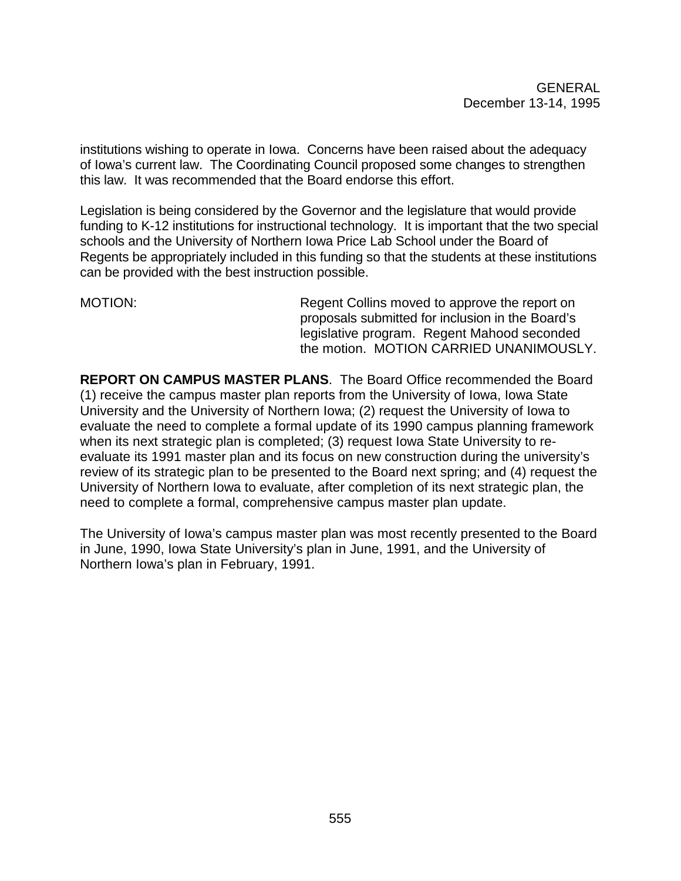institutions wishing to operate in Iowa. Concerns have been raised about the adequacy of Iowa's current law. The Coordinating Council proposed some changes to strengthen this law. It was recommended that the Board endorse this effort.

Legislation is being considered by the Governor and the legislature that would provide funding to K-12 institutions for instructional technology. It is important that the two special schools and the University of Northern Iowa Price Lab School under the Board of Regents be appropriately included in this funding so that the students at these institutions can be provided with the best instruction possible.

MOTION: Regent Collins moved to approve the report on proposals submitted for inclusion in the Board's legislative program. Regent Mahood seconded the motion. MOTION CARRIED UNANIMOUSLY.

**REPORT ON CAMPUS MASTER PLANS**. The Board Office recommended the Board (1) receive the campus master plan reports from the University of Iowa, Iowa State University and the University of Northern Iowa; (2) request the University of Iowa to evaluate the need to complete a formal update of its 1990 campus planning framework when its next strategic plan is completed; (3) request Iowa State University to re-evaluate its 1991 master plan and its focus on new construction during the university's review of its strategic plan to be presented to the Board next spring; and (4) request the University of Northern Iowa to evaluate, after completion of its next strategic plan, the need to complete a formal, comprehensive campus master plan update.

The University of Iowa's campus master plan was most recently presented to the Board in June, 1990, Iowa State University's plan in June, 1991, and the University of Northern Iowa's plan in February, 1991.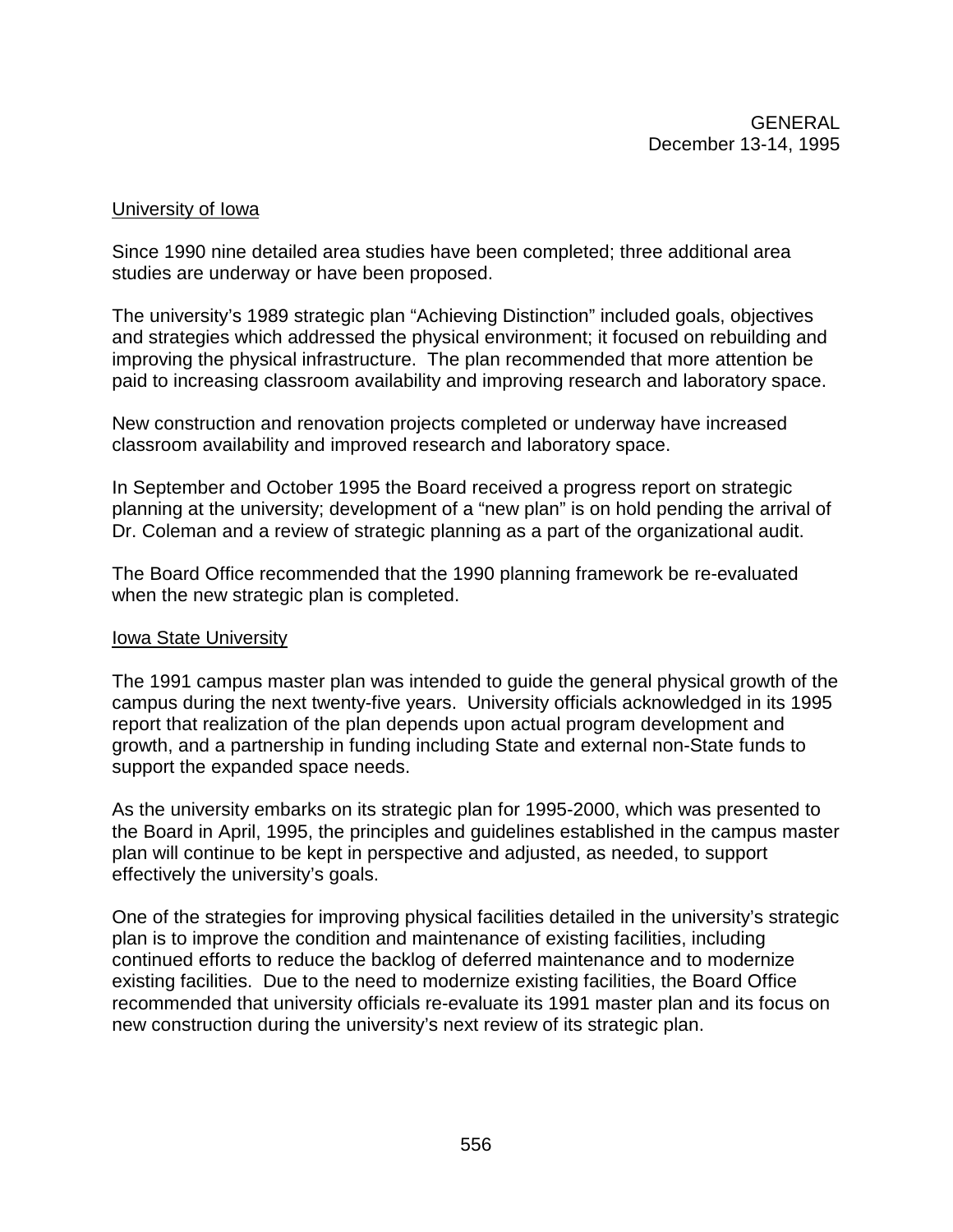GENERAL
December 13-14, 1995

University of Iowa

Since 1990 nine detailed area studies have been completed; three additional area studies are underway or have been proposed.

The university's 1989 strategic plan "Achieving Distinction" included goals, objectives and strategies which addressed the physical environment; it focused on rebuilding and improving the physical infrastructure. The plan recommended that more attention be paid to increasing classroom availability and improving research and laboratory space.

New construction and renovation projects completed or underway have increased classroom availability and improved research and laboratory space.

In September and October 1995 the Board received a progress report on strategic planning at the university; development of a "new plan" is on hold pending the arrival of Dr. Coleman and a review of strategic planning as a part of the organizational audit.

The Board Office recommended that the 1990 planning framework be re-evaluated when the new strategic plan is completed.

Iowa State University

The 1991 campus master plan was intended to guide the general physical growth of the campus during the next twenty-five years. University officials acknowledged in its 1995 report that realization of the plan depends upon actual program development and growth, and a partnership in funding including State and external non-State funds to support the expanded space needs.

As the university embarks on its strategic plan for 1995-2000, which was presented to the Board in April, 1995, the principles and guidelines established in the campus master plan will continue to be kept in perspective and adjusted, as needed, to support effectively the university's goals.

One of the strategies for improving physical facilities detailed in the university's strategic plan is to improve the condition and maintenance of existing facilities, including continued efforts to reduce the backlog of deferred maintenance and to modernize existing facilities. Due to the need to modernize existing facilities, the Board Office recommended that university officials re-evaluate its 1991 master plan and its focus on new construction during the university's next review of its strategic plan.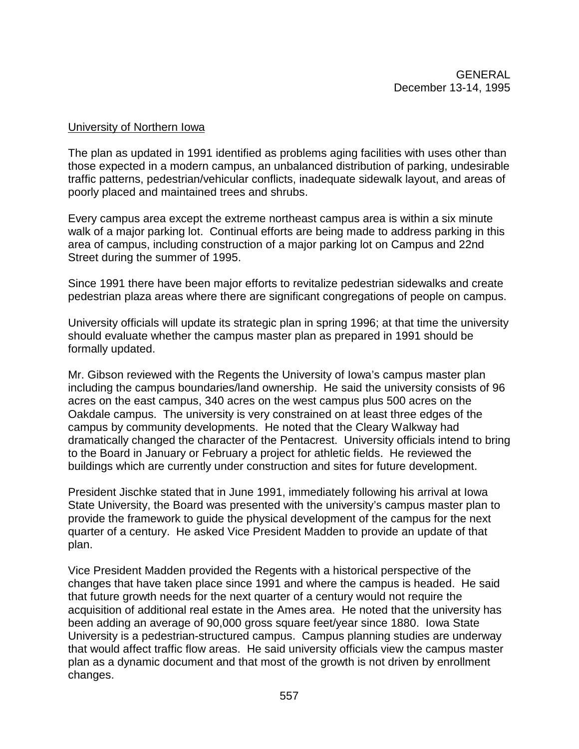University of Northern Iowa

The plan as updated in 1991 identified as problems aging facilities with uses other than those expected in a modern campus, an unbalanced distribution of parking, undesirable traffic patterns, pedestrian/vehicular conflicts, inadequate sidewalk layout, and areas of poorly placed and maintained trees and shrubs.

Every campus area except the extreme northeast campus area is within a six minute walk of a major parking lot. Continual efforts are being made to address parking in this area of campus, including construction of a major parking lot on Campus and 22nd Street during the summer of 1995.

Since 1991 there have been major efforts to revitalize pedestrian sidewalks and create pedestrian plaza areas where there are significant congregations of people on campus.

University officials will update its strategic plan in spring 1996; at that time the university should evaluate whether the campus master plan as prepared in 1991 should be formally updated.

Mr. Gibson reviewed with the Regents the University of Iowa's campus master plan including the campus boundaries/land ownership. He said the university consists of 96 acres on the east campus, 340 acres on the west campus plus 500 acres on the Oakdale campus. The university is very constrained on at least three edges of the campus by community developments. He noted that the Cleary Walkway had dramatically changed the character of the Pentacrest. University officials intend to bring to the Board in January or February a project for athletic fields. He reviewed the buildings which are currently under construction and sites for future development.

President Jischke stated that in June 1991, immediately following his arrival at Iowa State University, the Board was presented with the university's campus master plan to provide the framework to guide the physical development of the campus for the next quarter of a century. He asked Vice President Madden to provide an update of that plan.

Vice President Madden provided the Regents with a historical perspective of the changes that have taken place since 1991 and where the campus is headed. He said that future growth needs for the next quarter of a century would not require the acquisition of additional real estate in the Ames area. He noted that the university has been adding an average of 90,000 gross square feet/year since 1880. Iowa State University is a pedestrian-structured campus. Campus planning studies are underway that would affect traffic flow areas. He said university officials view the campus master plan as a dynamic document and that most of the growth is not driven by enrollment changes.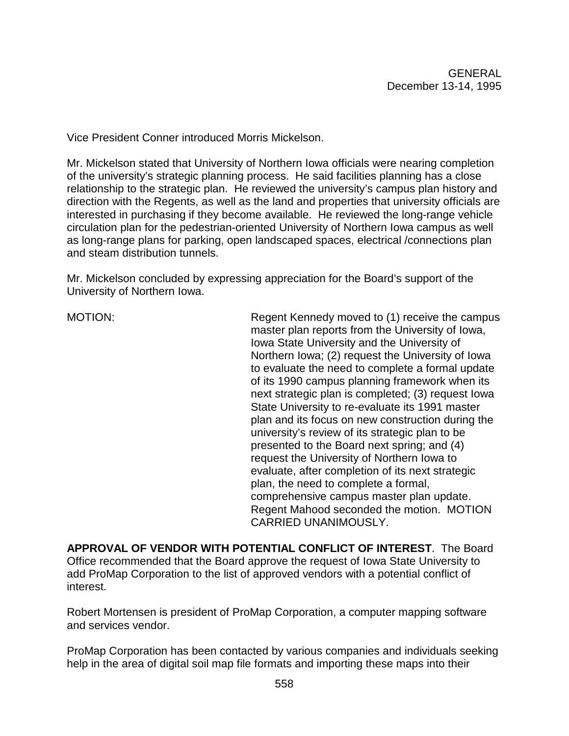Vice President Conner introduced Morris Mickelson.

Mr. Mickelson stated that University of Northern Iowa officials were nearing completion of the university's strategic planning process. He said facilities planning has a close relationship to the strategic plan. He reviewed the university's campus plan history and direction with the Regents, as well as the land and properties that university officials are interested in purchasing if they become available. He reviewed the long-range vehicle circulation plan for the pedestrian-oriented University of Northern Iowa campus as well as long-range plans for parking, open landscaped spaces, electrical /connections plan and steam distribution tunnels.

Mr. Mickelson concluded by expressing appreciation for the Board's support of the University of Northern Iowa.

MOTION: Regent Kennedy moved to (1) receive the campus master plan reports from the University of Iowa, Iowa State University and the University of Northern Iowa; (2) request the University of Iowa to evaluate the need to complete a formal update of its 1990 campus planning framework when its next strategic plan is completed; (3) request Iowa State University to re-evaluate its 1991 master plan and its focus on new construction during the university's review of its strategic plan to be presented to the Board next spring; and (4) request the University of Northern Iowa to evaluate, after completion of its next strategic plan, the need to complete a formal, comprehensive campus master plan update. Regent Mahood seconded the motion. MOTION CARRIED UNANIMOUSLY.

**APPROVAL OF VENDOR WITH POTENTIAL CONFLICT OF INTEREST**. The Board Office recommended that the Board approve the request of Iowa State University to add ProMap Corporation to the list of approved vendors with a potential conflict of interest.

Robert Mortensen is president of ProMap Corporation, a computer mapping software and services vendor.

ProMap Corporation has been contacted by various companies and individuals seeking help in the area of digital soil map file formats and importing these maps into their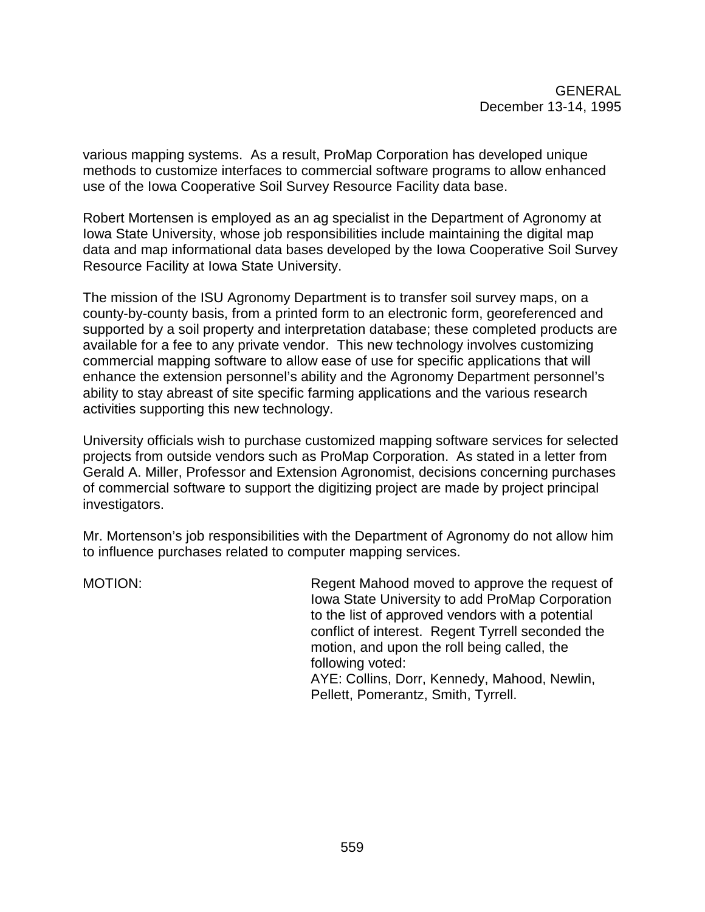various mapping systems. As a result, ProMap Corporation has developed unique methods to customize interfaces to commercial software programs to allow enhanced use of the Iowa Cooperative Soil Survey Resource Facility data base.

Robert Mortensen is employed as an ag specialist in the Department of Agronomy at Iowa State University, whose job responsibilities include maintaining the digital map data and map informational data bases developed by the Iowa Cooperative Soil Survey Resource Facility at Iowa State University.

The mission of the ISU Agronomy Department is to transfer soil survey maps, on a county-by-county basis, from a printed form to an electronic form, georeferenced and supported by a soil property and interpretation database; these completed products are available for a fee to any private vendor. This new technology involves customizing commercial mapping software to allow ease of use for specific applications that will enhance the extension personnel's ability and the Agronomy Department personnel's ability to stay abreast of site specific farming applications and the various research activities supporting this new technology.

University officials wish to purchase customized mapping software services for selected projects from outside vendors such as ProMap Corporation. As stated in a letter from Gerald A. Miller, Professor and Extension Agronomist, decisions concerning purchases of commercial software to support the digitizing project are made by project principal investigators.

Mr. Mortenson's job responsibilities with the Department of Agronomy do not allow him to influence purchases related to computer mapping services.

MOTION: Regent Mahood moved to approve the request of Iowa State University to add ProMap Corporation to the list of approved vendors with a potential conflict of interest. Regent Tyrrell seconded the motion, and upon the roll being called, the following voted:
AYE: Collins, Dorr, Kennedy, Mahood, Newlin, Pellett, Pomerantz, Smith, Tyrrell.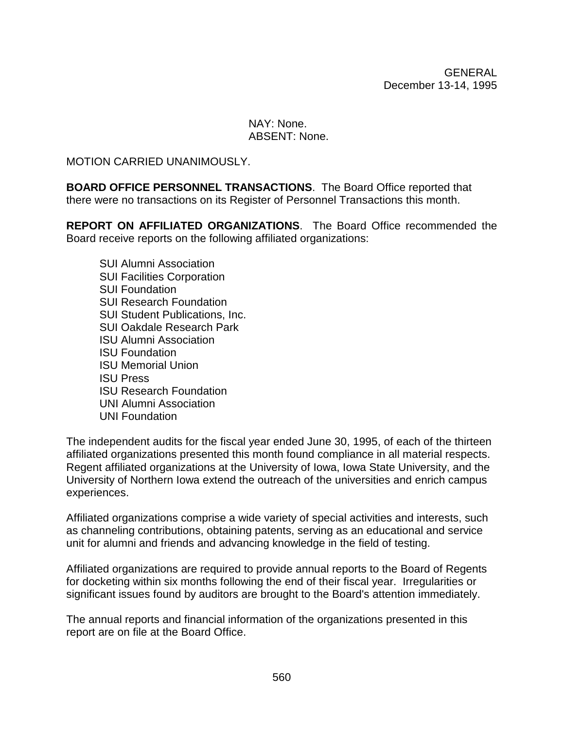NAY: None.
ABSENT: None.

MOTION CARRIED UNANIMOUSLY.

**BOARD OFFICE PERSONNEL TRANSACTIONS**. The Board Office reported that there were no transactions on its Register of Personnel Transactions this month.

**REPORT ON AFFILIATED ORGANIZATIONS**. The Board Office recommended the Board receive reports on the following affiliated organizations:

- SUI Alumni Association
- SUI Facilities Corporation
- SUI Foundation
- SUI Research Foundation
- SUI Student Publications, Inc.
- SUI Oakdale Research Park
- ISU Alumni Association
- ISU Foundation
- ISU Memorial Union
- ISU Press
- ISU Research Foundation
- UNI Alumni Association
- UNI Foundation

The independent audits for the fiscal year ended June 30, 1995, of each of the thirteen affiliated organizations presented this month found compliance in all material respects. Regent affiliated organizations at the University of Iowa, Iowa State University, and the University of Northern Iowa extend the outreach of the universities and enrich campus experiences.

Affiliated organizations comprise a wide variety of special activities and interests, such as channeling contributions, obtaining patents, serving as an educational and service unit for alumni and friends and advancing knowledge in the field of testing.

Affiliated organizations are required to provide annual reports to the Board of Regents for docketing within six months following the end of their fiscal year. Irregularities or significant issues found by auditors are brought to the Board's attention immediately.

The annual reports and financial information of the organizations presented in this report are on file at the Board Office.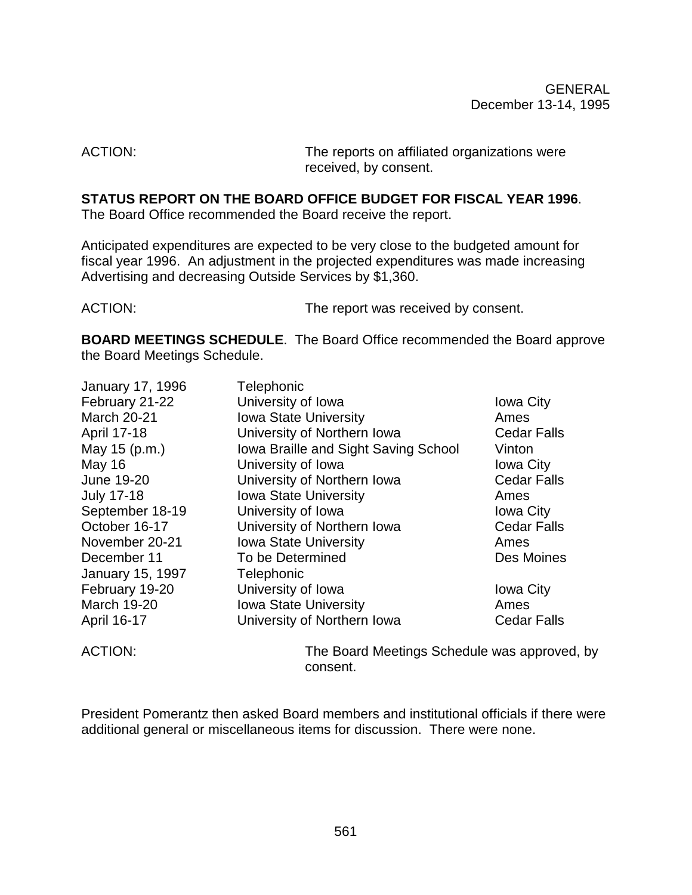ACTION: The reports on affiliated organizations were received, by consent.

**STATUS REPORT ON THE BOARD OFFICE BUDGET FOR FISCAL YEAR 1996**. The Board Office recommended the Board receive the report.

Anticipated expenditures are expected to be very close to the budgeted amount for fiscal year 1996. An adjustment in the projected expenditures was made increasing Advertising and decreasing Outside Services by $1,360.

ACTION: The report was received by consent.

**BOARD MEETINGS SCHEDULE**. The Board Office recommended the Board approve the Board Meetings Schedule.

| | | |
|---|---|---|
| January 17, 1996 | Telephonic | |
| February 21-22 | University of Iowa | Iowa City |
| March 20-21 | Iowa State University | Ames |
| April 17-18 | University of Northern Iowa | Cedar Falls |
| May 15 (p.m.) | Iowa Braille and Sight Saving School | Vinton |
| May 16 | University of Iowa | Iowa City |
| June 19-20 | University of Northern Iowa | Cedar Falls |
| July 17-18 | Iowa State University | Ames |
| September 18-19 | University of Iowa | Iowa City |
| October 16-17 | University of Northern Iowa | Cedar Falls |
| November 20-21 | Iowa State University | Ames |
| December 11 | To be Determined | Des Moines |
| January 15, 1997 | Telephonic | |
| February 19-20 | University of Iowa | Iowa City |
| March 19-20 | Iowa State University | Ames |
| April 16-17 | University of Northern Iowa | Cedar Falls |

ACTION: The Board Meetings Schedule was approved, by consent.

President Pomerantz then asked Board members and institutional officials if there were additional general or miscellaneous items for discussion. There were none.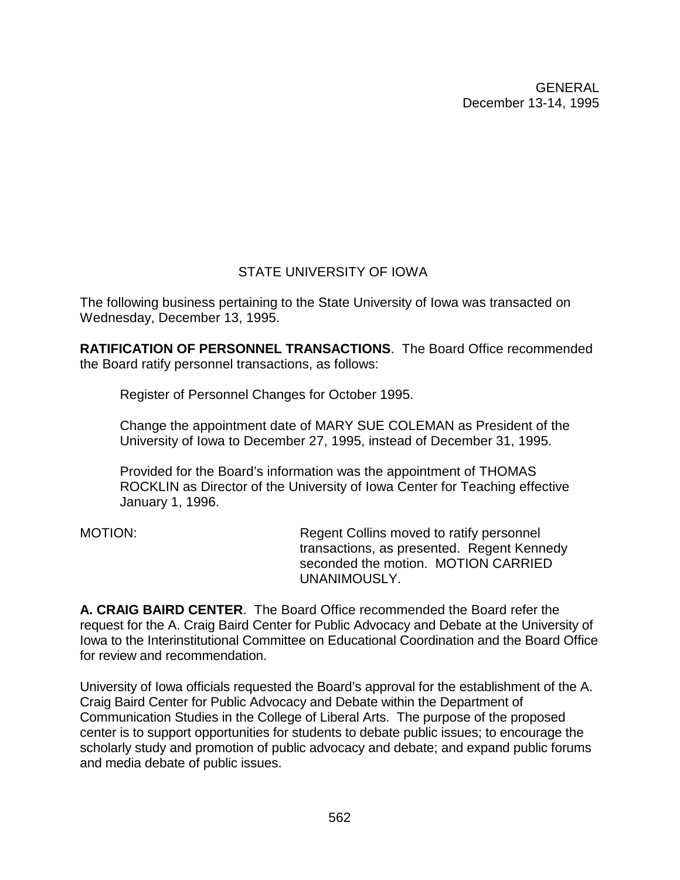GENERAL
December 13-14, 1995

## STATE UNIVERSITY OF IOWA

The following business pertaining to the State University of Iowa was transacted on Wednesday, December 13, 1995.

**RATIFICATION OF PERSONNEL TRANSACTIONS**. The Board Office recommended the Board ratify personnel transactions, as follows:

Register of Personnel Changes for October 1995.

Change the appointment date of MARY SUE COLEMAN as President of the University of Iowa to December 27, 1995, instead of December 31, 1995.

Provided for the Board's information was the appointment of THOMAS ROCKLIN as Director of the University of Iowa Center for Teaching effective January 1, 1996.

MOTION: Regent Collins moved to ratify personnel transactions, as presented. Regent Kennedy seconded the motion. MOTION CARRIED UNANIMOUSLY.

**A. CRAIG BAIRD CENTER**. The Board Office recommended the Board refer the request for the A. Craig Baird Center for Public Advocacy and Debate at the University of Iowa to the Interinstitutional Committee on Educational Coordination and the Board Office for review and recommendation.

University of Iowa officials requested the Board's approval for the establishment of the A. Craig Baird Center for Public Advocacy and Debate within the Department of Communication Studies in the College of Liberal Arts. The purpose of the proposed center is to support opportunities for students to debate public issues; to encourage the scholarly study and promotion of public advocacy and debate; and expand public forums and media debate of public issues.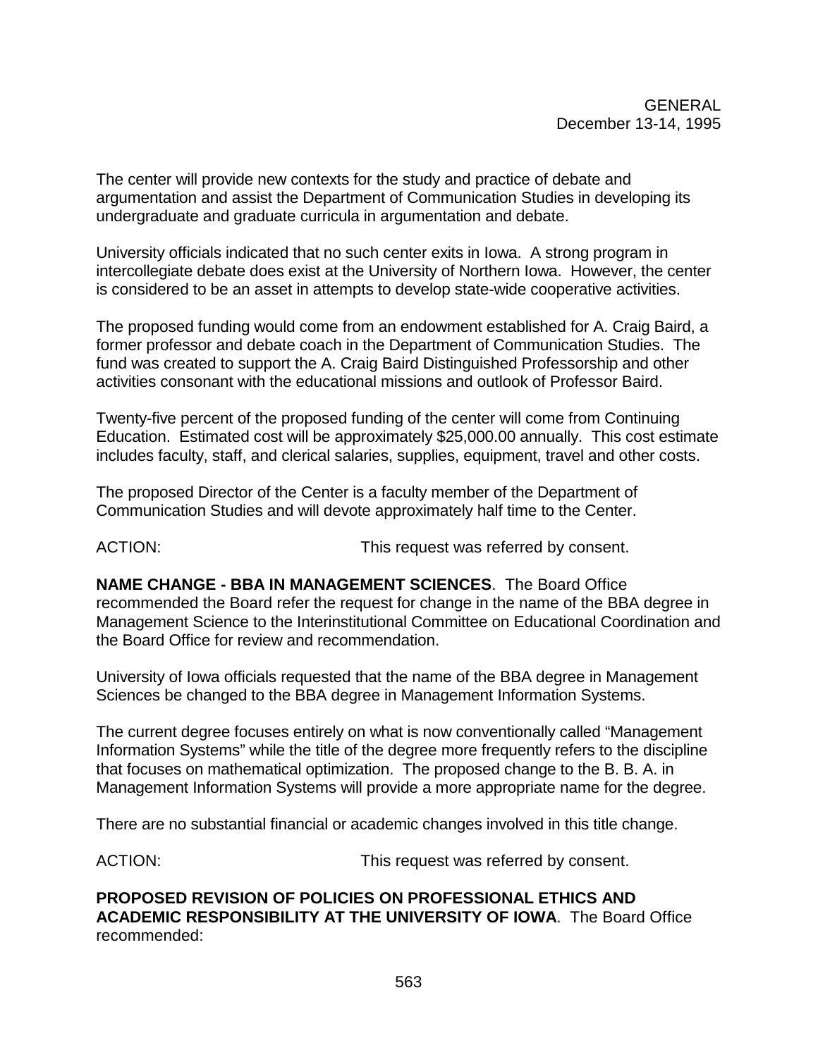The center will provide new contexts for the study and practice of debate and argumentation and assist the Department of Communication Studies in developing its undergraduate and graduate curricula in argumentation and debate.

University officials indicated that no such center exits in Iowa. A strong program in intercollegiate debate does exist at the University of Northern Iowa. However, the center is considered to be an asset in attempts to develop state-wide cooperative activities.

The proposed funding would come from an endowment established for A. Craig Baird, a former professor and debate coach in the Department of Communication Studies. The fund was created to support the A. Craig Baird Distinguished Professorship and other activities consonant with the educational missions and outlook of Professor Baird.

Twenty-five percent of the proposed funding of the center will come from Continuing Education. Estimated cost will be approximately $25,000.00 annually. This cost estimate includes faculty, staff, and clerical salaries, supplies, equipment, travel and other costs.

The proposed Director of the Center is a faculty member of the Department of Communication Studies and will devote approximately half time to the Center.

ACTION: This request was referred by consent.

**NAME CHANGE - BBA IN MANAGEMENT SCIENCES**. The Board Office recommended the Board refer the request for change in the name of the BBA degree in Management Science to the Interinstitutional Committee on Educational Coordination and the Board Office for review and recommendation.

University of Iowa officials requested that the name of the BBA degree in Management Sciences be changed to the BBA degree in Management Information Systems.

The current degree focuses entirely on what is now conventionally called "Management Information Systems" while the title of the degree more frequently refers to the discipline that focuses on mathematical optimization. The proposed change to the B. B. A. in Management Information Systems will provide a more appropriate name for the degree.

There are no substantial financial or academic changes involved in this title change.

ACTION: This request was referred by consent.

**PROPOSED REVISION OF POLICIES ON PROFESSIONAL ETHICS AND ACADEMIC RESPONSIBILITY AT THE UNIVERSITY OF IOWA**. The Board Office recommended: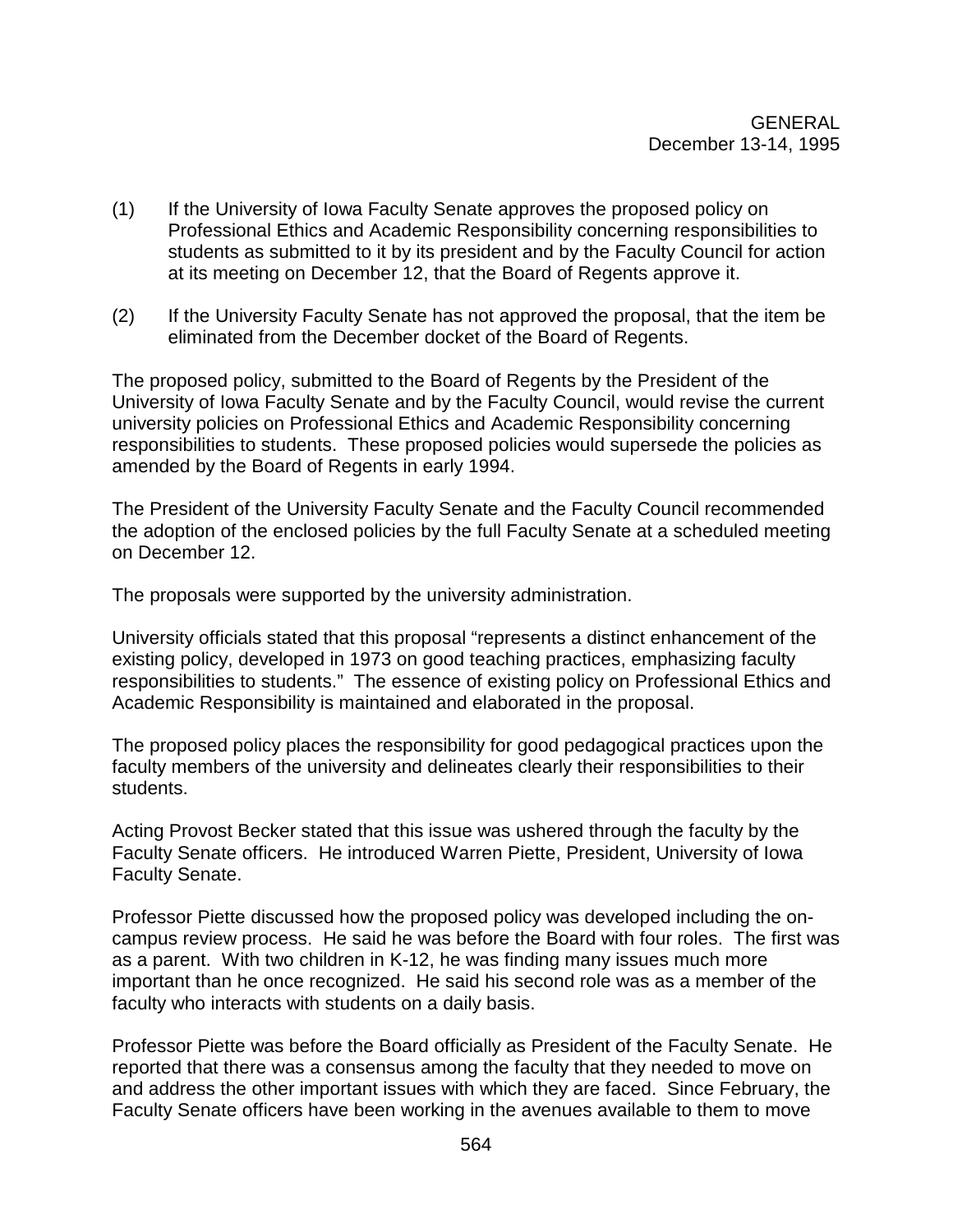(1) If the University of Iowa Faculty Senate approves the proposed policy on Professional Ethics and Academic Responsibility concerning responsibilities to students as submitted to it by its president and by the Faculty Council for action at its meeting on December 12, that the Board of Regents approve it.

(2) If the University Faculty Senate has not approved the proposal, that the item be eliminated from the December docket of the Board of Regents.

The proposed policy, submitted to the Board of Regents by the President of the University of Iowa Faculty Senate and by the Faculty Council, would revise the current university policies on Professional Ethics and Academic Responsibility concerning responsibilities to students. These proposed policies would supersede the policies as amended by the Board of Regents in early 1994.

The President of the University Faculty Senate and the Faculty Council recommended the adoption of the enclosed policies by the full Faculty Senate at a scheduled meeting on December 12.

The proposals were supported by the university administration.

University officials stated that this proposal "represents a distinct enhancement of the existing policy, developed in 1973 on good teaching practices, emphasizing faculty responsibilities to students." The essence of existing policy on Professional Ethics and Academic Responsibility is maintained and elaborated in the proposal.

The proposed policy places the responsibility for good pedagogical practices upon the faculty members of the university and delineates clearly their responsibilities to their students.

Acting Provost Becker stated that this issue was ushered through the faculty by the Faculty Senate officers. He introduced Warren Piette, President, University of Iowa Faculty Senate.

Professor Piette discussed how the proposed policy was developed including the on-campus review process. He said he was before the Board with four roles. The first was as a parent. With two children in K-12, he was finding many issues much more important than he once recognized. He said his second role was as a member of the faculty who interacts with students on a daily basis.

Professor Piette was before the Board officially as President of the Faculty Senate. He reported that there was a consensus among the faculty that they needed to move on and address the other important issues with which they are faced. Since February, the Faculty Senate officers have been working in the avenues available to them to move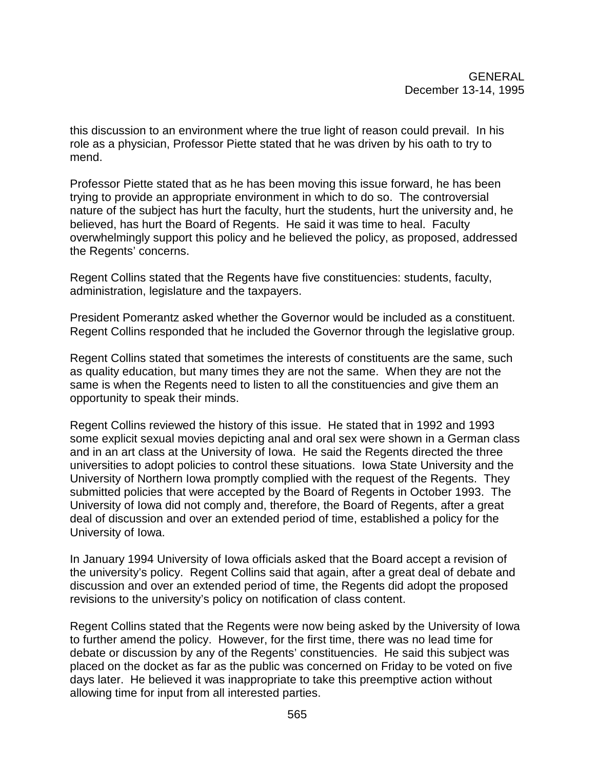this discussion to an environment where the true light of reason could prevail. In his role as a physician, Professor Piette stated that he was driven by his oath to try to mend.

Professor Piette stated that as he has been moving this issue forward, he has been trying to provide an appropriate environment in which to do so. The controversial nature of the subject has hurt the faculty, hurt the students, hurt the university and, he believed, has hurt the Board of Regents. He said it was time to heal. Faculty overwhelmingly support this policy and he believed the policy, as proposed, addressed the Regents' concerns.

Regent Collins stated that the Regents have five constituencies: students, faculty, administration, legislature and the taxpayers.

President Pomerantz asked whether the Governor would be included as a constituent. Regent Collins responded that he included the Governor through the legislative group.

Regent Collins stated that sometimes the interests of constituents are the same, such as quality education, but many times they are not the same. When they are not the same is when the Regents need to listen to all the constituencies and give them an opportunity to speak their minds.

Regent Collins reviewed the history of this issue. He stated that in 1992 and 1993 some explicit sexual movies depicting anal and oral sex were shown in a German class and in an art class at the University of Iowa. He said the Regents directed the three universities to adopt policies to control these situations. Iowa State University and the University of Northern Iowa promptly complied with the request of the Regents. They submitted policies that were accepted by the Board of Regents in October 1993. The University of Iowa did not comply and, therefore, the Board of Regents, after a great deal of discussion and over an extended period of time, established a policy for the University of Iowa.

In January 1994 University of Iowa officials asked that the Board accept a revision of the university's policy. Regent Collins said that again, after a great deal of debate and discussion and over an extended period of time, the Regents did adopt the proposed revisions to the university's policy on notification of class content.

Regent Collins stated that the Regents were now being asked by the University of Iowa to further amend the policy. However, for the first time, there was no lead time for debate or discussion by any of the Regents' constituencies. He said this subject was placed on the docket as far as the public was concerned on Friday to be voted on five days later. He believed it was inappropriate to take this preemptive action without allowing time for input from all interested parties.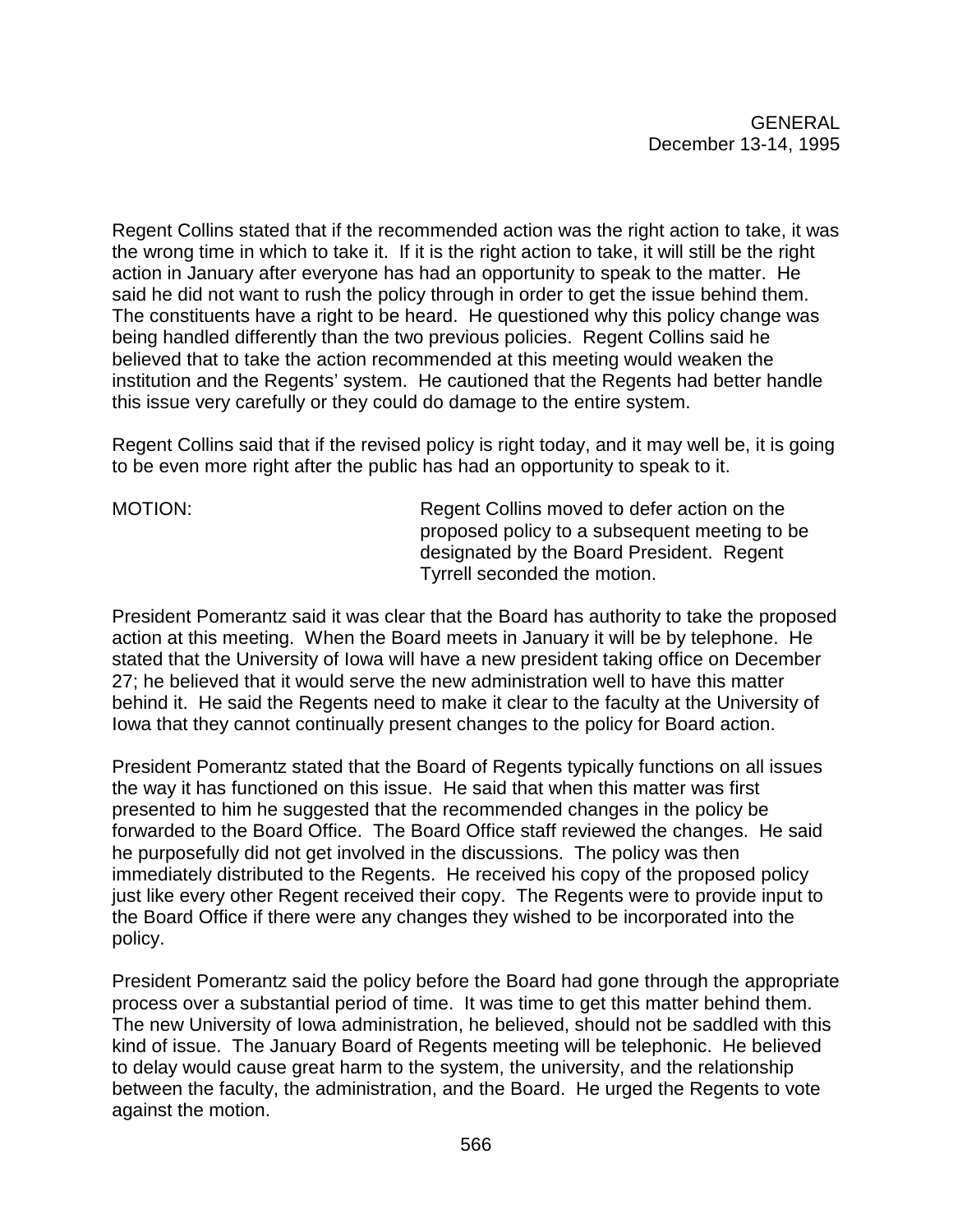Regent Collins stated that if the recommended action was the right action to take, it was the wrong time in which to take it. If it is the right action to take, it will still be the right action in January after everyone has had an opportunity to speak to the matter. He said he did not want to rush the policy through in order to get the issue behind them. The constituents have a right to be heard. He questioned why this policy change was being handled differently than the two previous policies. Regent Collins said he believed that to take the action recommended at this meeting would weaken the institution and the Regents' system. He cautioned that the Regents had better handle this issue very carefully or they could do damage to the entire system.

Regent Collins said that if the revised policy is right today, and it may well be, it is going to be even more right after the public has had an opportunity to speak to it.

MOTION: Regent Collins moved to defer action on the proposed policy to a subsequent meeting to be designated by the Board President. Regent Tyrrell seconded the motion.

President Pomerantz said it was clear that the Board has authority to take the proposed action at this meeting. When the Board meets in January it will be by telephone. He stated that the University of Iowa will have a new president taking office on December 27; he believed that it would serve the new administration well to have this matter behind it. He said the Regents need to make it clear to the faculty at the University of Iowa that they cannot continually present changes to the policy for Board action.

President Pomerantz stated that the Board of Regents typically functions on all issues the way it has functioned on this issue. He said that when this matter was first presented to him he suggested that the recommended changes in the policy be forwarded to the Board Office. The Board Office staff reviewed the changes. He said he purposefully did not get involved in the discussions. The policy was then immediately distributed to the Regents. He received his copy of the proposed policy just like every other Regent received their copy. The Regents were to provide input to the Board Office if there were any changes they wished to be incorporated into the policy.

President Pomerantz said the policy before the Board had gone through the appropriate process over a substantial period of time. It was time to get this matter behind them. The new University of Iowa administration, he believed, should not be saddled with this kind of issue. The January Board of Regents meeting will be telephonic. He believed to delay would cause great harm to the system, the university, and the relationship between the faculty, the administration, and the Board. He urged the Regents to vote against the motion.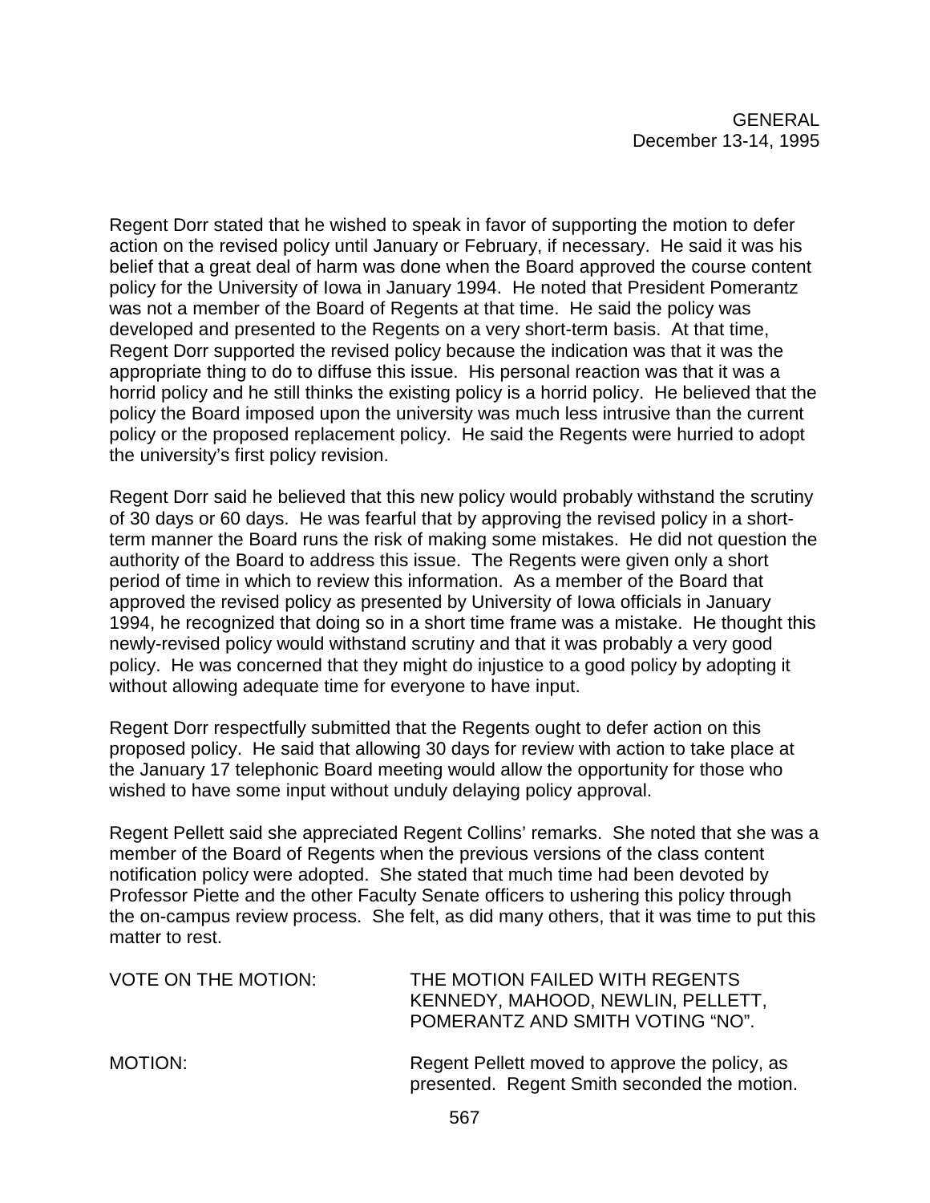Regent Dorr stated that he wished to speak in favor of supporting the motion to defer action on the revised policy until January or February, if necessary. He said it was his belief that a great deal of harm was done when the Board approved the course content policy for the University of Iowa in January 1994. He noted that President Pomerantz was not a member of the Board of Regents at that time. He said the policy was developed and presented to the Regents on a very short-term basis. At that time, Regent Dorr supported the revised policy because the indication was that it was the appropriate thing to do to diffuse this issue. His personal reaction was that it was a horrid policy and he still thinks the existing policy is a horrid policy. He believed that the policy the Board imposed upon the university was much less intrusive than the current policy or the proposed replacement policy. He said the Regents were hurried to adopt the university's first policy revision.

Regent Dorr said he believed that this new policy would probably withstand the scrutiny of 30 days or 60 days. He was fearful that by approving the revised policy in a short-term manner the Board runs the risk of making some mistakes. He did not question the authority of the Board to address this issue. The Regents were given only a short period of time in which to review this information. As a member of the Board that approved the revised policy as presented by University of Iowa officials in January 1994, he recognized that doing so in a short time frame was a mistake. He thought this newly-revised policy would withstand scrutiny and that it was probably a very good policy. He was concerned that they might do injustice to a good policy by adopting it without allowing adequate time for everyone to have input.

Regent Dorr respectfully submitted that the Regents ought to defer action on this proposed policy. He said that allowing 30 days for review with action to take place at the January 17 telephonic Board meeting would allow the opportunity for those who wished to have some input without unduly delaying policy approval.

Regent Pellett said she appreciated Regent Collins' remarks. She noted that she was a member of the Board of Regents when the previous versions of the class content notification policy were adopted. She stated that much time had been devoted by Professor Piette and the other Faculty Senate officers to ushering this policy through the on-campus review process. She felt, as did many others, that it was time to put this matter to rest.

VOTE ON THE MOTION: THE MOTION FAILED WITH REGENTS KENNEDY, MAHOOD, NEWLIN, PELLETT, POMERANTZ AND SMITH VOTING "NO".

MOTION: Regent Pellett moved to approve the policy, as presented. Regent Smith seconded the motion.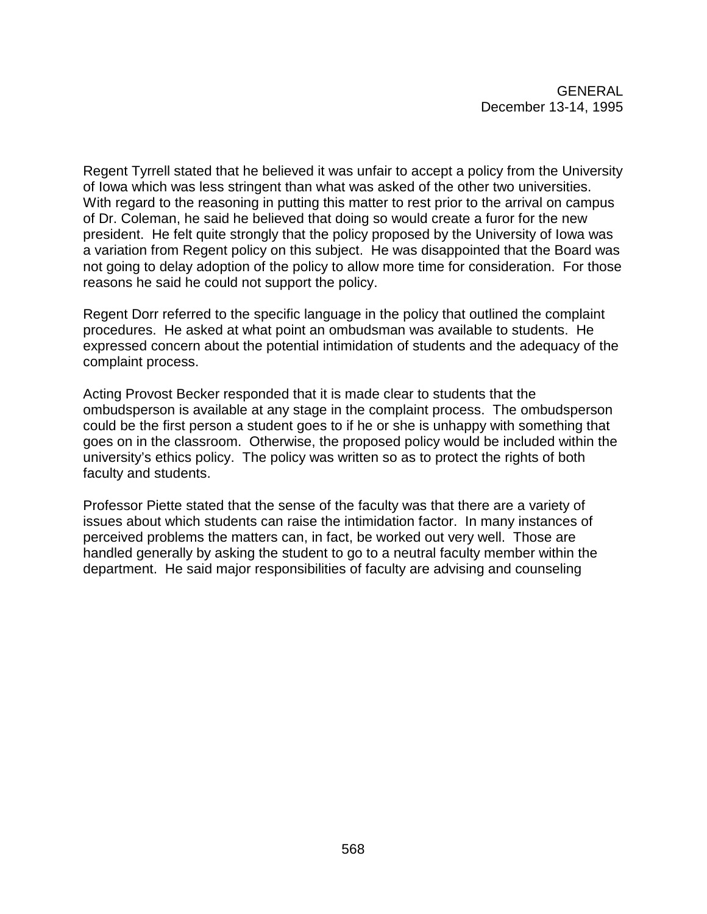Regent Tyrrell stated that he believed it was unfair to accept a policy from the University of Iowa which was less stringent than what was asked of the other two universities. With regard to the reasoning in putting this matter to rest prior to the arrival on campus of Dr. Coleman, he said he believed that doing so would create a furor for the new president. He felt quite strongly that the policy proposed by the University of Iowa was a variation from Regent policy on this subject. He was disappointed that the Board was not going to delay adoption of the policy to allow more time for consideration. For those reasons he said he could not support the policy.

Regent Dorr referred to the specific language in the policy that outlined the complaint procedures. He asked at what point an ombudsman was available to students. He expressed concern about the potential intimidation of students and the adequacy of the complaint process.

Acting Provost Becker responded that it is made clear to students that the ombudsperson is available at any stage in the complaint process. The ombudsperson could be the first person a student goes to if he or she is unhappy with something that goes on in the classroom. Otherwise, the proposed policy would be included within the university's ethics policy. The policy was written so as to protect the rights of both faculty and students.

Professor Piette stated that the sense of the faculty was that there are a variety of issues about which students can raise the intimidation factor. In many instances of perceived problems the matters can, in fact, be worked out very well. Those are handled generally by asking the student to go to a neutral faculty member within the department. He said major responsibilities of faculty are advising and counseling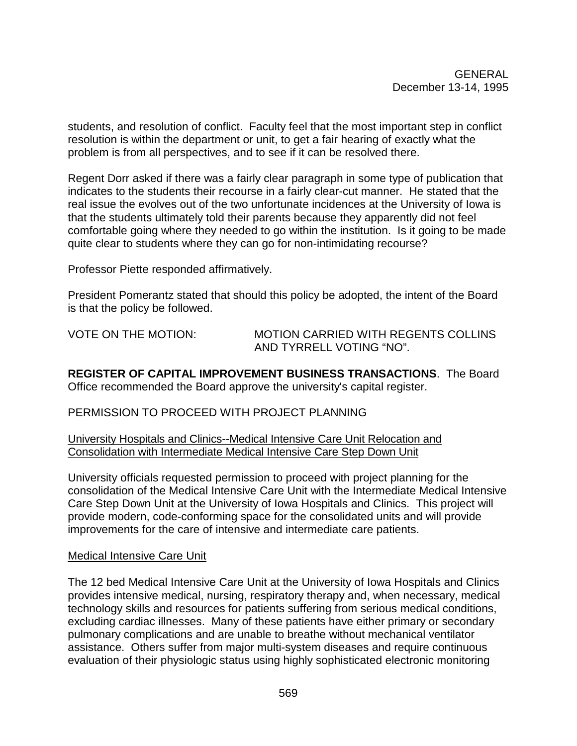students, and resolution of conflict. Faculty feel that the most important step in conflict resolution is within the department or unit, to get a fair hearing of exactly what the problem is from all perspectives, and to see if it can be resolved there.

Regent Dorr asked if there was a fairly clear paragraph in some type of publication that indicates to the students their recourse in a fairly clear-cut manner. He stated that the real issue the evolves out of the two unfortunate incidences at the University of Iowa is that the students ultimately told their parents because they apparently did not feel comfortable going where they needed to go within the institution. Is it going to be made quite clear to students where they can go for non-intimidating recourse?

Professor Piette responded affirmatively.

President Pomerantz stated that should this policy be adopted, the intent of the Board is that the policy be followed.

VOTE ON THE MOTION: MOTION CARRIED WITH REGENTS COLLINS AND TYRRELL VOTING "NO".

**REGISTER OF CAPITAL IMPROVEMENT BUSINESS TRANSACTIONS**. The Board Office recommended the Board approve the university's capital register.

PERMISSION TO PROCEED WITH PROJECT PLANNING

University Hospitals and Clinics--Medical Intensive Care Unit Relocation and Consolidation with Intermediate Medical Intensive Care Step Down Unit

University officials requested permission to proceed with project planning for the consolidation of the Medical Intensive Care Unit with the Intermediate Medical Intensive Care Step Down Unit at the University of Iowa Hospitals and Clinics. This project will provide modern, code-conforming space for the consolidated units and will provide improvements for the care of intensive and intermediate care patients.

Medical Intensive Care Unit

The 12 bed Medical Intensive Care Unit at the University of Iowa Hospitals and Clinics provides intensive medical, nursing, respiratory therapy and, when necessary, medical technology skills and resources for patients suffering from serious medical conditions, excluding cardiac illnesses. Many of these patients have either primary or secondary pulmonary complications and are unable to breathe without mechanical ventilator assistance. Others suffer from major multi-system diseases and require continuous evaluation of their physiologic status using highly sophisticated electronic monitoring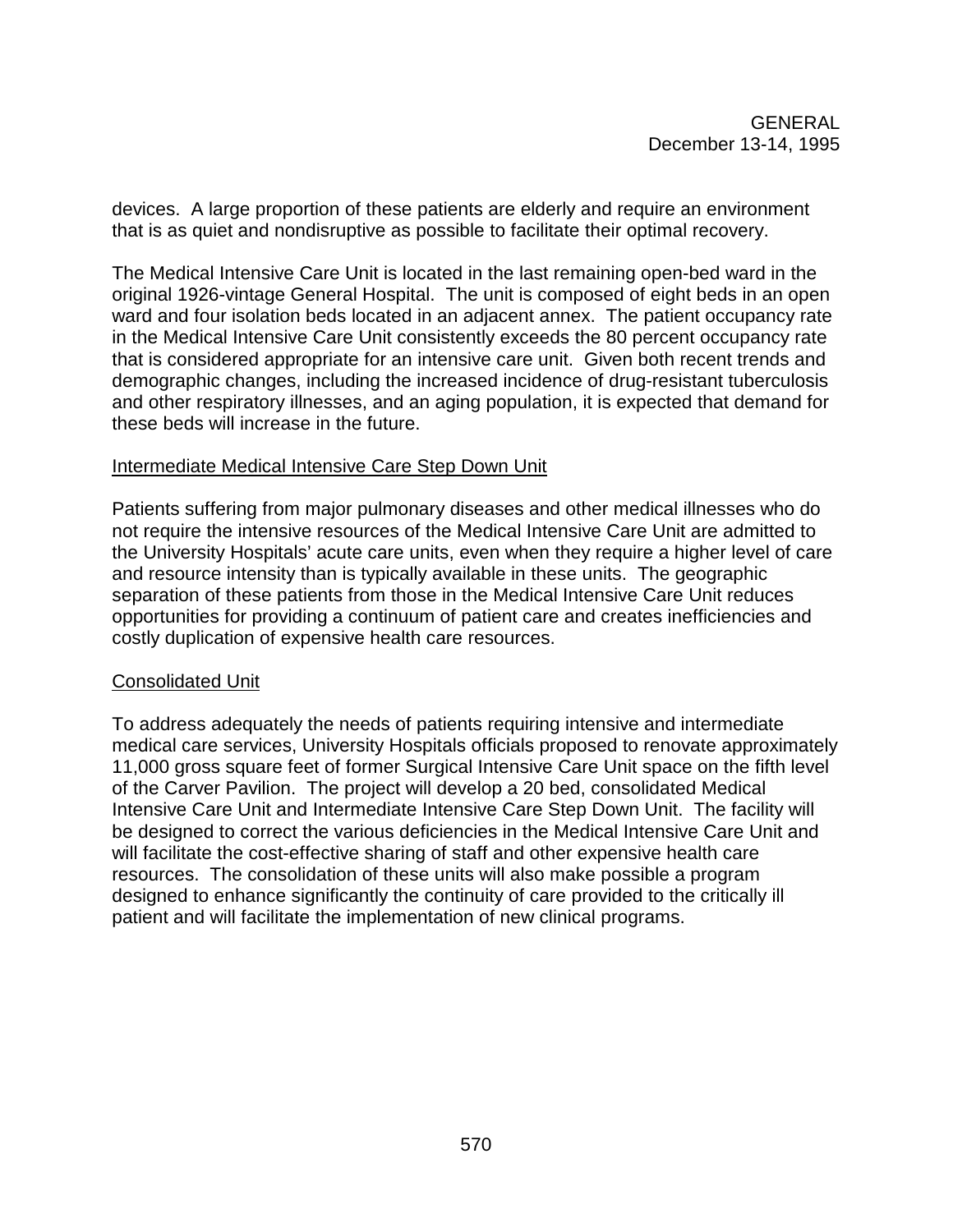devices. A large proportion of these patients are elderly and require an environment that is as quiet and nondisruptive as possible to facilitate their optimal recovery.

The Medical Intensive Care Unit is located in the last remaining open-bed ward in the original 1926-vintage General Hospital. The unit is composed of eight beds in an open ward and four isolation beds located in an adjacent annex. The patient occupancy rate in the Medical Intensive Care Unit consistently exceeds the 80 percent occupancy rate that is considered appropriate for an intensive care unit. Given both recent trends and demographic changes, including the increased incidence of drug-resistant tuberculosis and other respiratory illnesses, and an aging population, it is expected that demand for these beds will increase in the future.

<u>Intermediate Medical Intensive Care Step Down Unit</u>

Patients suffering from major pulmonary diseases and other medical illnesses who do not require the intensive resources of the Medical Intensive Care Unit are admitted to the University Hospitals' acute care units, even when they require a higher level of care and resource intensity than is typically available in these units. The geographic separation of these patients from those in the Medical Intensive Care Unit reduces opportunities for providing a continuum of patient care and creates inefficiencies and costly duplication of expensive health care resources.

<u>Consolidated Unit</u>

To address adequately the needs of patients requiring intensive and intermediate medical care services, University Hospitals officials proposed to renovate approximately 11,000 gross square feet of former Surgical Intensive Care Unit space on the fifth level of the Carver Pavilion. The project will develop a 20 bed, consolidated Medical Intensive Care Unit and Intermediate Intensive Care Step Down Unit. The facility will be designed to correct the various deficiencies in the Medical Intensive Care Unit and will facilitate the cost-effective sharing of staff and other expensive health care resources. The consolidation of these units will also make possible a program designed to enhance significantly the continuity of care provided to the critically ill patient and will facilitate the implementation of new clinical programs.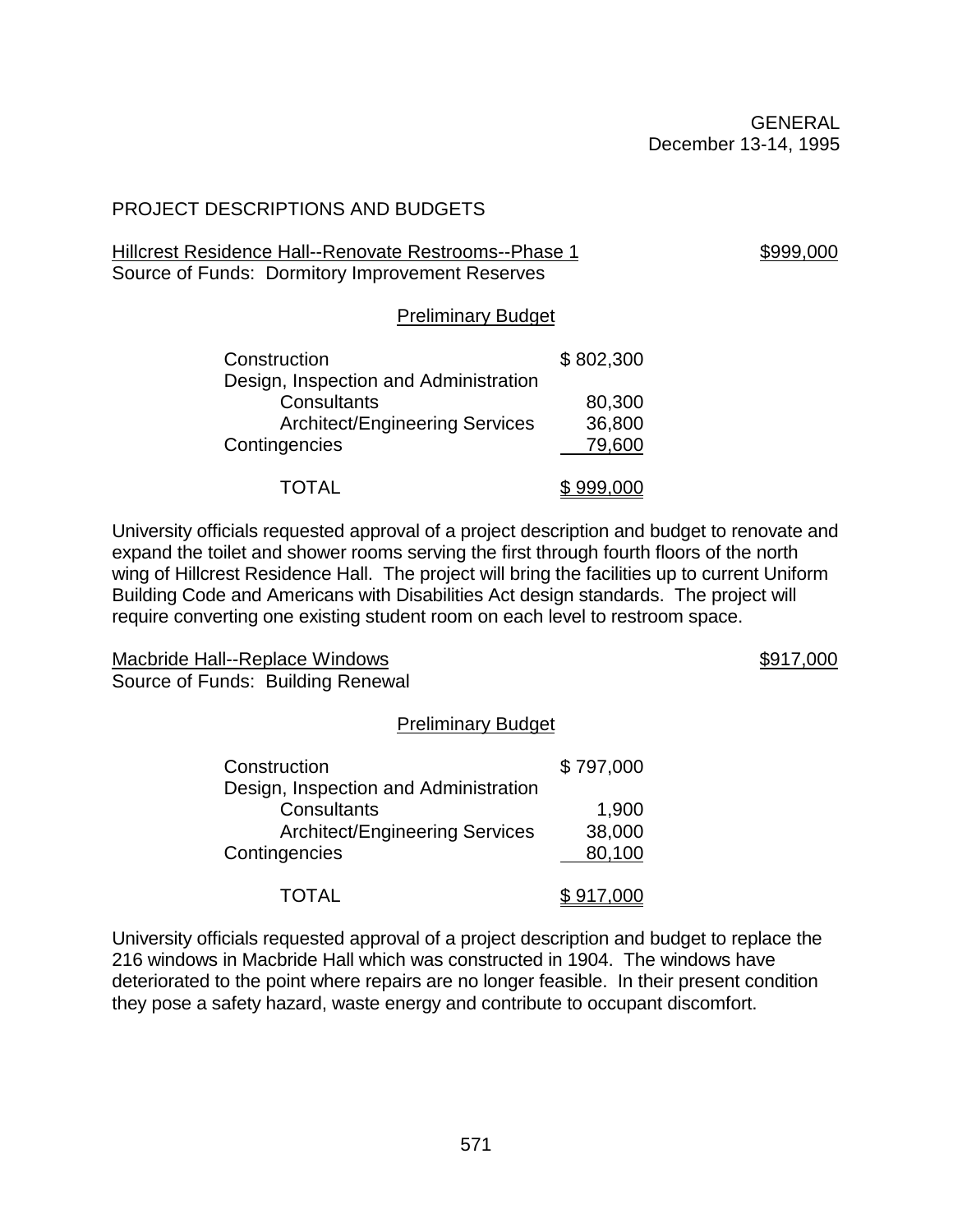GENERAL
December 13-14, 1995

## PROJECT DESCRIPTIONS AND BUDGETS

Hillcrest Residence Hall--Renovate Restrooms--Phase 1 — $999,000
Source of Funds: Dormitory Improvement Reserves

### Preliminary Budget

| | |
|---|---|
| Construction | $ 802,300 |
| Design, Inspection and Administration | |
| Consultants | 80,300 |
| Architect/Engineering Services | 36,800 |
| Contingencies | 79,600 |
| TOTAL | $ 999,000 |

University officials requested approval of a project description and budget to renovate and expand the toilet and shower rooms serving the first through fourth floors of the north wing of Hillcrest Residence Hall. The project will bring the facilities up to current Uniform Building Code and Americans with Disabilities Act design standards. The project will require converting one existing student room on each level to restroom space.

Macbride Hall--Replace Windows — $917,000
Source of Funds: Building Renewal

### Preliminary Budget

| | |
|---|---|
| Construction | $ 797,000 |
| Design, Inspection and Administration | |
| Consultants | 1,900 |
| Architect/Engineering Services | 38,000 |
| Contingencies | 80,100 |
| TOTAL | $ 917,000 |

University officials requested approval of a project description and budget to replace the 216 windows in Macbride Hall which was constructed in 1904. The windows have deteriorated to the point where repairs are no longer feasible. In their present condition they pose a safety hazard, waste energy and contribute to occupant discomfort.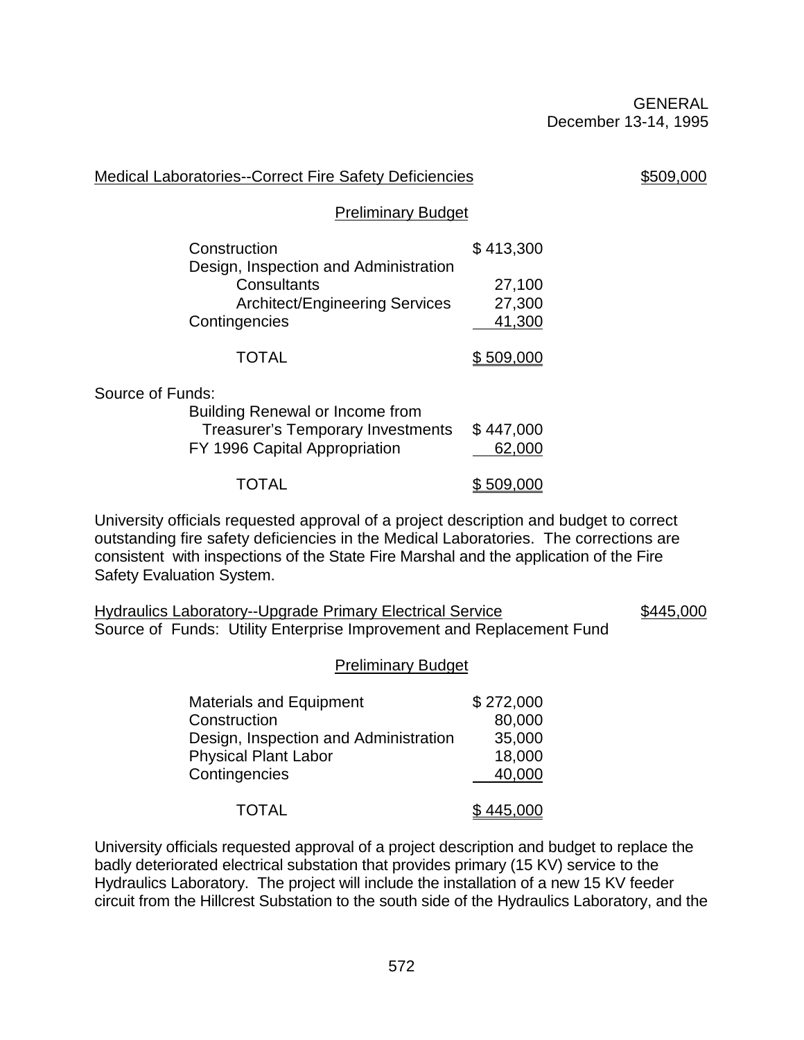GENERAL
December 13-14, 1995

Medical Laboratories--Correct Fire Safety Deficiencies $509,000

Preliminary Budget

| | |
|---|---|
| Construction | $ 413,300 |
| Design, Inspection and Administration | |
| Consultants | 27,100 |
| Architect/Engineering Services | 27,300 |
| Contingencies | 41,300 |
| TOTAL | $ 509,000 |

Source of Funds:

| | |
|---|---|
| Building Renewal or Income from Treasurer's Temporary Investments | $ 447,000 |
| FY 1996 Capital Appropriation | 62,000 |
| TOTAL | $ 509,000 |

University officials requested approval of a project description and budget to correct outstanding fire safety deficiencies in the Medical Laboratories. The corrections are consistent with inspections of the State Fire Marshal and the application of the Fire Safety Evaluation System.

Hydraulics Laboratory--Upgrade Primary Electrical Service $445,000
Source of Funds: Utility Enterprise Improvement and Replacement Fund

Preliminary Budget

| | |
|---|---|
| Materials and Equipment | $ 272,000 |
| Construction | 80,000 |
| Design, Inspection and Administration | 35,000 |
| Physical Plant Labor | 18,000 |
| Contingencies | 40,000 |
| TOTAL | $ 445,000 |

University officials requested approval of a project description and budget to replace the badly deteriorated electrical substation that provides primary (15 KV) service to the Hydraulics Laboratory. The project will include the installation of a new 15 KV feeder circuit from the Hillcrest Substation to the south side of the Hydraulics Laboratory, and the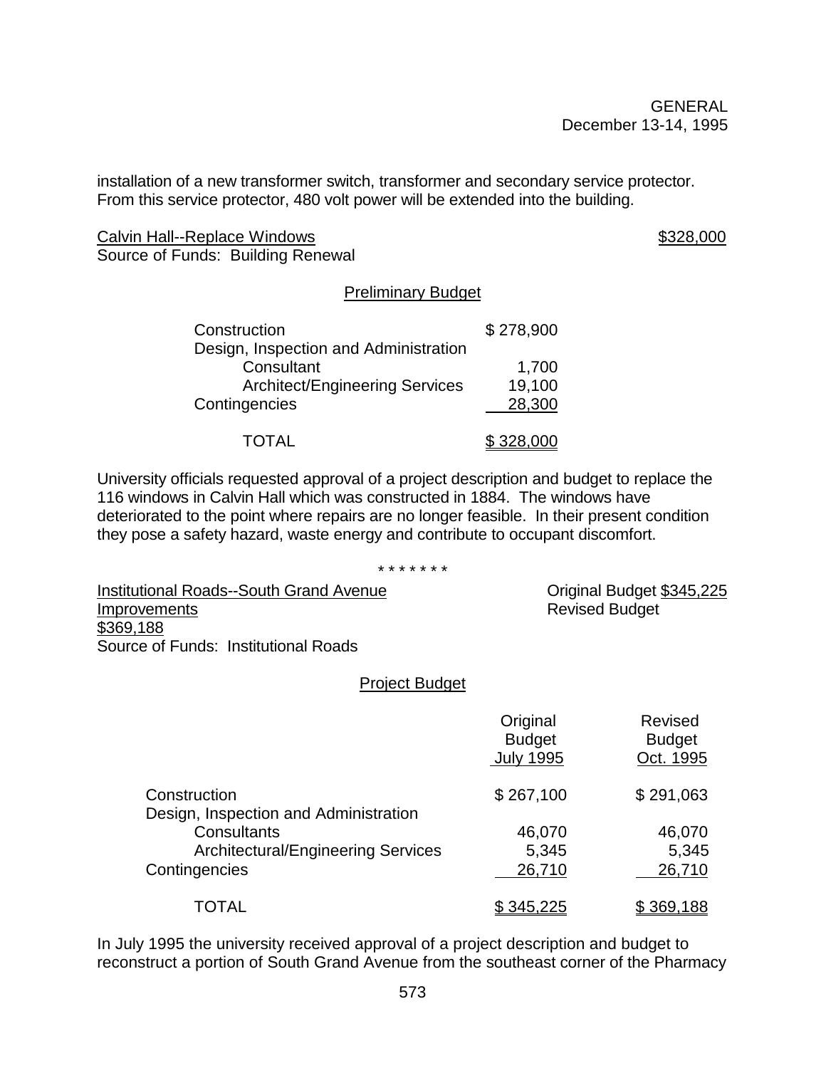installation of a new transformer switch, transformer and secondary service protector. From this service protector, 480 volt power will be extended into the building.

Calvin Hall--Replace Windows $328,000
Source of Funds: Building Renewal

Preliminary Budget

| | |
|---|---|
| Construction | $ 278,900 |
| Design, Inspection and Administration | |
| Consultant | 1,700 |
| Architect/Engineering Services | 19,100 |
| Contingencies | 28,300 |
| TOTAL | $ 328,000 |

University officials requested approval of a project description and budget to replace the 116 windows in Calvin Hall which was constructed in 1884. The windows have deteriorated to the point where repairs are no longer feasible. In their present condition they pose a safety hazard, waste energy and contribute to occupant discomfort.

\* \* \* \* \* \* \*

Institutional Roads--South Grand Avenue Improvements Original Budget $345,225
Revised Budget $369,188
Source of Funds: Institutional Roads

Project Budget

| | Original Budget July 1995 | Revised Budget Oct. 1995 |
|---|---|---|
| Construction | $ 267,100 | $ 291,063 |
| Design, Inspection and Administration | | |
| Consultants | 46,070 | 46,070 |
| Architectural/Engineering Services | 5,345 | 5,345 |
| Contingencies | 26,710 | 26,710 |
| TOTAL | $ 345,225 | $ 369,188 |

In July 1995 the university received approval of a project description and budget to reconstruct a portion of South Grand Avenue from the southeast corner of the Pharmacy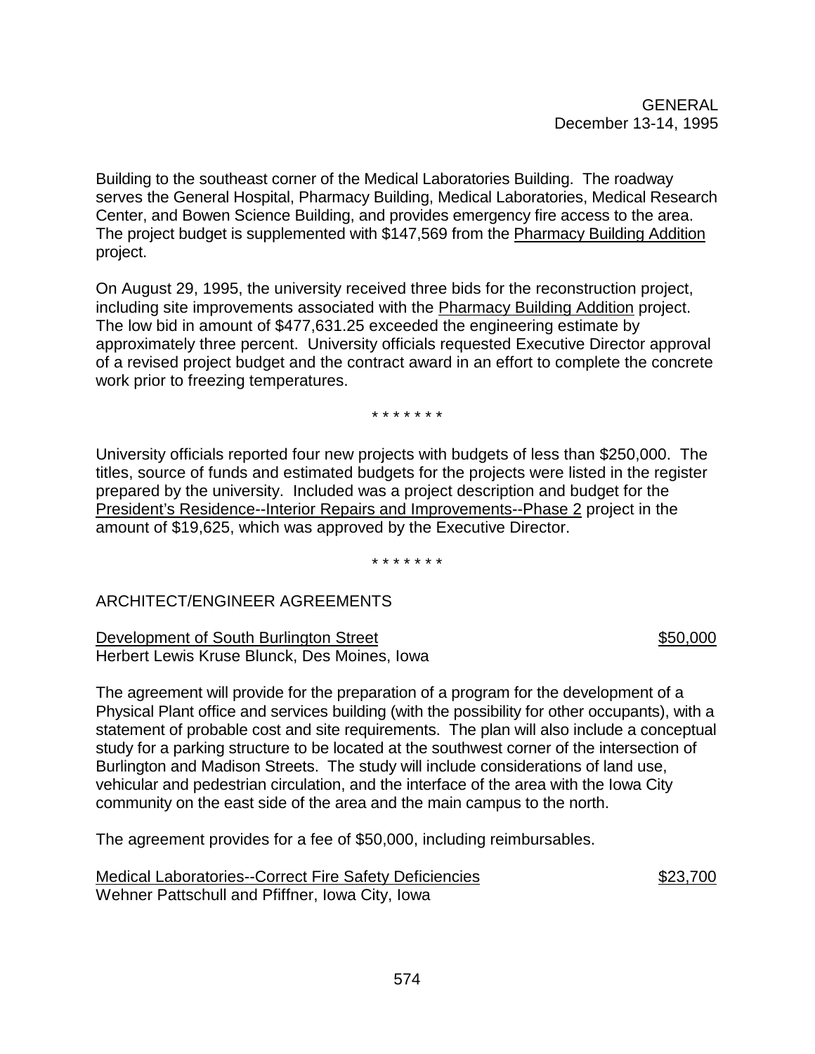Building to the southeast corner of the Medical Laboratories Building. The roadway serves the General Hospital, Pharmacy Building, Medical Laboratories, Medical Research Center, and Bowen Science Building, and provides emergency fire access to the area. The project budget is supplemented with $147,569 from the Pharmacy Building Addition project.

On August 29, 1995, the university received three bids for the reconstruction project, including site improvements associated with the Pharmacy Building Addition project. The low bid in amount of $477,631.25 exceeded the engineering estimate by approximately three percent. University officials requested Executive Director approval of a revised project budget and the contract award in an effort to complete the concrete work prior to freezing temperatures.

\* \* \* \* \* \* \*

University officials reported four new projects with budgets of less than $250,000. The titles, source of funds and estimated budgets for the projects were listed in the register prepared by the university. Included was a project description and budget for the President's Residence--Interior Repairs and Improvements--Phase 2 project in the amount of $19,625, which was approved by the Executive Director.

\* \* \* \* \* \* \*

## ARCHITECT/ENGINEER AGREEMENTS

Development of South Burlington Street — $50,000
Herbert Lewis Kruse Blunck, Des Moines, Iowa

The agreement will provide for the preparation of a program for the development of a Physical Plant office and services building (with the possibility for other occupants), with a statement of probable cost and site requirements. The plan will also include a conceptual study for a parking structure to be located at the southwest corner of the intersection of Burlington and Madison Streets. The study will include considerations of land use, vehicular and pedestrian circulation, and the interface of the area with the Iowa City community on the east side of the area and the main campus to the north.

The agreement provides for a fee of $50,000, including reimbursables.

Medical Laboratories--Correct Fire Safety Deficiencies — $23,700
Wehner Pattschull and Pfiffner, Iowa City, Iowa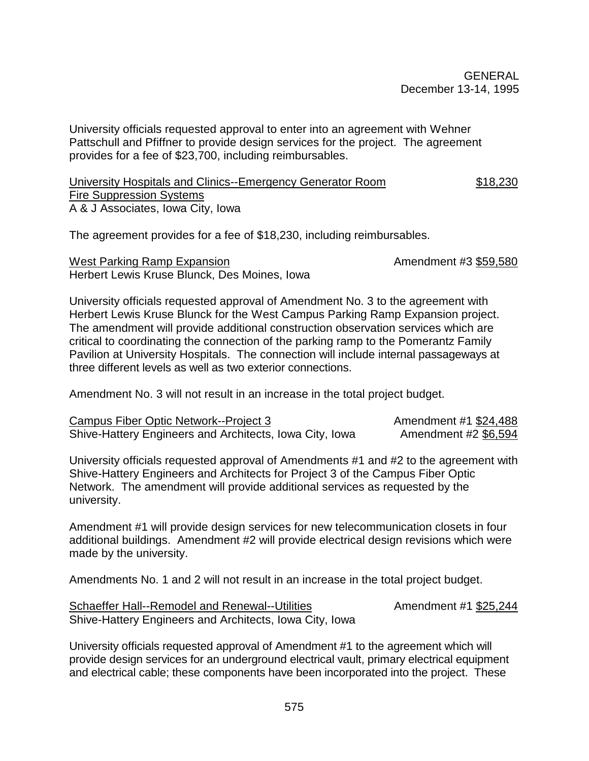University officials requested approval to enter into an agreement with Wehner Pattschull and Pfiffner to provide design services for the project. The agreement provides for a fee of $23,700, including reimbursables.

<u>University Hospitals and Clinics--Emergency Generator Room Fire Suppression Systems</u> <u>$18,230</u>
A & J Associates, Iowa City, Iowa

The agreement provides for a fee of $18,230, including reimbursables.

<u>West Parking Ramp Expansion</u> Amendment #3 <u>$59,580</u>
Herbert Lewis Kruse Blunck, Des Moines, Iowa

University officials requested approval of Amendment No. 3 to the agreement with Herbert Lewis Kruse Blunck for the West Campus Parking Ramp Expansion project. The amendment will provide additional construction observation services which are critical to coordinating the connection of the parking ramp to the Pomerantz Family Pavilion at University Hospitals. The connection will include internal passageways at three different levels as well as two exterior connections.

Amendment No. 3 will not result in an increase in the total project budget.

<u>Campus Fiber Optic Network--Project 3</u> Amendment #1 <u>$24,488</u>
Shive-Hattery Engineers and Architects, Iowa City, Iowa Amendment #2 <u>$6,594</u>

University officials requested approval of Amendments #1 and #2 to the agreement with Shive-Hattery Engineers and Architects for Project 3 of the Campus Fiber Optic Network. The amendment will provide additional services as requested by the university.

Amendment #1 will provide design services for new telecommunication closets in four additional buildings. Amendment #2 will provide electrical design revisions which were made by the university.

Amendments No. 1 and 2 will not result in an increase in the total project budget.

<u>Schaeffer Hall--Remodel and Renewal--Utilities</u> Amendment #1 <u>$25,244</u>
Shive-Hattery Engineers and Architects, Iowa City, Iowa

University officials requested approval of Amendment #1 to the agreement which will provide design services for an underground electrical vault, primary electrical equipment and electrical cable; these components have been incorporated into the project. These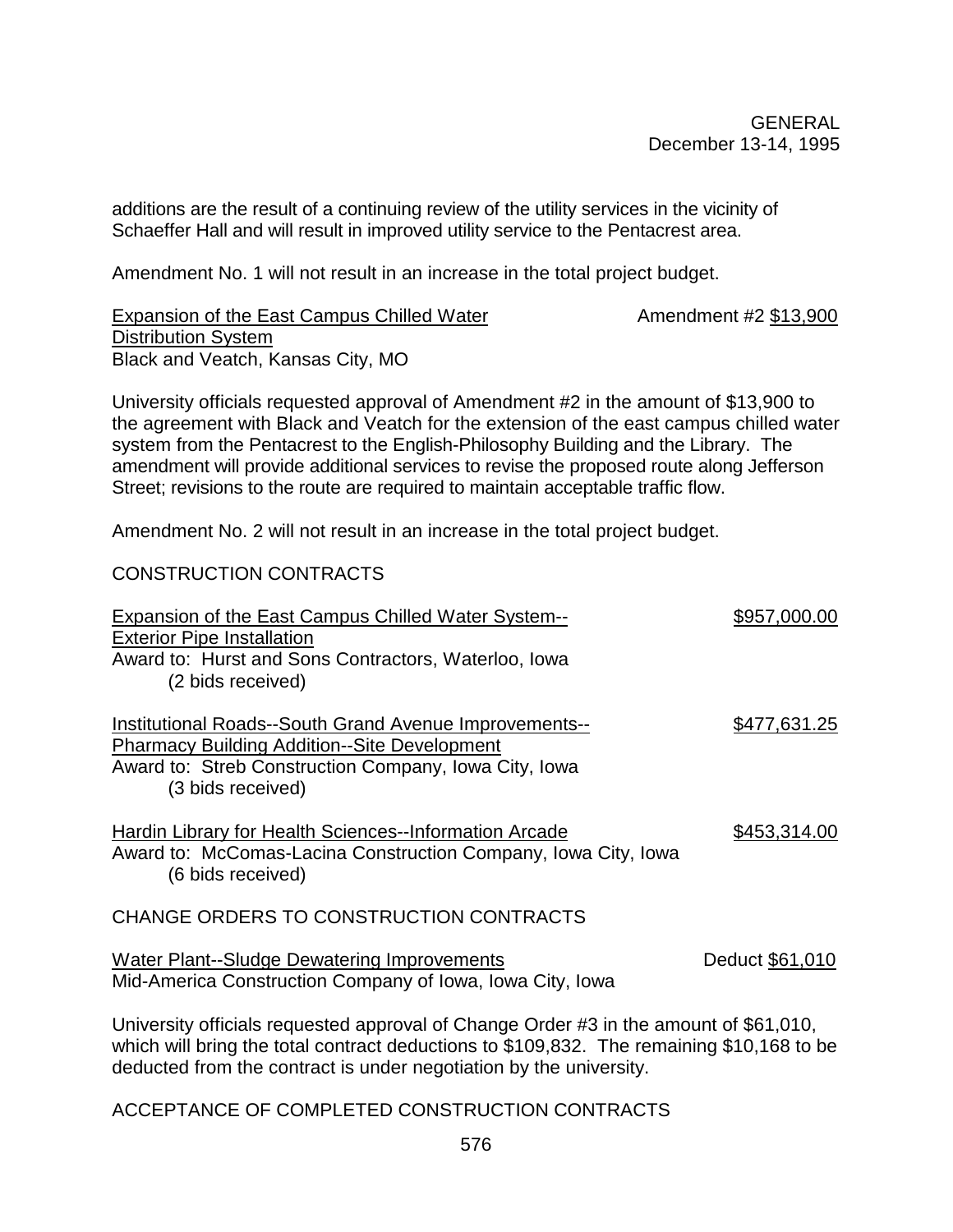additions are the result of a continuing review of the utility services in the vicinity of Schaeffer Hall and will result in improved utility service to the Pentacrest area.

Amendment No. 1 will not result in an increase in the total project budget.

Expansion of the East Campus Chilled Water Distribution System — Amendment #2 $13,900
Black and Veatch, Kansas City, MO

University officials requested approval of Amendment #2 in the amount of $13,900 to the agreement with Black and Veatch for the extension of the east campus chilled water system from the Pentacrest to the English-Philosophy Building and the Library. The amendment will provide additional services to revise the proposed route along Jefferson Street; revisions to the route are required to maintain acceptable traffic flow.

Amendment No. 2 will not result in an increase in the total project budget.

CONSTRUCTION CONTRACTS

Expansion of the East Campus Chilled Water System--Exterior Pipe Installation — $957,000.00
Award to: Hurst and Sons Contractors, Waterloo, Iowa
(2 bids received)

Institutional Roads--South Grand Avenue Improvements--Pharmacy Building Addition--Site Development — $477,631.25
Award to: Streb Construction Company, Iowa City, Iowa
(3 bids received)

Hardin Library for Health Sciences--Information Arcade — $453,314.00
Award to: McComas-Lacina Construction Company, Iowa City, Iowa
(6 bids received)

CHANGE ORDERS TO CONSTRUCTION CONTRACTS

Water Plant--Sludge Dewatering Improvements — Deduct $61,010
Mid-America Construction Company of Iowa, Iowa City, Iowa

University officials requested approval of Change Order #3 in the amount of $61,010, which will bring the total contract deductions to $109,832. The remaining $10,168 to be deducted from the contract is under negotiation by the university.

ACCEPTANCE OF COMPLETED CONSTRUCTION CONTRACTS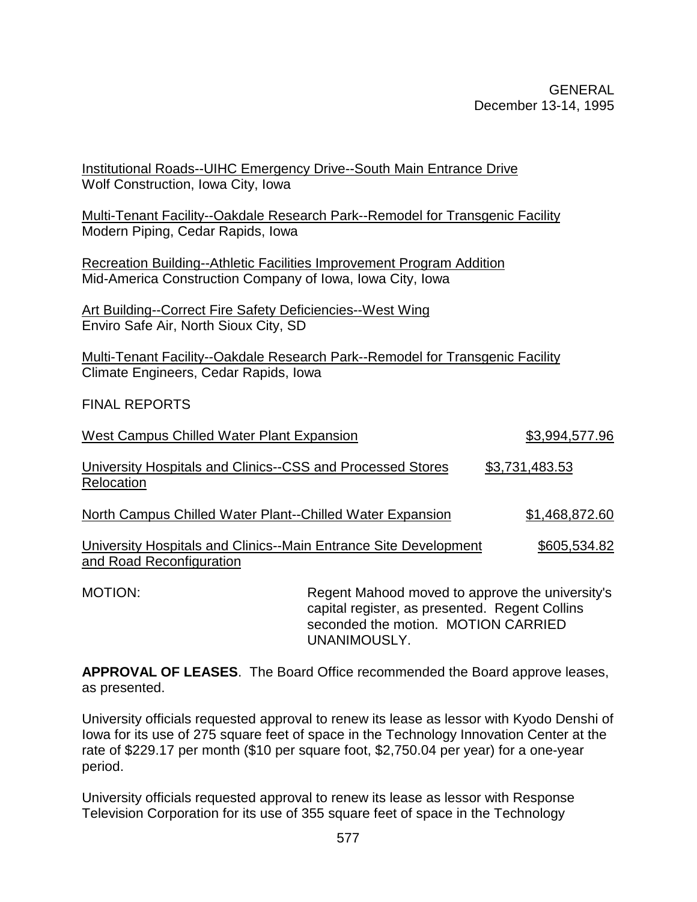Institutional Roads--UIHC Emergency Drive--South Main Entrance Drive
Wolf Construction, Iowa City, Iowa

Multi-Tenant Facility--Oakdale Research Park--Remodel for Transgenic Facility
Modern Piping, Cedar Rapids, Iowa

Recreation Building--Athletic Facilities Improvement Program Addition
Mid-America Construction Company of Iowa, Iowa City, Iowa

Art Building--Correct Fire Safety Deficiencies--West Wing
Enviro Safe Air, North Sioux City, SD

Multi-Tenant Facility--Oakdale Research Park--Remodel for Transgenic Facility
Climate Engineers, Cedar Rapids, Iowa

FINAL REPORTS

| | |
|---|---|
| West Campus Chilled Water Plant Expansion | $3,994,577.96 |
| University Hospitals and Clinics--CSS and Processed Stores Relocation | $3,731,483.53 |
| North Campus Chilled Water Plant--Chilled Water Expansion | $1,468,872.60 |
| University Hospitals and Clinics--Main Entrance Site Development and Road Reconfiguration | $605,534.82 |

MOTION: Regent Mahood moved to approve the university's capital register, as presented. Regent Collins seconded the motion. MOTION CARRIED UNANIMOUSLY.

**APPROVAL OF LEASES**. The Board Office recommended the Board approve leases, as presented.

University officials requested approval to renew its lease as lessor with Kyodo Denshi of Iowa for its use of 275 square feet of space in the Technology Innovation Center at the rate of $229.17 per month ($10 per square foot, $2,750.04 per year) for a one-year period.

University officials requested approval to renew its lease as lessor with Response Television Corporation for its use of 355 square feet of space in the Technology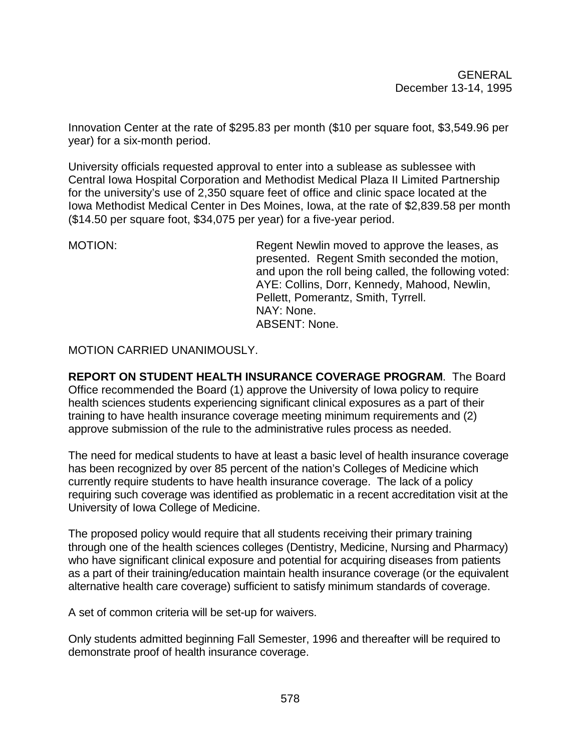Innovation Center at the rate of $295.83 per month ($10 per square foot, $3,549.96 per year) for a six-month period.

University officials requested approval to enter into a sublease as sublessee with Central Iowa Hospital Corporation and Methodist Medical Plaza II Limited Partnership for the university's use of 2,350 square feet of office and clinic space located at the Iowa Methodist Medical Center in Des Moines, Iowa, at the rate of $2,839.58 per month ($14.50 per square foot, $34,075 per year) for a five-year period.

MOTION: Regent Newlin moved to approve the leases, as presented. Regent Smith seconded the motion, and upon the roll being called, the following voted:
AYE: Collins, Dorr, Kennedy, Mahood, Newlin, Pellett, Pomerantz, Smith, Tyrrell.
NAY: None.
ABSENT: None.

MOTION CARRIED UNANIMOUSLY.

**REPORT ON STUDENT HEALTH INSURANCE COVERAGE PROGRAM**. The Board Office recommended the Board (1) approve the University of Iowa policy to require health sciences students experiencing significant clinical exposures as a part of their training to have health insurance coverage meeting minimum requirements and (2) approve submission of the rule to the administrative rules process as needed.

The need for medical students to have at least a basic level of health insurance coverage has been recognized by over 85 percent of the nation's Colleges of Medicine which currently require students to have health insurance coverage. The lack of a policy requiring such coverage was identified as problematic in a recent accreditation visit at the University of Iowa College of Medicine.

The proposed policy would require that all students receiving their primary training through one of the health sciences colleges (Dentistry, Medicine, Nursing and Pharmacy) who have significant clinical exposure and potential for acquiring diseases from patients as a part of their training/education maintain health insurance coverage (or the equivalent alternative health care coverage) sufficient to satisfy minimum standards of coverage.

A set of common criteria will be set-up for waivers.

Only students admitted beginning Fall Semester, 1996 and thereafter will be required to demonstrate proof of health insurance coverage.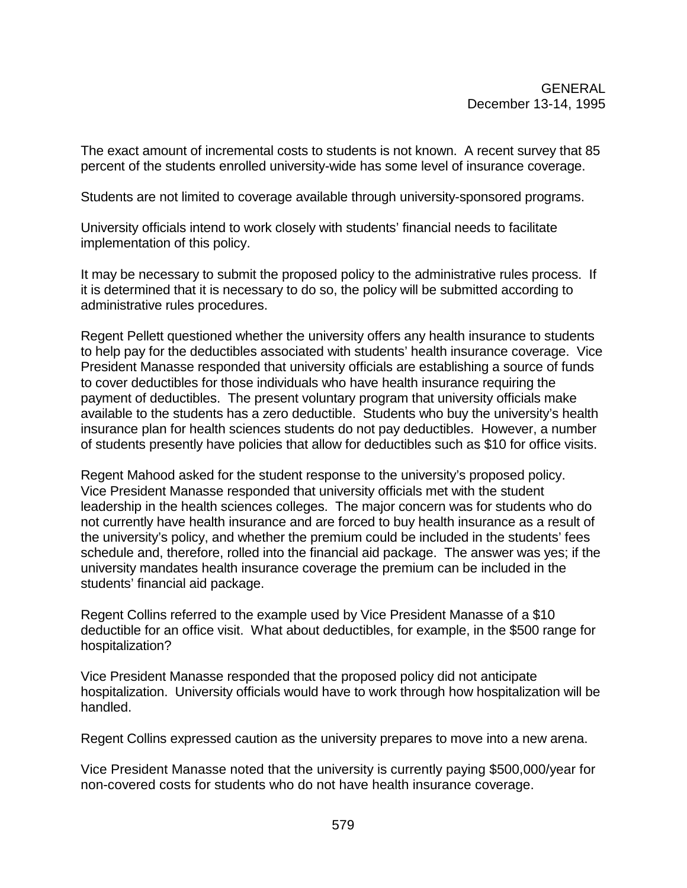The exact amount of incremental costs to students is not known. A recent survey that 85 percent of the students enrolled university-wide has some level of insurance coverage.

Students are not limited to coverage available through university-sponsored programs.

University officials intend to work closely with students' financial needs to facilitate implementation of this policy.

It may be necessary to submit the proposed policy to the administrative rules process. If it is determined that it is necessary to do so, the policy will be submitted according to administrative rules procedures.

Regent Pellett questioned whether the university offers any health insurance to students to help pay for the deductibles associated with students' health insurance coverage. Vice President Manasse responded that university officials are establishing a source of funds to cover deductibles for those individuals who have health insurance requiring the payment of deductibles. The present voluntary program that university officials make available to the students has a zero deductible. Students who buy the university's health insurance plan for health sciences students do not pay deductibles. However, a number of students presently have policies that allow for deductibles such as $10 for office visits.

Regent Mahood asked for the student response to the university's proposed policy. Vice President Manasse responded that university officials met with the student leadership in the health sciences colleges. The major concern was for students who do not currently have health insurance and are forced to buy health insurance as a result of the university's policy, and whether the premium could be included in the students' fees schedule and, therefore, rolled into the financial aid package. The answer was yes; if the university mandates health insurance coverage the premium can be included in the students' financial aid package.

Regent Collins referred to the example used by Vice President Manasse of a $10 deductible for an office visit. What about deductibles, for example, in the $500 range for hospitalization?

Vice President Manasse responded that the proposed policy did not anticipate hospitalization. University officials would have to work through how hospitalization will be handled.

Regent Collins expressed caution as the university prepares to move into a new arena.

Vice President Manasse noted that the university is currently paying $500,000/year for non-covered costs for students who do not have health insurance coverage.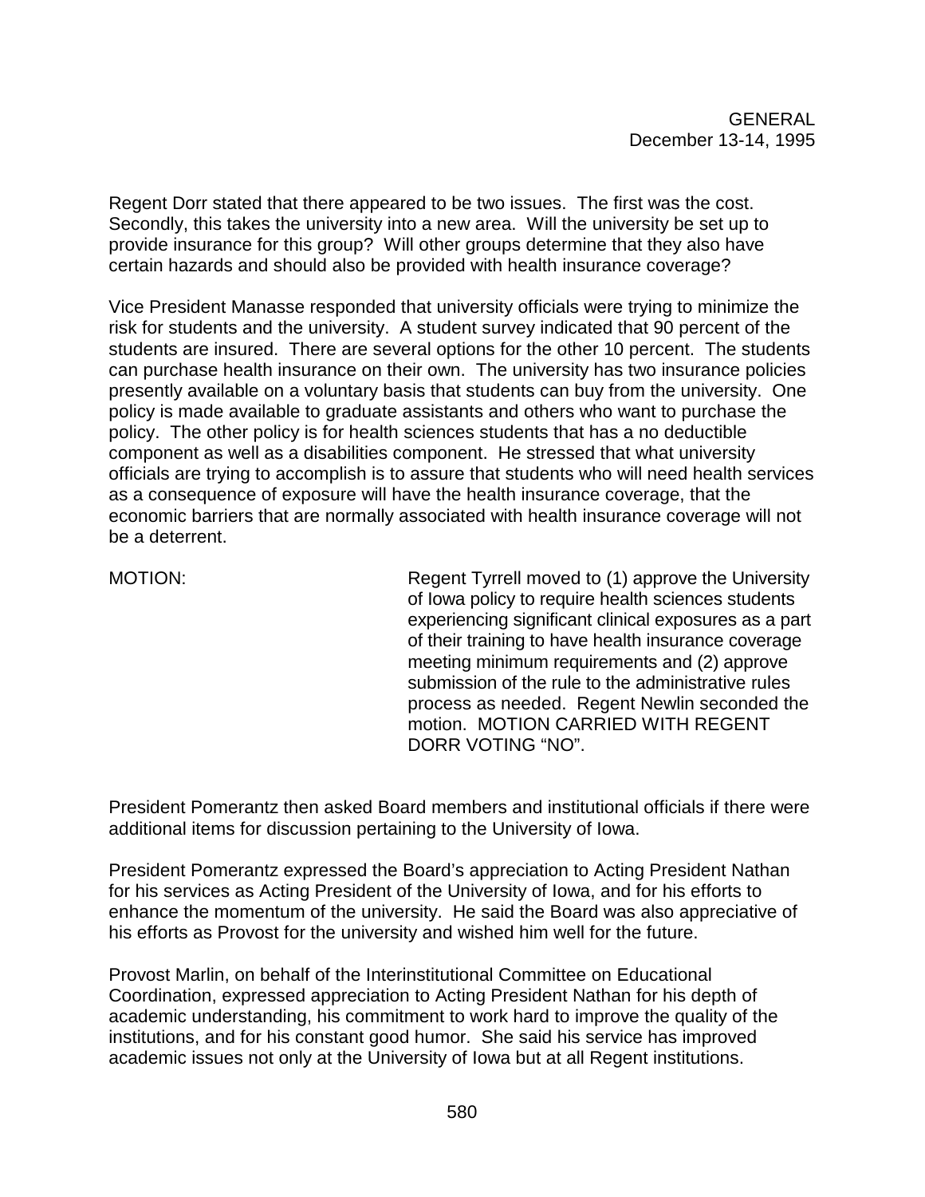Regent Dorr stated that there appeared to be two issues. The first was the cost. Secondly, this takes the university into a new area. Will the university be set up to provide insurance for this group? Will other groups determine that they also have certain hazards and should also be provided with health insurance coverage?

Vice President Manasse responded that university officials were trying to minimize the risk for students and the university. A student survey indicated that 90 percent of the students are insured. There are several options for the other 10 percent. The students can purchase health insurance on their own. The university has two insurance policies presently available on a voluntary basis that students can buy from the university. One policy is made available to graduate assistants and others who want to purchase the policy. The other policy is for health sciences students that has a no deductible component as well as a disabilities component. He stressed that what university officials are trying to accomplish is to assure that students who will need health services as a consequence of exposure will have the health insurance coverage, that the economic barriers that are normally associated with health insurance coverage will not be a deterrent.

MOTION: Regent Tyrrell moved to (1) approve the University of Iowa policy to require health sciences students experiencing significant clinical exposures as a part of their training to have health insurance coverage meeting minimum requirements and (2) approve submission of the rule to the administrative rules process as needed. Regent Newlin seconded the motion. MOTION CARRIED WITH REGENT DORR VOTING "NO".

President Pomerantz then asked Board members and institutional officials if there were additional items for discussion pertaining to the University of Iowa.

President Pomerantz expressed the Board's appreciation to Acting President Nathan for his services as Acting President of the University of Iowa, and for his efforts to enhance the momentum of the university. He said the Board was also appreciative of his efforts as Provost for the university and wished him well for the future.

Provost Marlin, on behalf of the Interinstitutional Committee on Educational Coordination, expressed appreciation to Acting President Nathan for his depth of academic understanding, his commitment to work hard to improve the quality of the institutions, and for his constant good humor. She said his service has improved academic issues not only at the University of Iowa but at all Regent institutions.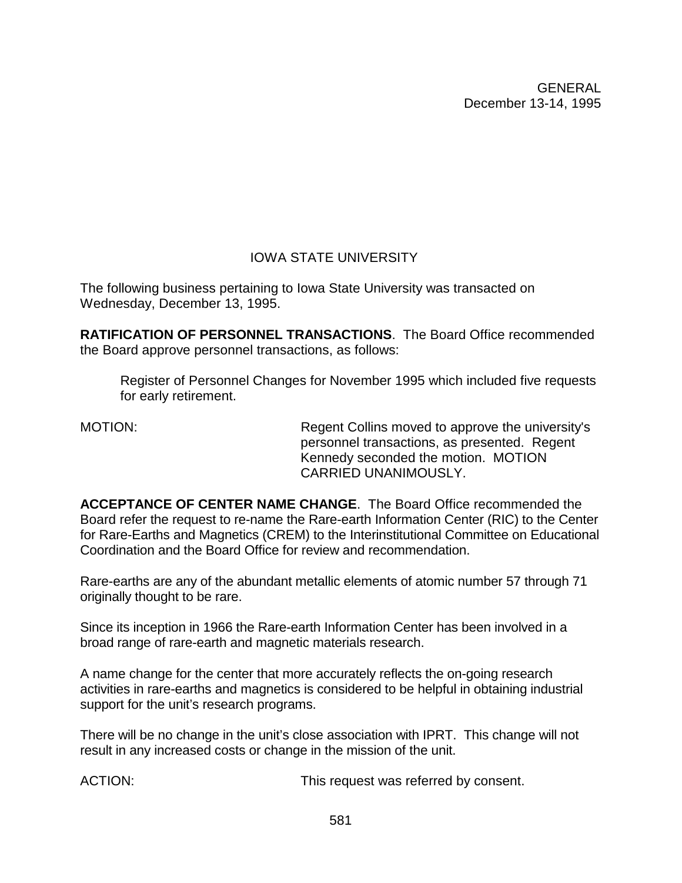## IOWA STATE UNIVERSITY

The following business pertaining to Iowa State University was transacted on Wednesday, December 13, 1995.

**RATIFICATION OF PERSONNEL TRANSACTIONS**. The Board Office recommended the Board approve personnel transactions, as follows:

> Register of Personnel Changes for November 1995 which included five requests for early retirement.

MOTION: Regent Collins moved to approve the university's personnel transactions, as presented. Regent Kennedy seconded the motion. MOTION CARRIED UNANIMOUSLY.

**ACCEPTANCE OF CENTER NAME CHANGE**. The Board Office recommended the Board refer the request to re-name the Rare-earth Information Center (RIC) to the Center for Rare-Earths and Magnetics (CREM) to the Interinstitutional Committee on Educational Coordination and the Board Office for review and recommendation.

Rare-earths are any of the abundant metallic elements of atomic number 57 through 71 originally thought to be rare.

Since its inception in 1966 the Rare-earth Information Center has been involved in a broad range of rare-earth and magnetic materials research.

A name change for the center that more accurately reflects the on-going research activities in rare-earths and magnetics is considered to be helpful in obtaining industrial support for the unit's research programs.

There will be no change in the unit's close association with IPRT. This change will not result in any increased costs or change in the mission of the unit.

ACTION: This request was referred by consent.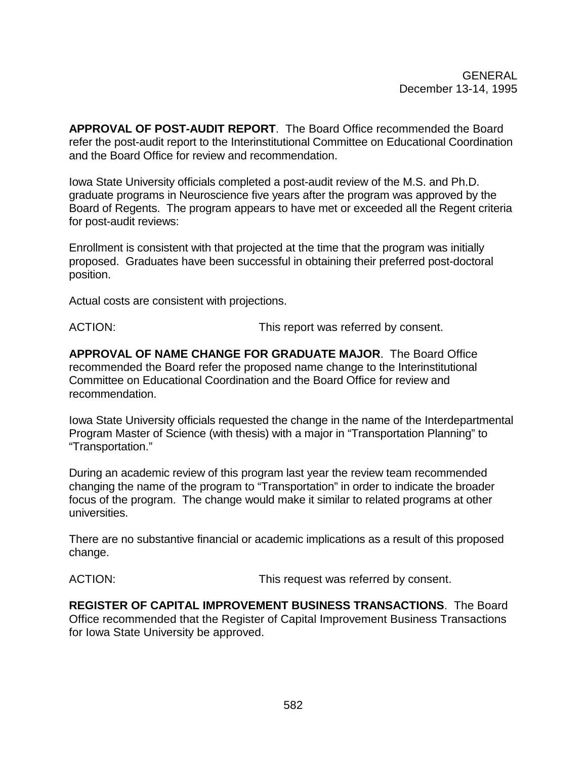**APPROVAL OF POST-AUDIT REPORT**. The Board Office recommended the Board refer the post-audit report to the Interinstitutional Committee on Educational Coordination and the Board Office for review and recommendation.

Iowa State University officials completed a post-audit review of the M.S. and Ph.D. graduate programs in Neuroscience five years after the program was approved by the Board of Regents. The program appears to have met or exceeded all the Regent criteria for post-audit reviews:

Enrollment is consistent with that projected at the time that the program was initially proposed. Graduates have been successful in obtaining their preferred post-doctoral position.

Actual costs are consistent with projections.

ACTION: This report was referred by consent.

**APPROVAL OF NAME CHANGE FOR GRADUATE MAJOR**. The Board Office recommended the Board refer the proposed name change to the Interinstitutional Committee on Educational Coordination and the Board Office for review and recommendation.

Iowa State University officials requested the change in the name of the Interdepartmental Program Master of Science (with thesis) with a major in "Transportation Planning" to "Transportation."

During an academic review of this program last year the review team recommended changing the name of the program to "Transportation" in order to indicate the broader focus of the program. The change would make it similar to related programs at other universities.

There are no substantive financial or academic implications as a result of this proposed change.

ACTION: This request was referred by consent.

**REGISTER OF CAPITAL IMPROVEMENT BUSINESS TRANSACTIONS**. The Board Office recommended that the Register of Capital Improvement Business Transactions for Iowa State University be approved.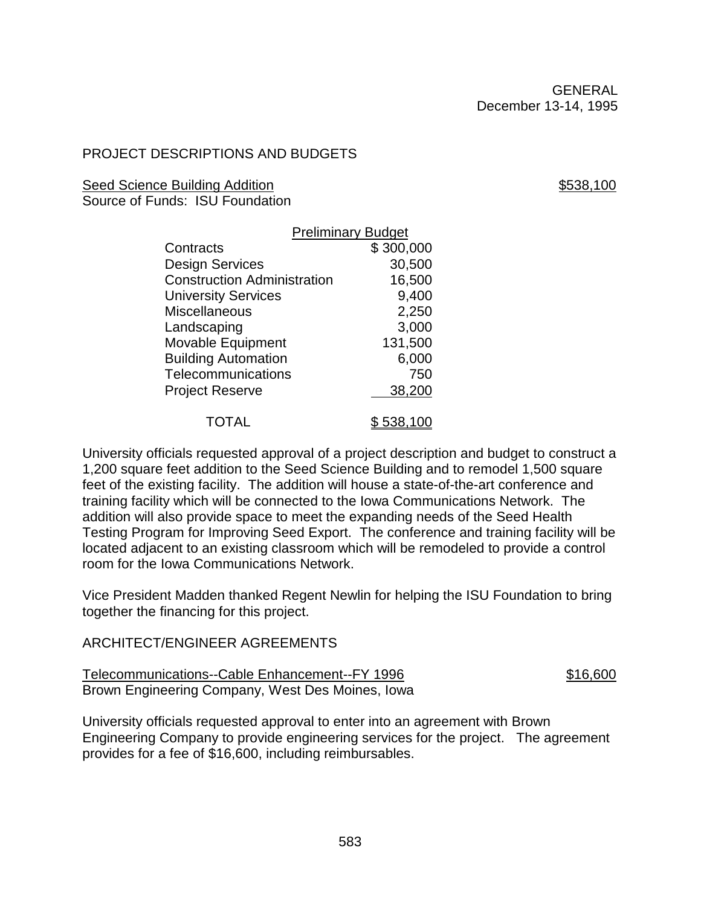PROJECT DESCRIPTIONS AND BUDGETS

Seed Science Building Addition $538,100
Source of Funds: ISU Foundation

| Preliminary Budget | |
|---|---|
| Contracts | $ 300,000 |
| Design Services | 30,500 |
| Construction Administration | 16,500 |
| University Services | 9,400 |
| Miscellaneous | 2,250 |
| Landscaping | 3,000 |
| Movable Equipment | 131,500 |
| Building Automation | 6,000 |
| Telecommunications | 750 |
| Project Reserve | 38,200 |
| TOTAL | $ 538,100 |

University officials requested approval of a project description and budget to construct a 1,200 square feet addition to the Seed Science Building and to remodel 1,500 square feet of the existing facility. The addition will house a state-of-the-art conference and training facility which will be connected to the Iowa Communications Network. The addition will also provide space to meet the expanding needs of the Seed Health Testing Program for Improving Seed Export. The conference and training facility will be located adjacent to an existing classroom which will be remodeled to provide a control room for the Iowa Communications Network.

Vice President Madden thanked Regent Newlin for helping the ISU Foundation to bring together the financing for this project.

ARCHITECT/ENGINEER AGREEMENTS

Telecommunications--Cable Enhancement--FY 1996 $16,600
Brown Engineering Company, West Des Moines, Iowa

University officials requested approval to enter into an agreement with Brown Engineering Company to provide engineering services for the project. The agreement provides for a fee of $16,600, including reimbursables.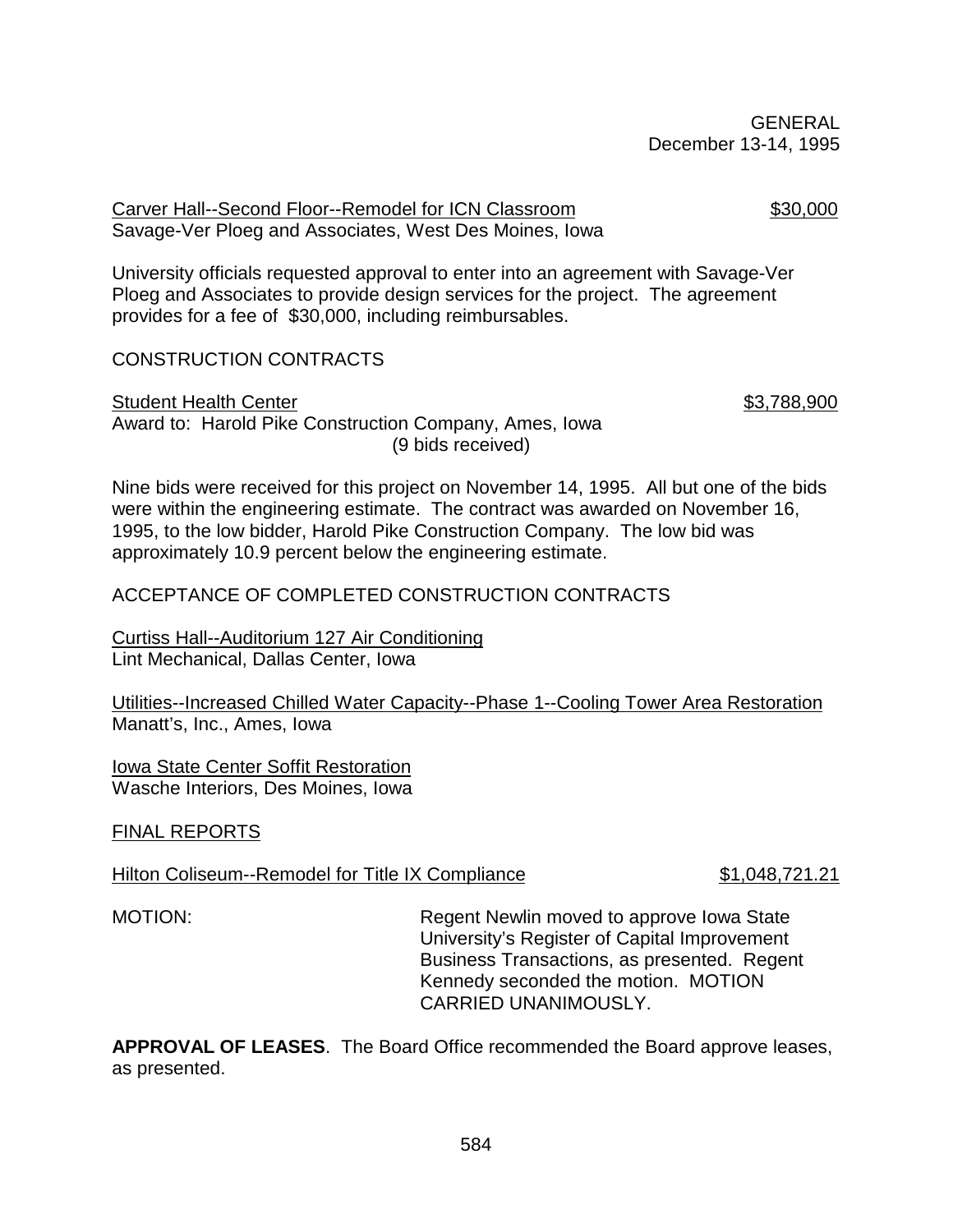Carver Hall--Second Floor--Remodel for ICN Classroom $30,000
Savage-Ver Ploeg and Associates, West Des Moines, Iowa

University officials requested approval to enter into an agreement with Savage-Ver Ploeg and Associates to provide design services for the project. The agreement provides for a fee of $30,000, including reimbursables.

CONSTRUCTION CONTRACTS

Student Health Center $3,788,900
Award to: Harold Pike Construction Company, Ames, Iowa
(9 bids received)

Nine bids were received for this project on November 14, 1995. All but one of the bids were within the engineering estimate. The contract was awarded on November 16, 1995, to the low bidder, Harold Pike Construction Company. The low bid was approximately 10.9 percent below the engineering estimate.

ACCEPTANCE OF COMPLETED CONSTRUCTION CONTRACTS

Curtiss Hall--Auditorium 127 Air Conditioning
Lint Mechanical, Dallas Center, Iowa

Utilities--Increased Chilled Water Capacity--Phase 1--Cooling Tower Area Restoration
Manatt's, Inc., Ames, Iowa

Iowa State Center Soffit Restoration
Wasche Interiors, Des Moines, Iowa

FINAL REPORTS

Hilton Coliseum--Remodel for Title IX Compliance $1,048,721.21

MOTION: Regent Newlin moved to approve Iowa State University's Register of Capital Improvement Business Transactions, as presented. Regent Kennedy seconded the motion. MOTION CARRIED UNANIMOUSLY.

**APPROVAL OF LEASES**. The Board Office recommended the Board approve leases, as presented.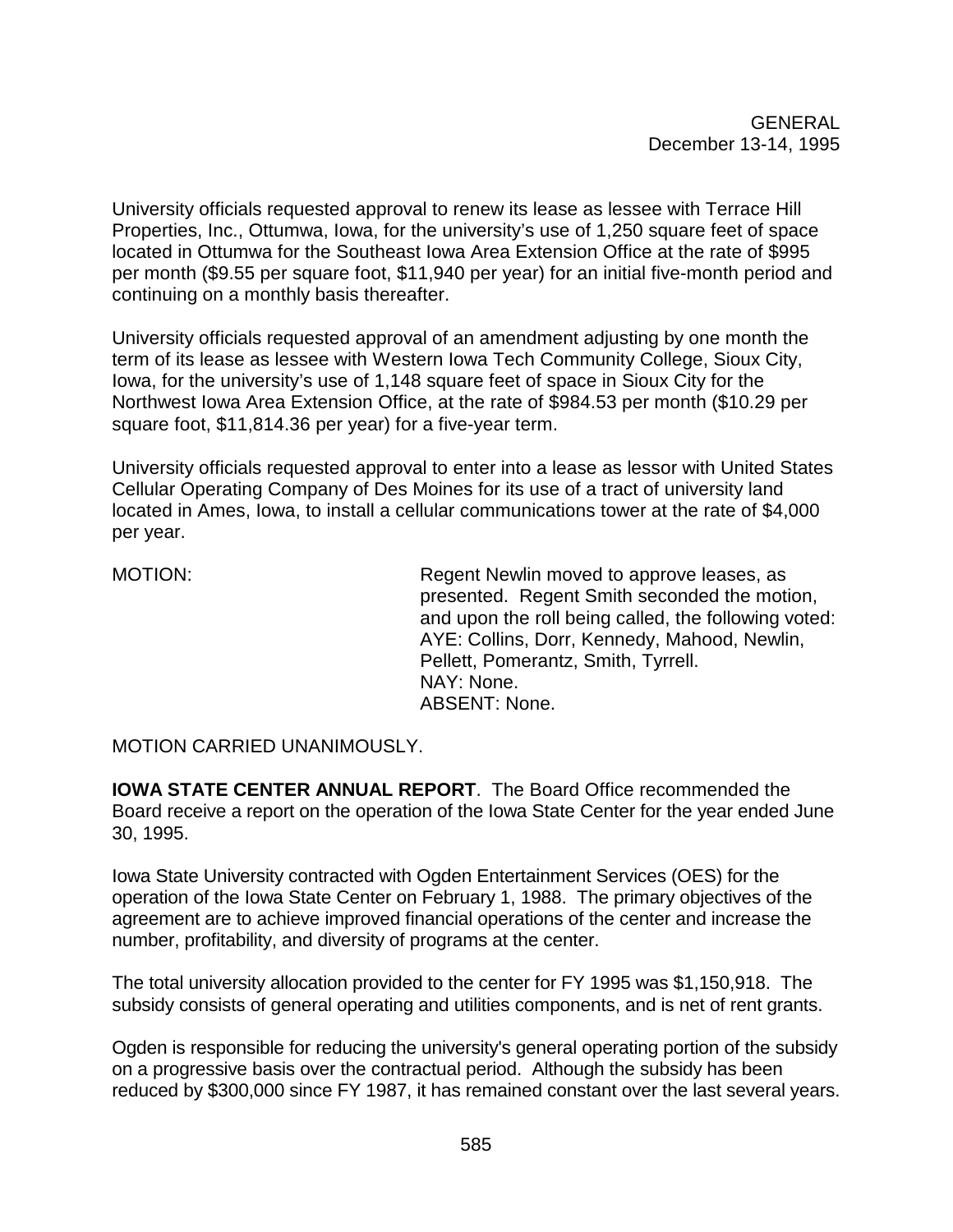University officials requested approval to renew its lease as lessee with Terrace Hill Properties, Inc., Ottumwa, Iowa, for the university's use of 1,250 square feet of space located in Ottumwa for the Southeast Iowa Area Extension Office at the rate of $995 per month ($9.55 per square foot, $11,940 per year) for an initial five-month period and continuing on a monthly basis thereafter.

University officials requested approval of an amendment adjusting by one month the term of its lease as lessee with Western Iowa Tech Community College, Sioux City, Iowa, for the university's use of 1,148 square feet of space in Sioux City for the Northwest Iowa Area Extension Office, at the rate of $984.53 per month ($10.29 per square foot, $11,814.36 per year) for a five-year term.

University officials requested approval to enter into a lease as lessor with United States Cellular Operating Company of Des Moines for its use of a tract of university land located in Ames, Iowa, to install a cellular communications tower at the rate of $4,000 per year.

MOTION: Regent Newlin moved to approve leases, as presented. Regent Smith seconded the motion, and upon the roll being called, the following voted:
AYE: Collins, Dorr, Kennedy, Mahood, Newlin, Pellett, Pomerantz, Smith, Tyrrell.
NAY: None.
ABSENT: None.

MOTION CARRIED UNANIMOUSLY.

**IOWA STATE CENTER ANNUAL REPORT**. The Board Office recommended the Board receive a report on the operation of the Iowa State Center for the year ended June 30, 1995.

Iowa State University contracted with Ogden Entertainment Services (OES) for the operation of the Iowa State Center on February 1, 1988. The primary objectives of the agreement are to achieve improved financial operations of the center and increase the number, profitability, and diversity of programs at the center.

The total university allocation provided to the center for FY 1995 was $1,150,918. The subsidy consists of general operating and utilities components, and is net of rent grants.

Ogden is responsible for reducing the university's general operating portion of the subsidy on a progressive basis over the contractual period. Although the subsidy has been reduced by $300,000 since FY 1987, it has remained constant over the last several years.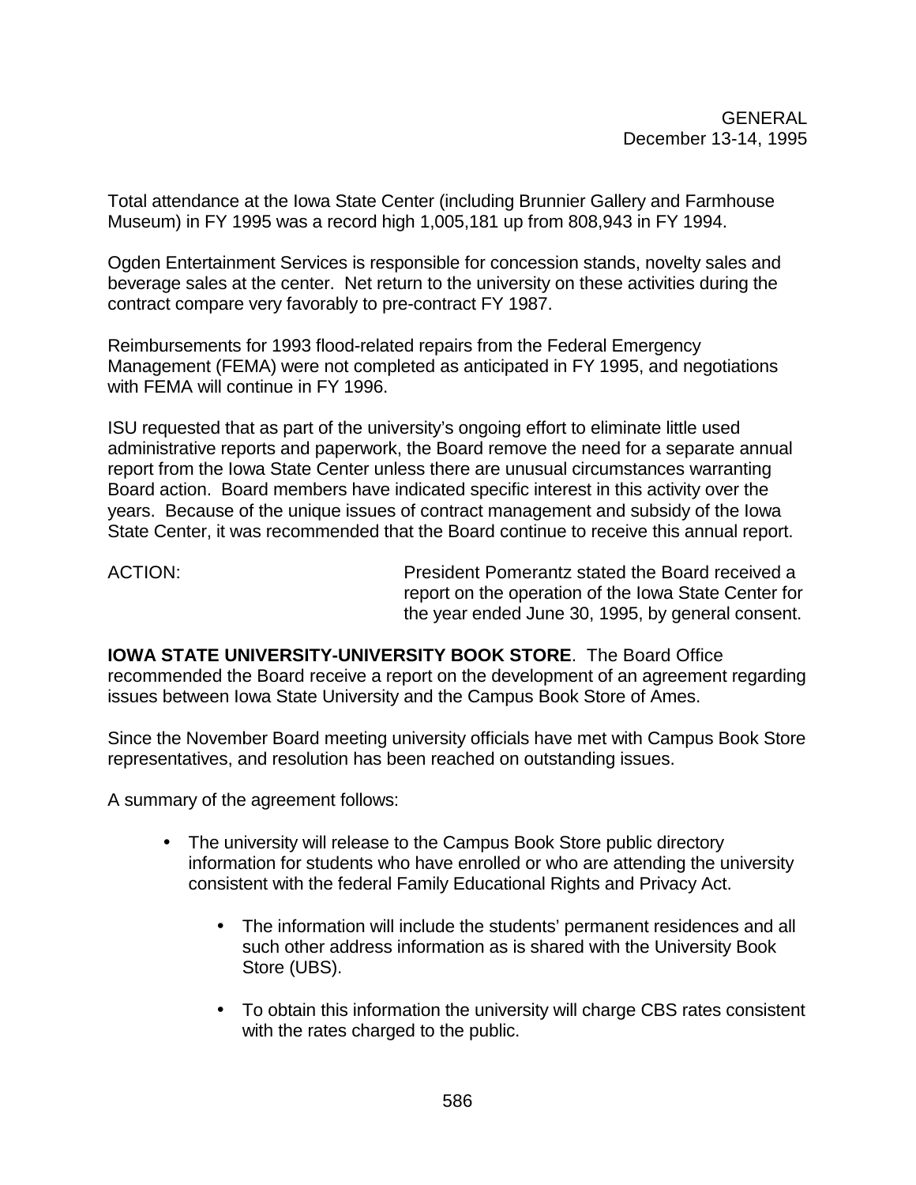Total attendance at the Iowa State Center (including Brunnier Gallery and Farmhouse Museum) in FY 1995 was a record high 1,005,181 up from 808,943 in FY 1994.

Ogden Entertainment Services is responsible for concession stands, novelty sales and beverage sales at the center. Net return to the university on these activities during the contract compare very favorably to pre-contract FY 1987.

Reimbursements for 1993 flood-related repairs from the Federal Emergency Management (FEMA) were not completed as anticipated in FY 1995, and negotiations with FEMA will continue in FY 1996.

ISU requested that as part of the university's ongoing effort to eliminate little used administrative reports and paperwork, the Board remove the need for a separate annual report from the Iowa State Center unless there are unusual circumstances warranting Board action. Board members have indicated specific interest in this activity over the years. Because of the unique issues of contract management and subsidy of the Iowa State Center, it was recommended that the Board continue to receive this annual report.

ACTION: President Pomerantz stated the Board received a report on the operation of the Iowa State Center for the year ended June 30, 1995, by general consent.

**IOWA STATE UNIVERSITY-UNIVERSITY BOOK STORE**. The Board Office recommended the Board receive a report on the development of an agreement regarding issues between Iowa State University and the Campus Book Store of Ames.

Since the November Board meeting university officials have met with Campus Book Store representatives, and resolution has been reached on outstanding issues.

A summary of the agreement follows:

- The university will release to the Campus Book Store public directory information for students who have enrolled or who are attending the university consistent with the federal Family Educational Rights and Privacy Act.
  - The information will include the students' permanent residences and all such other address information as is shared with the University Book Store (UBS).
  - To obtain this information the university will charge CBS rates consistent with the rates charged to the public.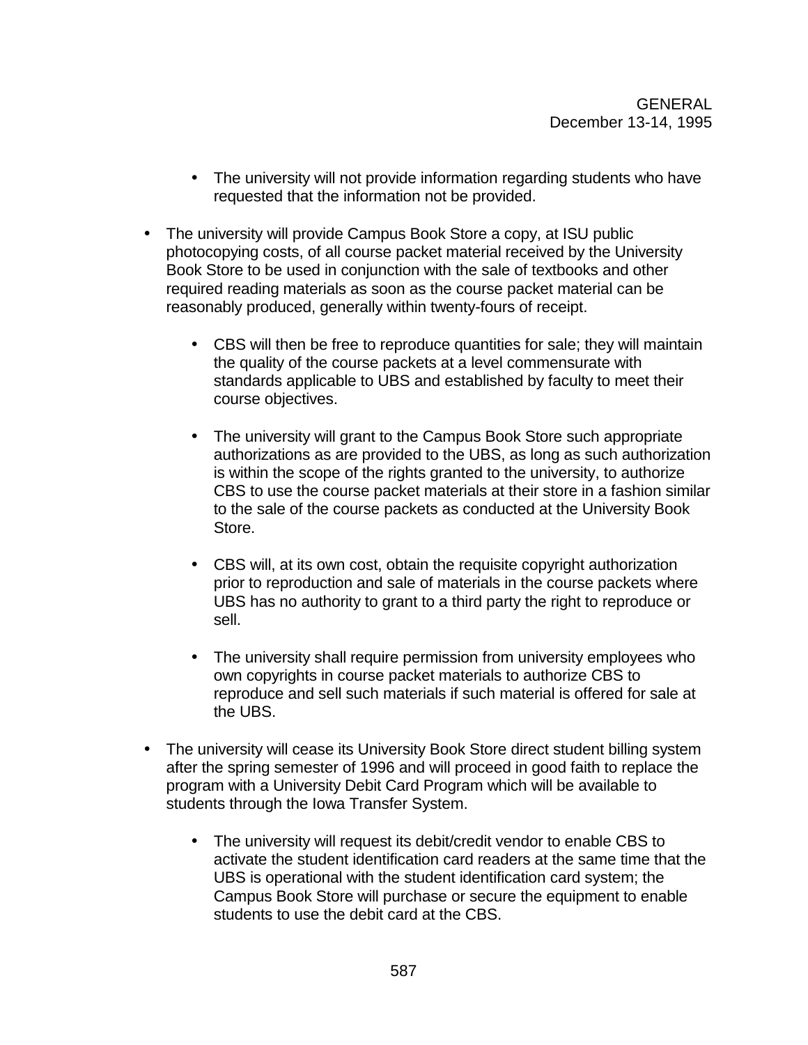- The university will not provide information regarding students who have requested that the information not be provided.

- The university will provide Campus Book Store a copy, at ISU public photocopying costs, of all course packet material received by the University Book Store to be used in conjunction with the sale of textbooks and other required reading materials as soon as the course packet material can be reasonably produced, generally within twenty-fours of receipt.

  - CBS will then be free to reproduce quantities for sale; they will maintain the quality of the course packets at a level commensurate with standards applicable to UBS and established by faculty to meet their course objectives.

  - The university will grant to the Campus Book Store such appropriate authorizations as are provided to the UBS, as long as such authorization is within the scope of the rights granted to the university, to authorize CBS to use the course packet materials at their store in a fashion similar to the sale of the course packets as conducted at the University Book Store.

  - CBS will, at its own cost, obtain the requisite copyright authorization prior to reproduction and sale of materials in the course packets where UBS has no authority to grant to a third party the right to reproduce or sell.

  - The university shall require permission from university employees who own copyrights in course packet materials to authorize CBS to reproduce and sell such materials if such material is offered for sale at the UBS.

- The university will cease its University Book Store direct student billing system after the spring semester of 1996 and will proceed in good faith to replace the program with a University Debit Card Program which will be available to students through the Iowa Transfer System.

  - The university will request its debit/credit vendor to enable CBS to activate the student identification card readers at the same time that the UBS is operational with the student identification card system; the Campus Book Store will purchase or secure the equipment to enable students to use the debit card at the CBS.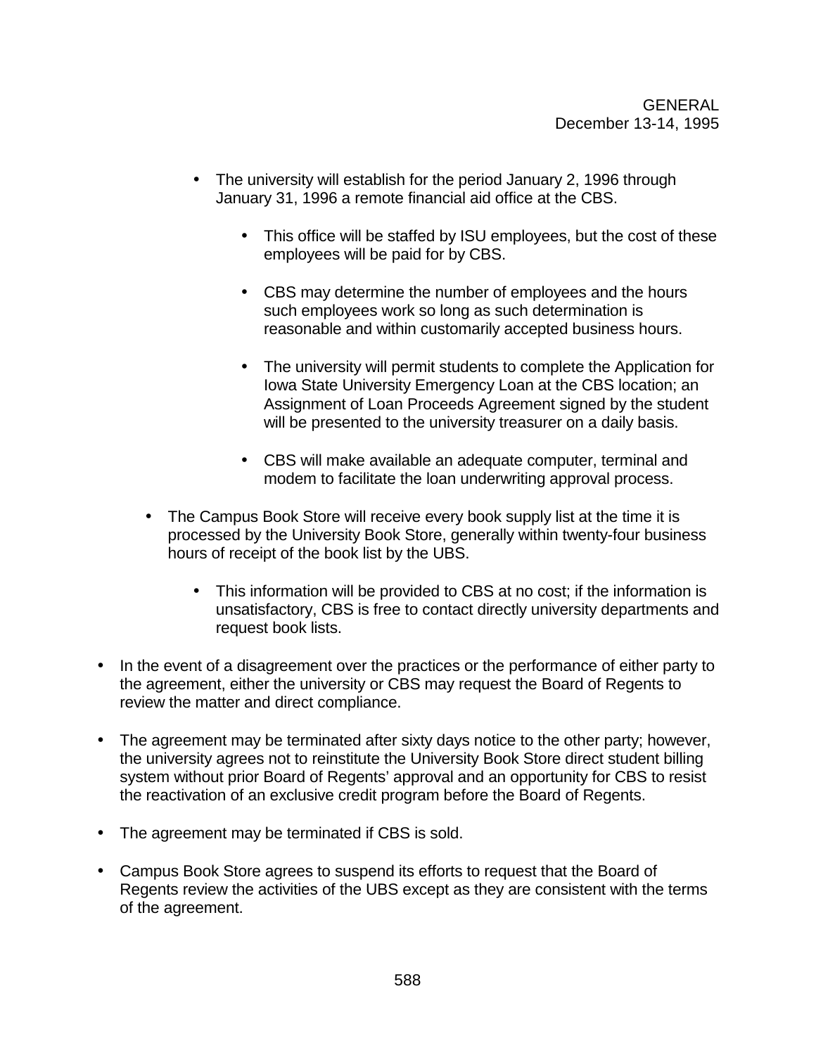- The university will establish for the period January 2, 1996 through January 31, 1996 a remote financial aid office at the CBS.

    - This office will be staffed by ISU employees, but the cost of these employees will be paid for by CBS.

    - CBS may determine the number of employees and the hours such employees work so long as such determination is reasonable and within customarily accepted business hours.

    - The university will permit students to complete the Application for Iowa State University Emergency Loan at the CBS location; an Assignment of Loan Proceeds Agreement signed by the student will be presented to the university treasurer on a daily basis.

    - CBS will make available an adequate computer, terminal and modem to facilitate the loan underwriting approval process.

  - The Campus Book Store will receive every book supply list at the time it is processed by the University Book Store, generally within twenty-four business hours of receipt of the book list by the UBS.

    - This information will be provided to CBS at no cost; if the information is unsatisfactory, CBS is free to contact directly university departments and request book lists.

- In the event of a disagreement over the practices or the performance of either party to the agreement, either the university or CBS may request the Board of Regents to review the matter and direct compliance.

- The agreement may be terminated after sixty days notice to the other party; however, the university agrees not to reinstitute the University Book Store direct student billing system without prior Board of Regents' approval and an opportunity for CBS to resist the reactivation of an exclusive credit program before the Board of Regents.

- The agreement may be terminated if CBS is sold.

- Campus Book Store agrees to suspend its efforts to request that the Board of Regents review the activities of the UBS except as they are consistent with the terms of the agreement.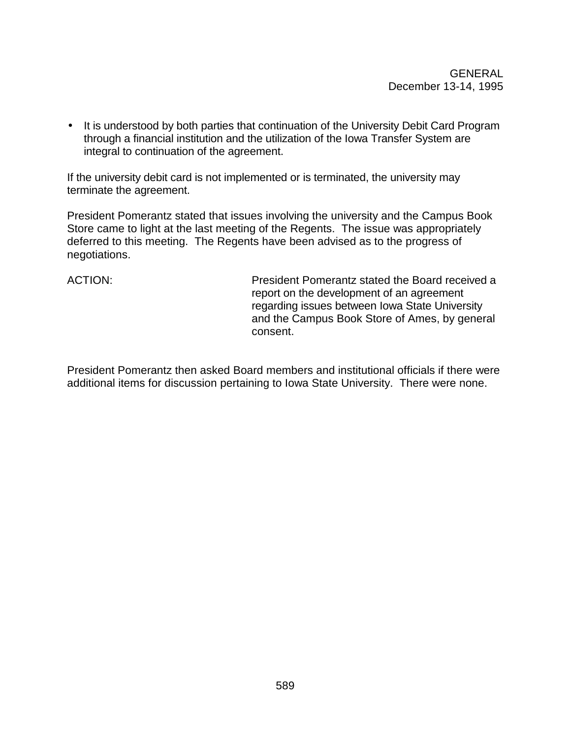- It is understood by both parties that continuation of the University Debit Card Program through a financial institution and the utilization of the Iowa Transfer System are integral to continuation of the agreement.

If the university debit card is not implemented or is terminated, the university may terminate the agreement.

President Pomerantz stated that issues involving the university and the Campus Book Store came to light at the last meeting of the Regents. The issue was appropriately deferred to this meeting. The Regents have been advised as to the progress of negotiations.

ACTION: President Pomerantz stated the Board received a report on the development of an agreement regarding issues between Iowa State University and the Campus Book Store of Ames, by general consent.

President Pomerantz then asked Board members and institutional officials if there were additional items for discussion pertaining to Iowa State University. There were none.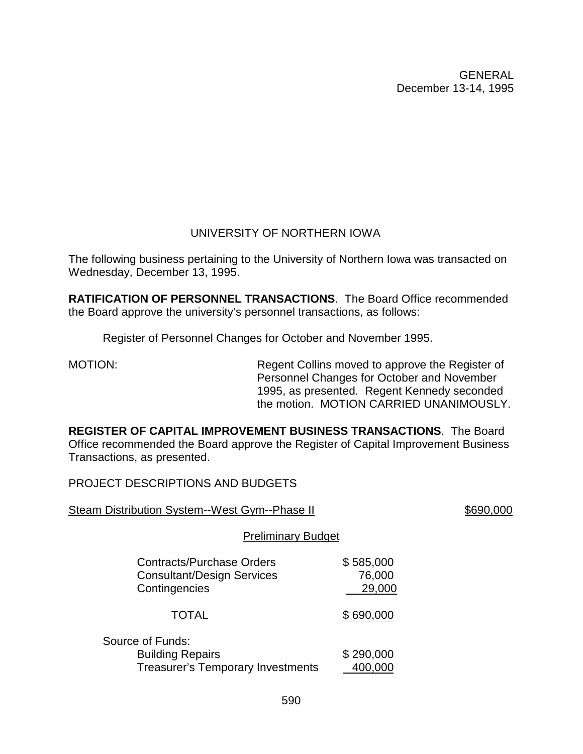GENERAL
December 13-14, 1995

## UNIVERSITY OF NORTHERN IOWA

The following business pertaining to the University of Northern Iowa was transacted on Wednesday, December 13, 1995.

**RATIFICATION OF PERSONNEL TRANSACTIONS**. The Board Office recommended the Board approve the university's personnel transactions, as follows:

Register of Personnel Changes for October and November 1995.

MOTION: Regent Collins moved to approve the Register of Personnel Changes for October and November 1995, as presented. Regent Kennedy seconded the motion. MOTION CARRIED UNANIMOUSLY.

**REGISTER OF CAPITAL IMPROVEMENT BUSINESS TRANSACTIONS**. The Board Office recommended the Board approve the Register of Capital Improvement Business Transactions, as presented.

PROJECT DESCRIPTIONS AND BUDGETS

Steam Distribution System--West Gym--Phase II $690,000

Preliminary Budget

| | |
|---|---|
| Contracts/Purchase Orders | $ 585,000 |
| Consultant/Design Services | 76,000 |
| Contingencies | 29,000 |
| TOTAL | $ 690,000 |
| Source of Funds: | |
| Building Repairs | $ 290,000 |
| Treasurer's Temporary Investments | 400,000 |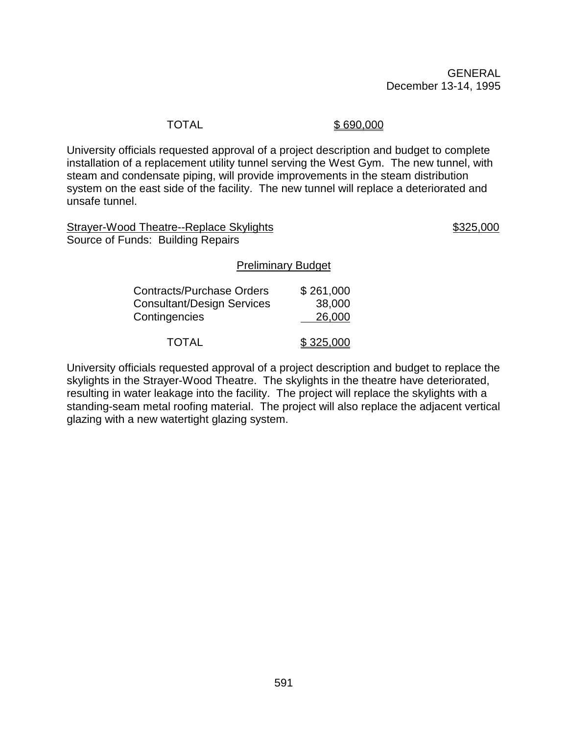| | |
|---|---|
| TOTAL | $ 690,000 |

University officials requested approval of a project description and budget to complete installation of a replacement utility tunnel serving the West Gym. The new tunnel, with steam and condensate piping, will provide improvements in the steam distribution system on the east side of the facility. The new tunnel will replace a deteriorated and unsafe tunnel.

Strayer-Wood Theatre--Replace Skylights $325,000
Source of Funds: Building Repairs

Preliminary Budget

| | |
|---|---|
| Contracts/Purchase Orders | $ 261,000 |
| Consultant/Design Services | 38,000 |
| Contingencies | 26,000 |
| TOTAL | $ 325,000 |

University officials requested approval of a project description and budget to replace the skylights in the Strayer-Wood Theatre. The skylights in the theatre have deteriorated, resulting in water leakage into the facility. The project will replace the skylights with a standing-seam metal roofing material. The project will also replace the adjacent vertical glazing with a new watertight glazing system.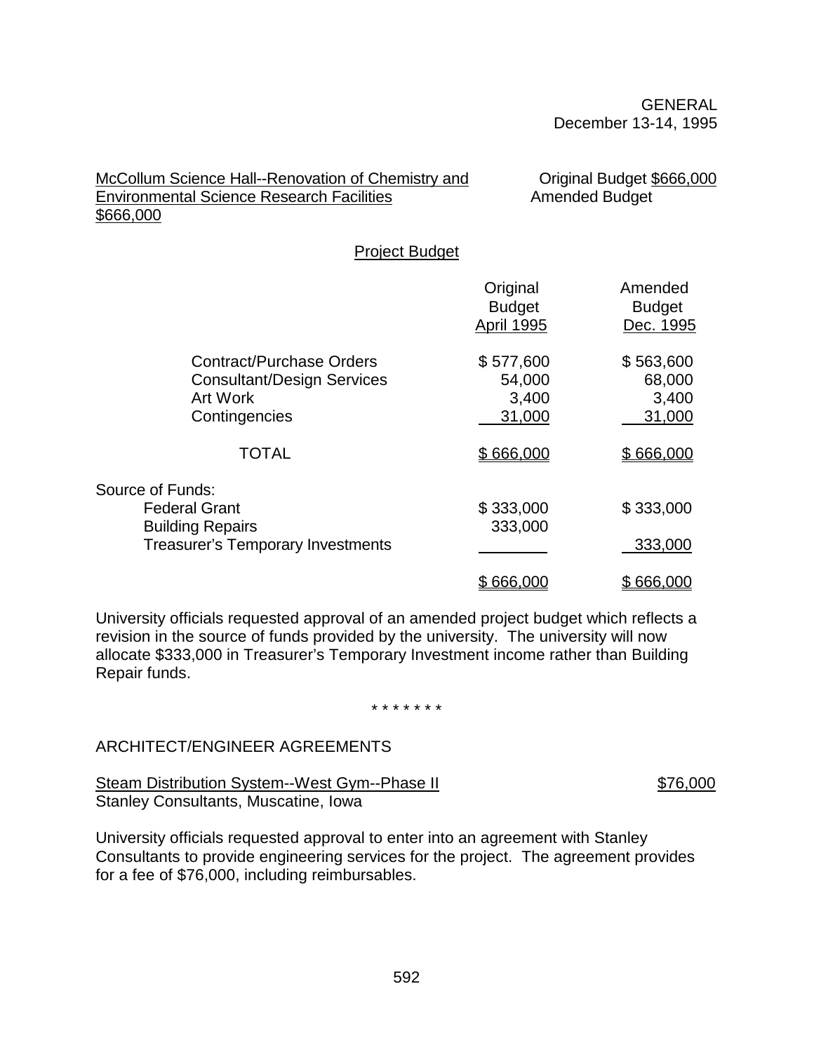GENERAL
December 13-14, 1995

<u>McCollum Science Hall--Renovation of Chemistry and Environmental Science Research Facilities</u> Original Budget <u>$666,000</u> Amended Budget <u>$666,000</u>

<u>Project Budget</u>

| | Original Budget April 1995 | Amended Budget Dec. 1995 |
|---|---|---|
| Contract/Purchase Orders | $ 577,600 | $ 563,600 |
| Consultant/Design Services | 54,000 | 68,000 |
| Art Work | 3,400 | 3,400 |
| Contingencies | 31,000 | 31,000 |
| TOTAL | $ 666,000 | $ 666,000 |
| Source of Funds: | | |
| Federal Grant | $ 333,000 | $ 333,000 |
| Building Repairs | 333,000 | |
| Treasurer's Temporary Investments | | 333,000 |
| | $ 666,000 | $ 666,000 |

University officials requested approval of an amended project budget which reflects a revision in the source of funds provided by the university. The university will now allocate $333,000 in Treasurer's Temporary Investment income rather than Building Repair funds.

\* \* \* \* \* \* \*

ARCHITECT/ENGINEER AGREEMENTS

<u>Steam Distribution System--West Gym--Phase II</u> <u>$76,000</u>
Stanley Consultants, Muscatine, Iowa

University officials requested approval to enter into an agreement with Stanley Consultants to provide engineering services for the project. The agreement provides for a fee of $76,000, including reimbursables.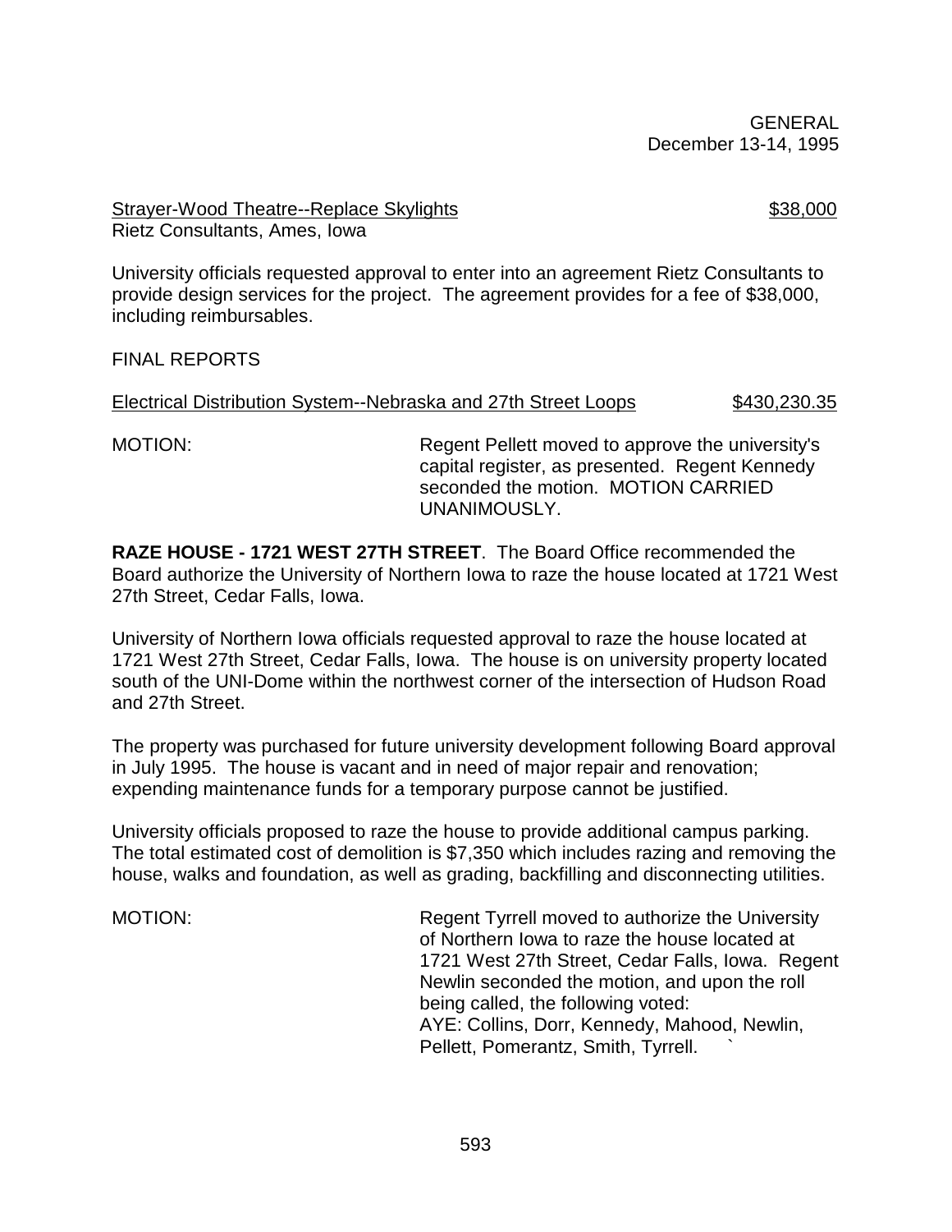Strayer-Wood Theatre--Replace Skylights $38,000
Rietz Consultants, Ames, Iowa

University officials requested approval to enter into an agreement Rietz Consultants to provide design services for the project. The agreement provides for a fee of $38,000, including reimbursables.

FINAL REPORTS

Electrical Distribution System--Nebraska and 27th Street Loops $430,230.35

MOTION: Regent Pellett moved to approve the university's capital register, as presented. Regent Kennedy seconded the motion. MOTION CARRIED UNANIMOUSLY.

**RAZE HOUSE - 1721 WEST 27TH STREET**. The Board Office recommended the Board authorize the University of Northern Iowa to raze the house located at 1721 West 27th Street, Cedar Falls, Iowa.

University of Northern Iowa officials requested approval to raze the house located at 1721 West 27th Street, Cedar Falls, Iowa. The house is on university property located south of the UNI-Dome within the northwest corner of the intersection of Hudson Road and 27th Street.

The property was purchased for future university development following Board approval in July 1995. The house is vacant and in need of major repair and renovation; expending maintenance funds for a temporary purpose cannot be justified.

University officials proposed to raze the house to provide additional campus parking. The total estimated cost of demolition is $7,350 which includes razing and removing the house, walks and foundation, as well as grading, backfilling and disconnecting utilities.

MOTION: Regent Tyrrell moved to authorize the University of Northern Iowa to raze the house located at 1721 West 27th Street, Cedar Falls, Iowa. Regent Newlin seconded the motion, and upon the roll being called, the following voted:
AYE: Collins, Dorr, Kennedy, Mahood, Newlin, Pellett, Pomerantz, Smith, Tyrrell.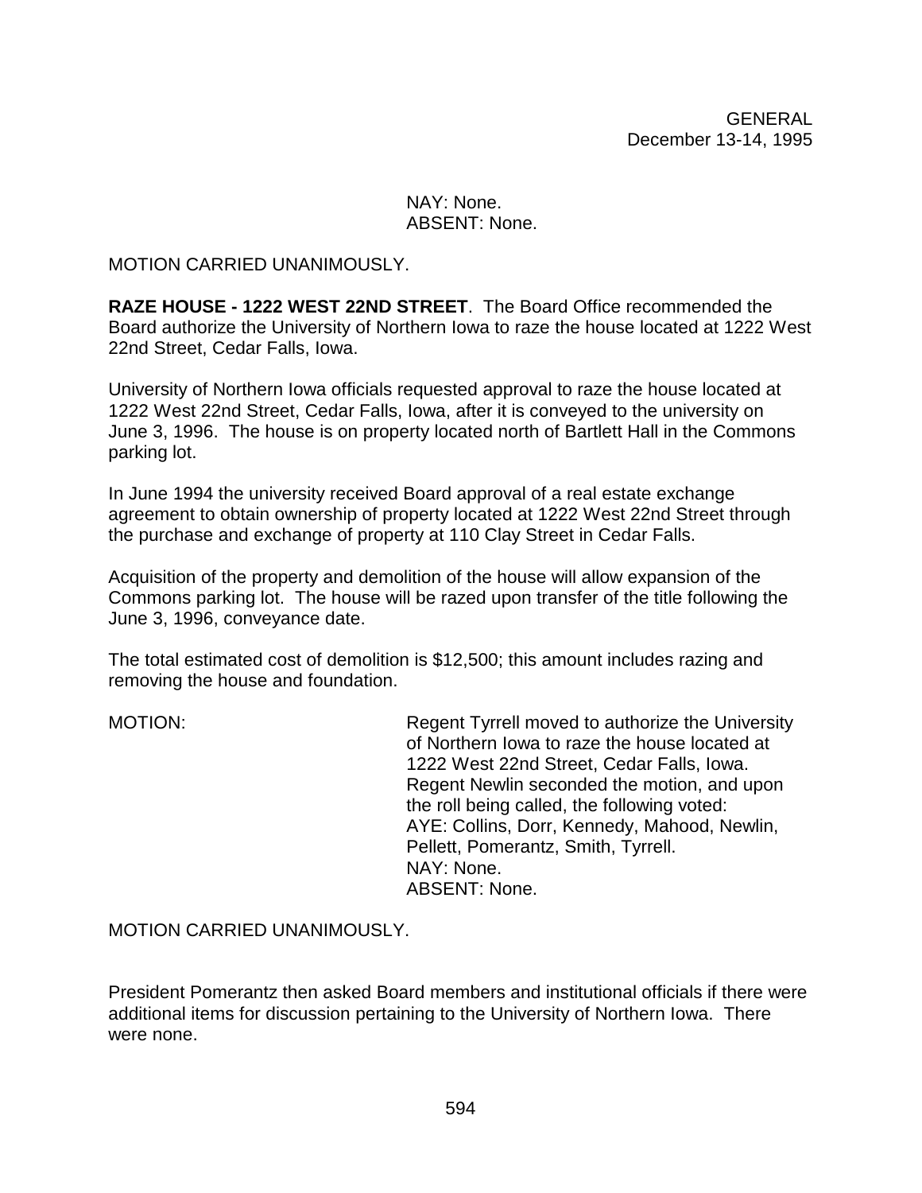NAY: None.
ABSENT: None.

MOTION CARRIED UNANIMOUSLY.

**RAZE HOUSE - 1222 WEST 22ND STREET**. The Board Office recommended the Board authorize the University of Northern Iowa to raze the house located at 1222 West 22nd Street, Cedar Falls, Iowa.

University of Northern Iowa officials requested approval to raze the house located at 1222 West 22nd Street, Cedar Falls, Iowa, after it is conveyed to the university on June 3, 1996. The house is on property located north of Bartlett Hall in the Commons parking lot.

In June 1994 the university received Board approval of a real estate exchange agreement to obtain ownership of property located at 1222 West 22nd Street through the purchase and exchange of property at 110 Clay Street in Cedar Falls.

Acquisition of the property and demolition of the house will allow expansion of the Commons parking lot. The house will be razed upon transfer of the title following the June 3, 1996, conveyance date.

The total estimated cost of demolition is $12,500; this amount includes razing and removing the house and foundation.

MOTION: Regent Tyrrell moved to authorize the University of Northern Iowa to raze the house located at 1222 West 22nd Street, Cedar Falls, Iowa. Regent Newlin seconded the motion, and upon the roll being called, the following voted:
AYE: Collins, Dorr, Kennedy, Mahood, Newlin, Pellett, Pomerantz, Smith, Tyrrell.
NAY: None.
ABSENT: None.

MOTION CARRIED UNANIMOUSLY.

President Pomerantz then asked Board members and institutional officials if there were additional items for discussion pertaining to the University of Northern Iowa. There were none.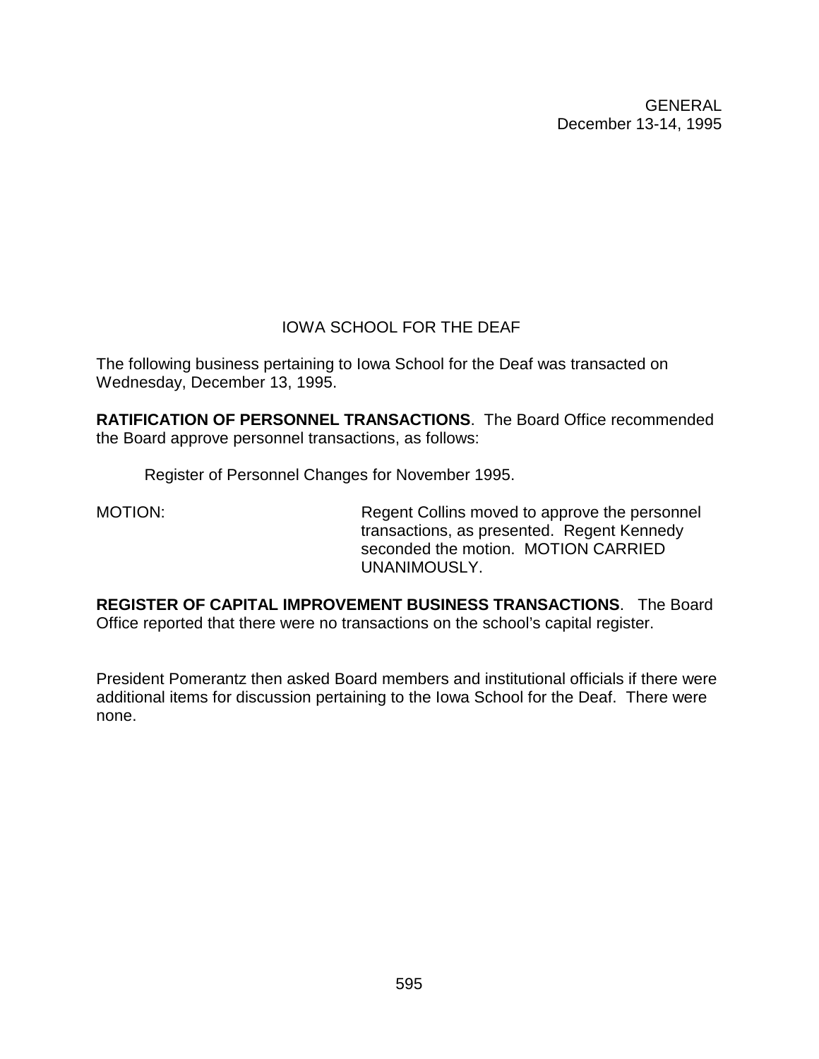## IOWA SCHOOL FOR THE DEAF

The following business pertaining to Iowa School for the Deaf was transacted on Wednesday, December 13, 1995.

**RATIFICATION OF PERSONNEL TRANSACTIONS**. The Board Office recommended the Board approve personnel transactions, as follows:

Register of Personnel Changes for November 1995.

MOTION: Regent Collins moved to approve the personnel transactions, as presented. Regent Kennedy seconded the motion. MOTION CARRIED UNANIMOUSLY.

**REGISTER OF CAPITAL IMPROVEMENT BUSINESS TRANSACTIONS**. The Board Office reported that there were no transactions on the school's capital register.

President Pomerantz then asked Board members and institutional officials if there were additional items for discussion pertaining to the Iowa School for the Deaf. There were none.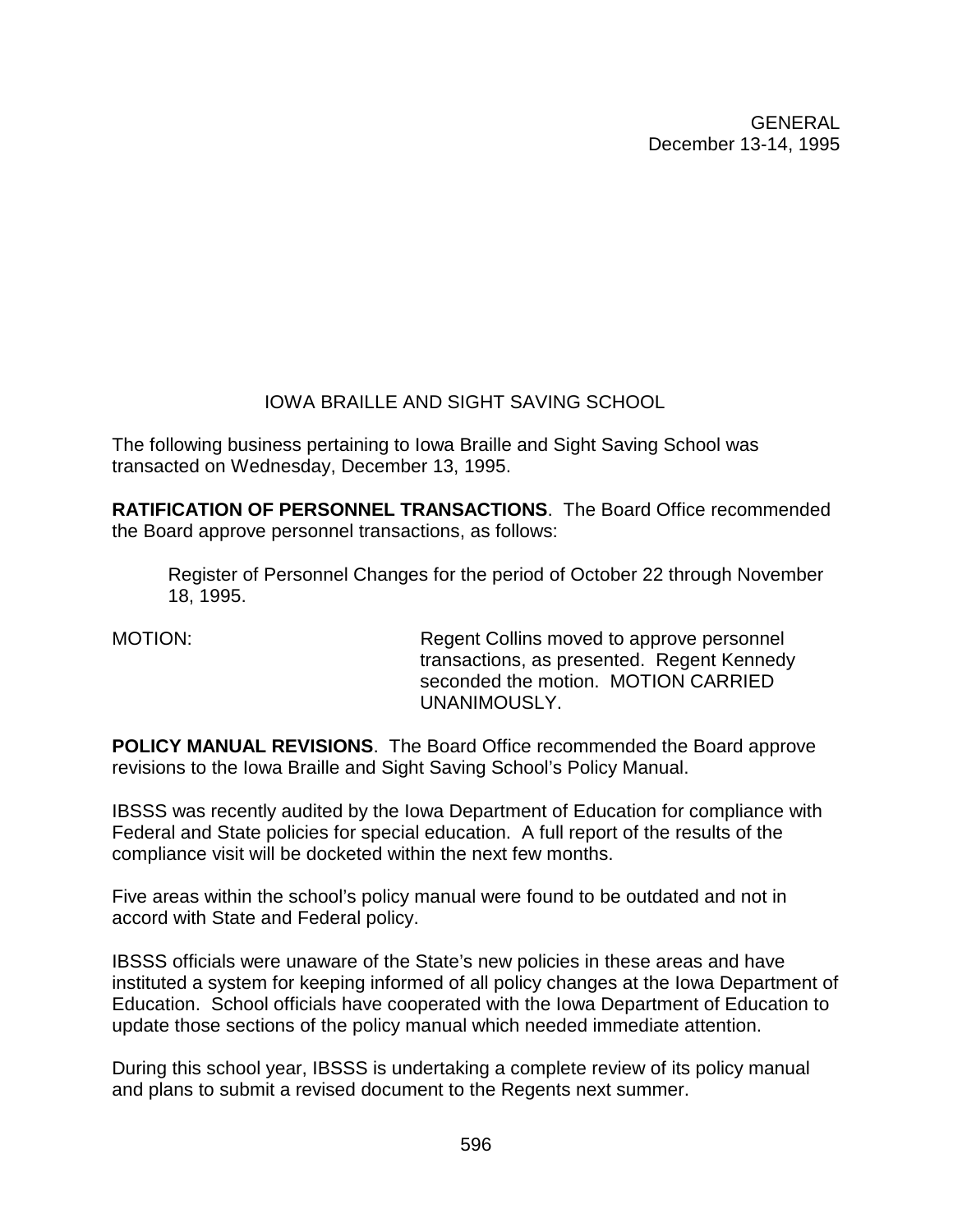## IOWA BRAILLE AND SIGHT SAVING SCHOOL

The following business pertaining to Iowa Braille and Sight Saving School was transacted on Wednesday, December 13, 1995.

**RATIFICATION OF PERSONNEL TRANSACTIONS**. The Board Office recommended the Board approve personnel transactions, as follows:

> Register of Personnel Changes for the period of October 22 through November 18, 1995.

MOTION: Regent Collins moved to approve personnel transactions, as presented. Regent Kennedy seconded the motion. MOTION CARRIED UNANIMOUSLY.

**POLICY MANUAL REVISIONS**. The Board Office recommended the Board approve revisions to the Iowa Braille and Sight Saving School's Policy Manual.

IBSSS was recently audited by the Iowa Department of Education for compliance with Federal and State policies for special education. A full report of the results of the compliance visit will be docketed within the next few months.

Five areas within the school's policy manual were found to be outdated and not in accord with State and Federal policy.

IBSSS officials were unaware of the State's new policies in these areas and have instituted a system for keeping informed of all policy changes at the Iowa Department of Education. School officials have cooperated with the Iowa Department of Education to update those sections of the policy manual which needed immediate attention.

During this school year, IBSSS is undertaking a complete review of its policy manual and plans to submit a revised document to the Regents next summer.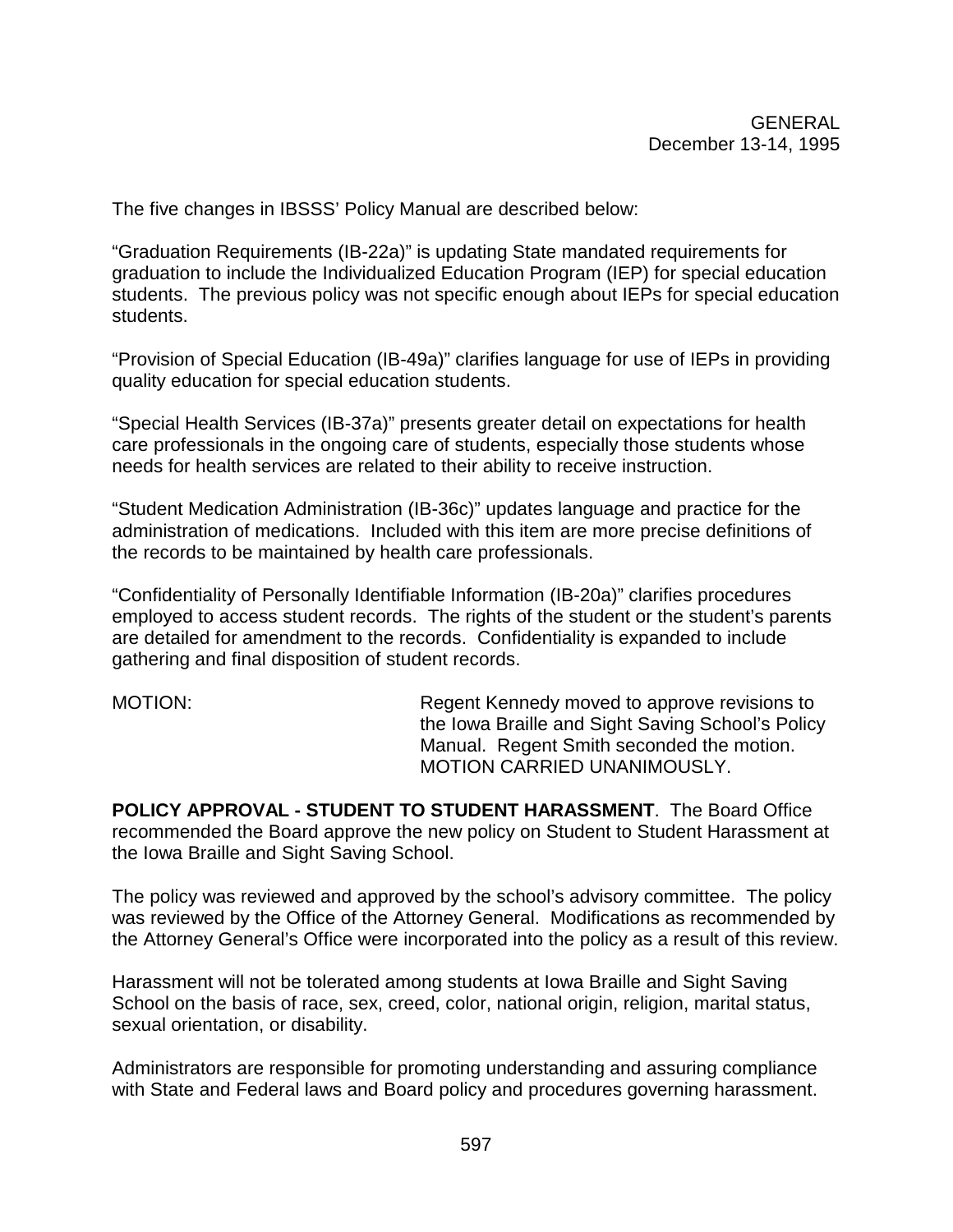The five changes in IBSSS' Policy Manual are described below:

"Graduation Requirements (IB-22a)" is updating State mandated requirements for graduation to include the Individualized Education Program (IEP) for special education students. The previous policy was not specific enough about IEPs for special education students.

"Provision of Special Education (IB-49a)" clarifies language for use of IEPs in providing quality education for special education students.

"Special Health Services (IB-37a)" presents greater detail on expectations for health care professionals in the ongoing care of students, especially those students whose needs for health services are related to their ability to receive instruction.

"Student Medication Administration (IB-36c)" updates language and practice for the administration of medications. Included with this item are more precise definitions of the records to be maintained by health care professionals.

"Confidentiality of Personally Identifiable Information (IB-20a)" clarifies procedures employed to access student records. The rights of the student or the student's parents are detailed for amendment to the records. Confidentiality is expanded to include gathering and final disposition of student records.

MOTION: Regent Kennedy moved to approve revisions to the Iowa Braille and Sight Saving School's Policy Manual. Regent Smith seconded the motion. MOTION CARRIED UNANIMOUSLY.

**POLICY APPROVAL - STUDENT TO STUDENT HARASSMENT**. The Board Office recommended the Board approve the new policy on Student to Student Harassment at the Iowa Braille and Sight Saving School.

The policy was reviewed and approved by the school's advisory committee. The policy was reviewed by the Office of the Attorney General. Modifications as recommended by the Attorney General's Office were incorporated into the policy as a result of this review.

Harassment will not be tolerated among students at Iowa Braille and Sight Saving School on the basis of race, sex, creed, color, national origin, religion, marital status, sexual orientation, or disability.

Administrators are responsible for promoting understanding and assuring compliance with State and Federal laws and Board policy and procedures governing harassment.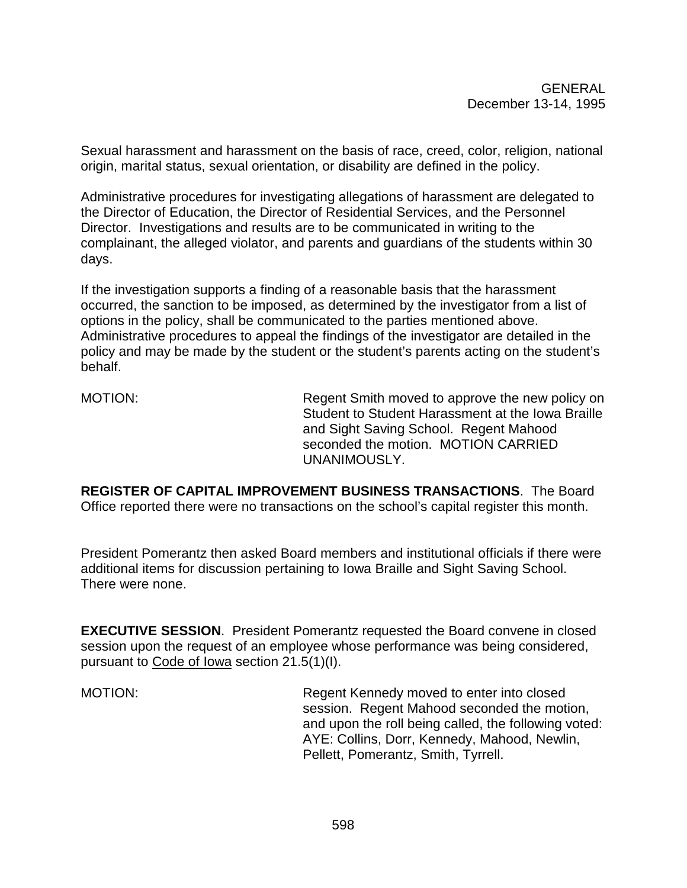Sexual harassment and harassment on the basis of race, creed, color, religion, national origin, marital status, sexual orientation, or disability are defined in the policy.

Administrative procedures for investigating allegations of harassment are delegated to the Director of Education, the Director of Residential Services, and the Personnel Director. Investigations and results are to be communicated in writing to the complainant, the alleged violator, and parents and guardians of the students within 30 days.

If the investigation supports a finding of a reasonable basis that the harassment occurred, the sanction to be imposed, as determined by the investigator from a list of options in the policy, shall be communicated to the parties mentioned above. Administrative procedures to appeal the findings of the investigator are detailed in the policy and may be made by the student or the student's parents acting on the student's behalf.

MOTION: Regent Smith moved to approve the new policy on Student to Student Harassment at the Iowa Braille and Sight Saving School. Regent Mahood seconded the motion. MOTION CARRIED UNANIMOUSLY.

**REGISTER OF CAPITAL IMPROVEMENT BUSINESS TRANSACTIONS**. The Board Office reported there were no transactions on the school's capital register this month.

President Pomerantz then asked Board members and institutional officials if there were additional items for discussion pertaining to Iowa Braille and Sight Saving School. There were none.

**EXECUTIVE SESSION**. President Pomerantz requested the Board convene in closed session upon the request of an employee whose performance was being considered, pursuant to Code of Iowa section 21.5(1)(I).

MOTION: Regent Kennedy moved to enter into closed session. Regent Mahood seconded the motion, and upon the roll being called, the following voted: AYE: Collins, Dorr, Kennedy, Mahood, Newlin, Pellett, Pomerantz, Smith, Tyrrell.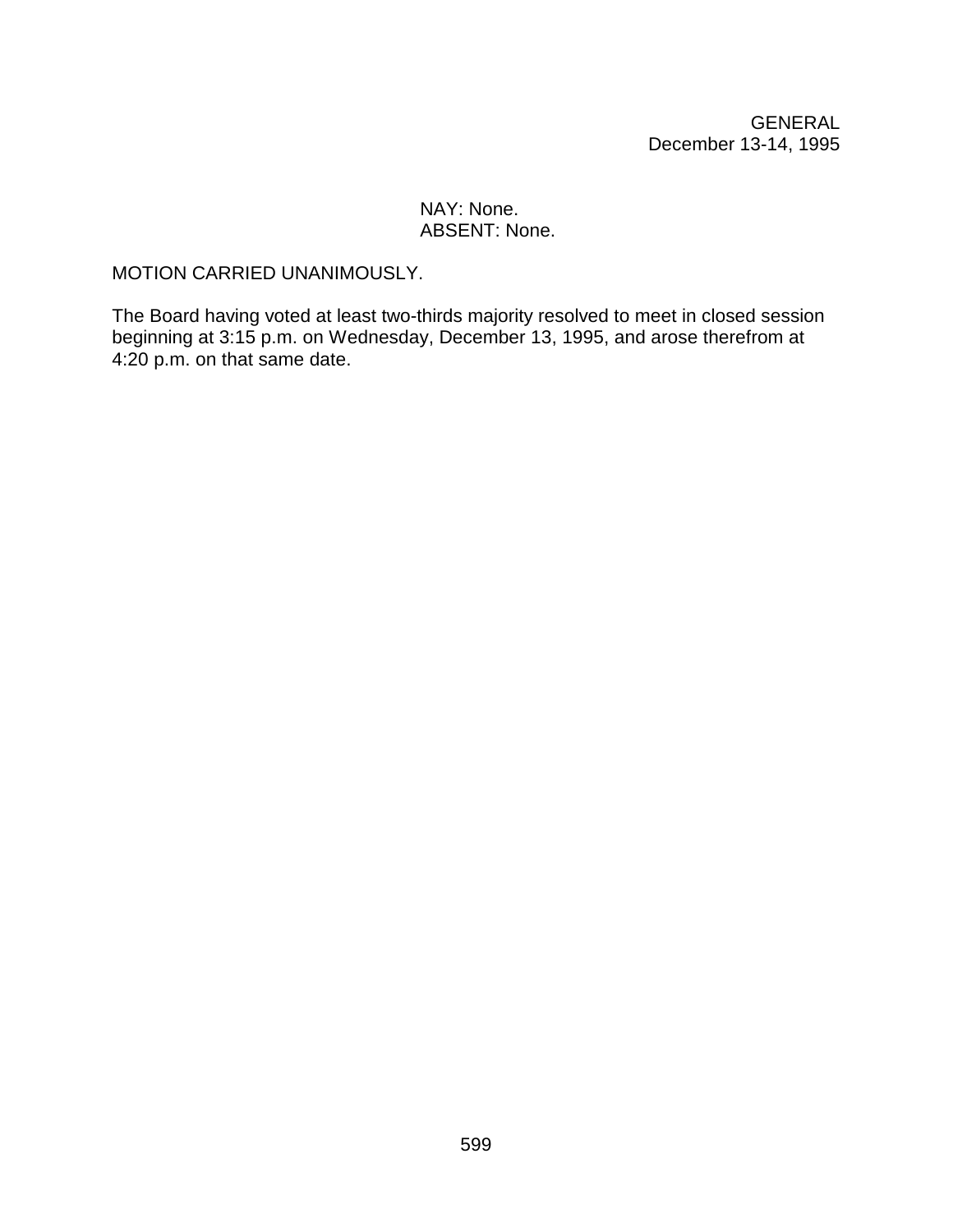NAY: None.
ABSENT: None.

MOTION CARRIED UNANIMOUSLY.

The Board having voted at least two-thirds majority resolved to meet in closed session beginning at 3:15 p.m. on Wednesday, December 13, 1995, and arose therefrom at 4:20 p.m. on that same date.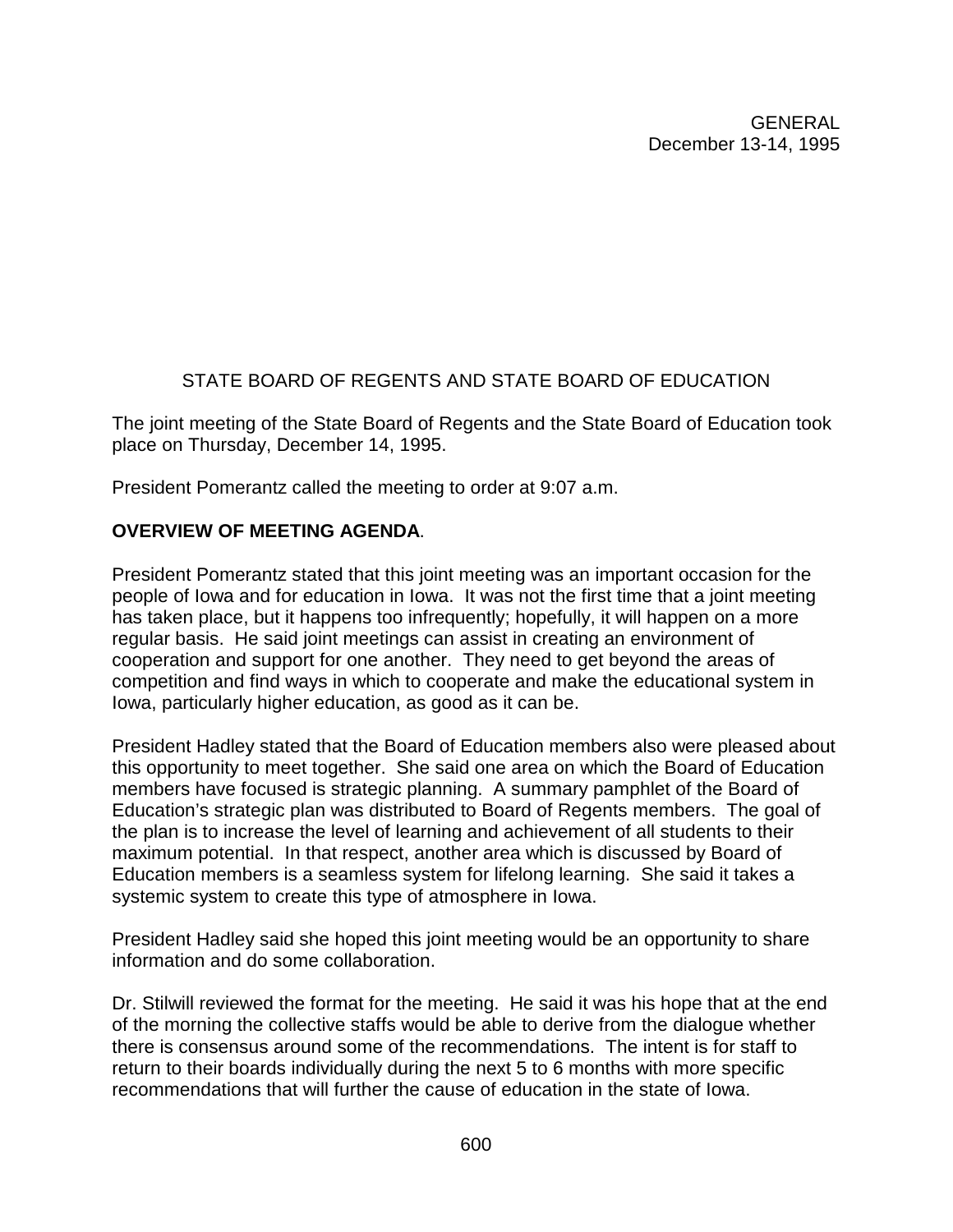GENERAL
December 13-14, 1995

STATE BOARD OF REGENTS AND STATE BOARD OF EDUCATION

The joint meeting of the State Board of Regents and the State Board of Education took place on Thursday, December 14, 1995.

President Pomerantz called the meeting to order at 9:07 a.m.

**OVERVIEW OF MEETING AGENDA**.

President Pomerantz stated that this joint meeting was an important occasion for the people of Iowa and for education in Iowa. It was not the first time that a joint meeting has taken place, but it happens too infrequently; hopefully, it will happen on a more regular basis. He said joint meetings can assist in creating an environment of cooperation and support for one another. They need to get beyond the areas of competition and find ways in which to cooperate and make the educational system in Iowa, particularly higher education, as good as it can be.

President Hadley stated that the Board of Education members also were pleased about this opportunity to meet together. She said one area on which the Board of Education members have focused is strategic planning. A summary pamphlet of the Board of Education's strategic plan was distributed to Board of Regents members. The goal of the plan is to increase the level of learning and achievement of all students to their maximum potential. In that respect, another area which is discussed by Board of Education members is a seamless system for lifelong learning. She said it takes a systemic system to create this type of atmosphere in Iowa.

President Hadley said she hoped this joint meeting would be an opportunity to share information and do some collaboration.

Dr. Stilwill reviewed the format for the meeting. He said it was his hope that at the end of the morning the collective staffs would be able to derive from the dialogue whether there is consensus around some of the recommendations. The intent is for staff to return to their boards individually during the next 5 to 6 months with more specific recommendations that will further the cause of education in the state of Iowa.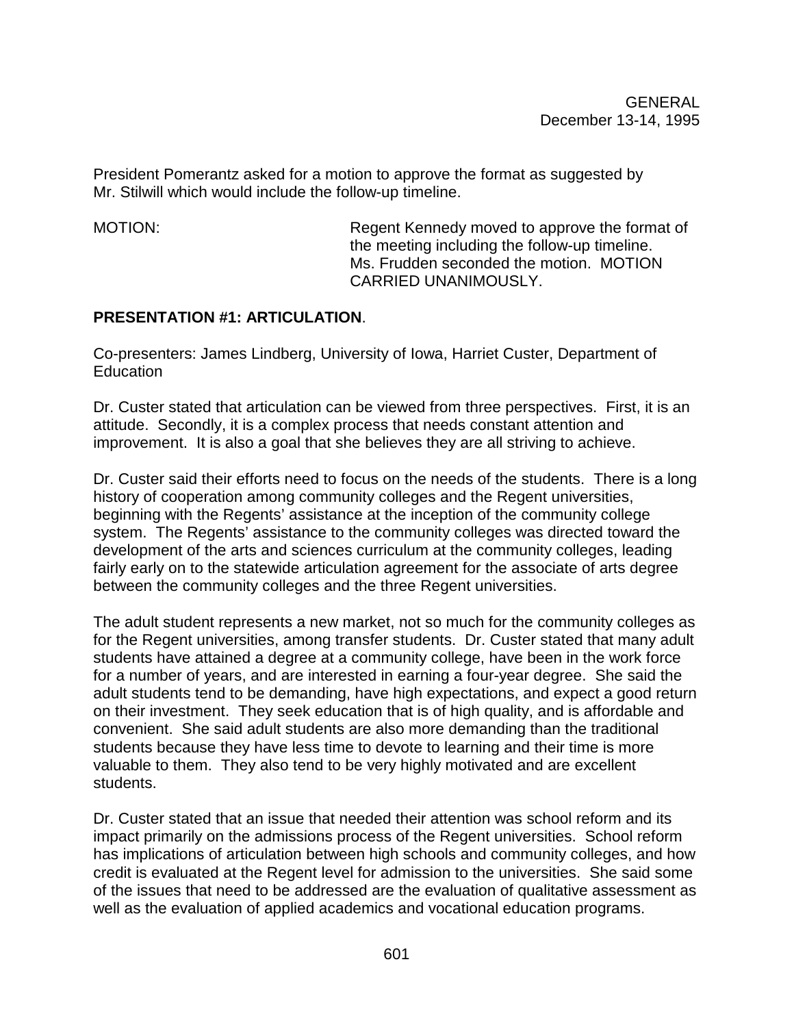President Pomerantz asked for a motion to approve the format as suggested by Mr. Stilwill which would include the follow-up timeline.

MOTION: Regent Kennedy moved to approve the format of the meeting including the follow-up timeline. Ms. Frudden seconded the motion. MOTION CARRIED UNANIMOUSLY.

**PRESENTATION #1: ARTICULATION**.

Co-presenters: James Lindberg, University of Iowa, Harriet Custer, Department of Education

Dr. Custer stated that articulation can be viewed from three perspectives. First, it is an attitude. Secondly, it is a complex process that needs constant attention and improvement. It is also a goal that she believes they are all striving to achieve.

Dr. Custer said their efforts need to focus on the needs of the students. There is a long history of cooperation among community colleges and the Regent universities, beginning with the Regents' assistance at the inception of the community college system. The Regents' assistance to the community colleges was directed toward the development of the arts and sciences curriculum at the community colleges, leading fairly early on to the statewide articulation agreement for the associate of arts degree between the community colleges and the three Regent universities.

The adult student represents a new market, not so much for the community colleges as for the Regent universities, among transfer students. Dr. Custer stated that many adult students have attained a degree at a community college, have been in the work force for a number of years, and are interested in earning a four-year degree. She said the adult students tend to be demanding, have high expectations, and expect a good return on their investment. They seek education that is of high quality, and is affordable and convenient. She said adult students are also more demanding than the traditional students because they have less time to devote to learning and their time is more valuable to them. They also tend to be very highly motivated and are excellent students.

Dr. Custer stated that an issue that needed their attention was school reform and its impact primarily on the admissions process of the Regent universities. School reform has implications of articulation between high schools and community colleges, and how credit is evaluated at the Regent level for admission to the universities. She said some of the issues that need to be addressed are the evaluation of qualitative assessment as well as the evaluation of applied academics and vocational education programs.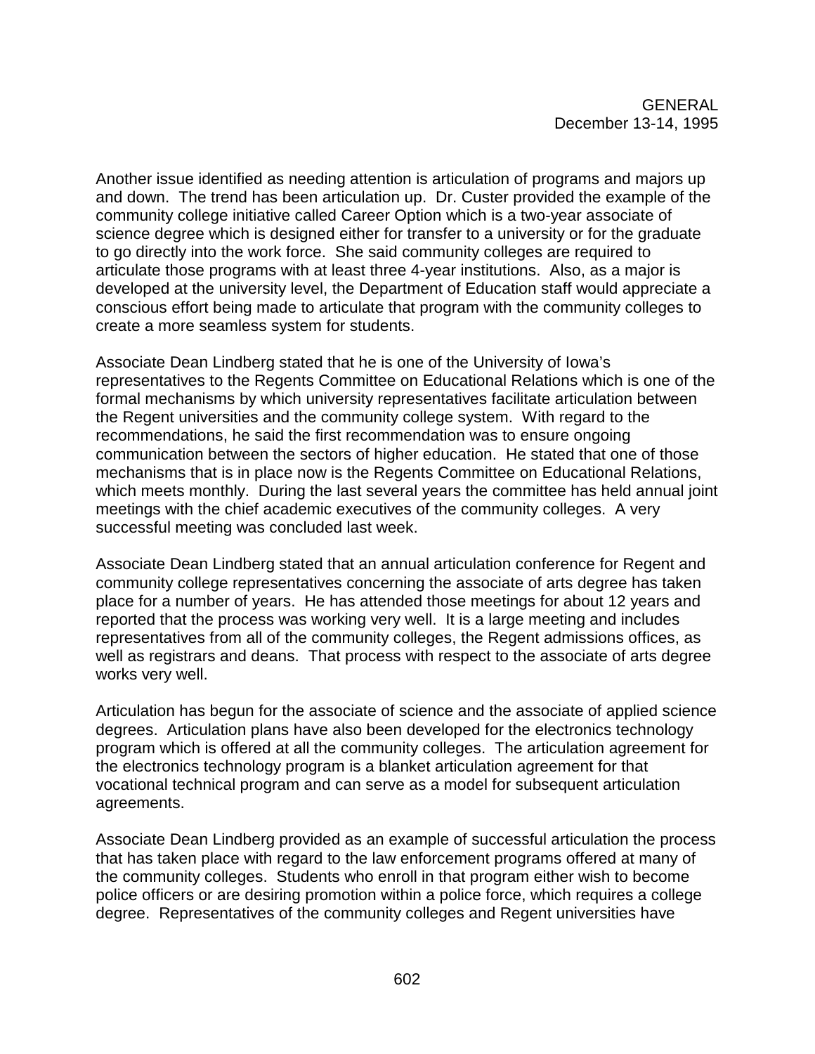Another issue identified as needing attention is articulation of programs and majors up and down. The trend has been articulation up. Dr. Custer provided the example of the community college initiative called Career Option which is a two-year associate of science degree which is designed either for transfer to a university or for the graduate to go directly into the work force. She said community colleges are required to articulate those programs with at least three 4-year institutions. Also, as a major is developed at the university level, the Department of Education staff would appreciate a conscious effort being made to articulate that program with the community colleges to create a more seamless system for students.

Associate Dean Lindberg stated that he is one of the University of Iowa's representatives to the Regents Committee on Educational Relations which is one of the formal mechanisms by which university representatives facilitate articulation between the Regent universities and the community college system. With regard to the recommendations, he said the first recommendation was to ensure ongoing communication between the sectors of higher education. He stated that one of those mechanisms that is in place now is the Regents Committee on Educational Relations, which meets monthly. During the last several years the committee has held annual joint meetings with the chief academic executives of the community colleges. A very successful meeting was concluded last week.

Associate Dean Lindberg stated that an annual articulation conference for Regent and community college representatives concerning the associate of arts degree has taken place for a number of years. He has attended those meetings for about 12 years and reported that the process was working very well. It is a large meeting and includes representatives from all of the community colleges, the Regent admissions offices, as well as registrars and deans. That process with respect to the associate of arts degree works very well.

Articulation has begun for the associate of science and the associate of applied science degrees. Articulation plans have also been developed for the electronics technology program which is offered at all the community colleges. The articulation agreement for the electronics technology program is a blanket articulation agreement for that vocational technical program and can serve as a model for subsequent articulation agreements.

Associate Dean Lindberg provided as an example of successful articulation the process that has taken place with regard to the law enforcement programs offered at many of the community colleges. Students who enroll in that program either wish to become police officers or are desiring promotion within a police force, which requires a college degree. Representatives of the community colleges and Regent universities have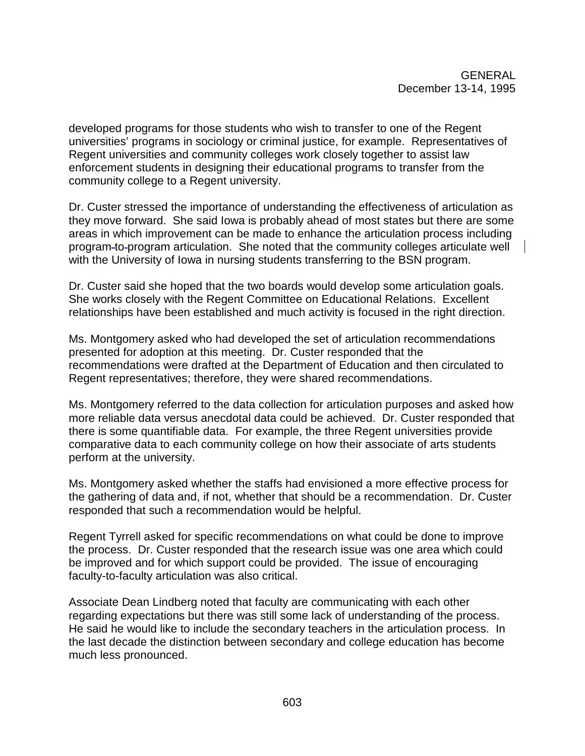developed programs for those students who wish to transfer to one of the Regent universities' programs in sociology or criminal justice, for example. Representatives of Regent universities and community colleges work closely together to assist law enforcement students in designing their educational programs to transfer from the community college to a Regent university.

Dr. Custer stressed the importance of understanding the effectiveness of articulation as they move forward. She said Iowa is probably ahead of most states but there are some areas in which improvement can be made to enhance the articulation process including program-to-program articulation. She noted that the community colleges articulate well with the University of Iowa in nursing students transferring to the BSN program.

Dr. Custer said she hoped that the two boards would develop some articulation goals. She works closely with the Regent Committee on Educational Relations. Excellent relationships have been established and much activity is focused in the right direction.

Ms. Montgomery asked who had developed the set of articulation recommendations presented for adoption at this meeting. Dr. Custer responded that the recommendations were drafted at the Department of Education and then circulated to Regent representatives; therefore, they were shared recommendations.

Ms. Montgomery referred to the data collection for articulation purposes and asked how more reliable data versus anecdotal data could be achieved. Dr. Custer responded that there is some quantifiable data. For example, the three Regent universities provide comparative data to each community college on how their associate of arts students perform at the university.

Ms. Montgomery asked whether the staffs had envisioned a more effective process for the gathering of data and, if not, whether that should be a recommendation. Dr. Custer responded that such a recommendation would be helpful.

Regent Tyrrell asked for specific recommendations on what could be done to improve the process. Dr. Custer responded that the research issue was one area which could be improved and for which support could be provided. The issue of encouraging faculty-to-faculty articulation was also critical.

Associate Dean Lindberg noted that faculty are communicating with each other regarding expectations but there was still some lack of understanding of the process. He said he would like to include the secondary teachers in the articulation process. In the last decade the distinction between secondary and college education has become much less pronounced.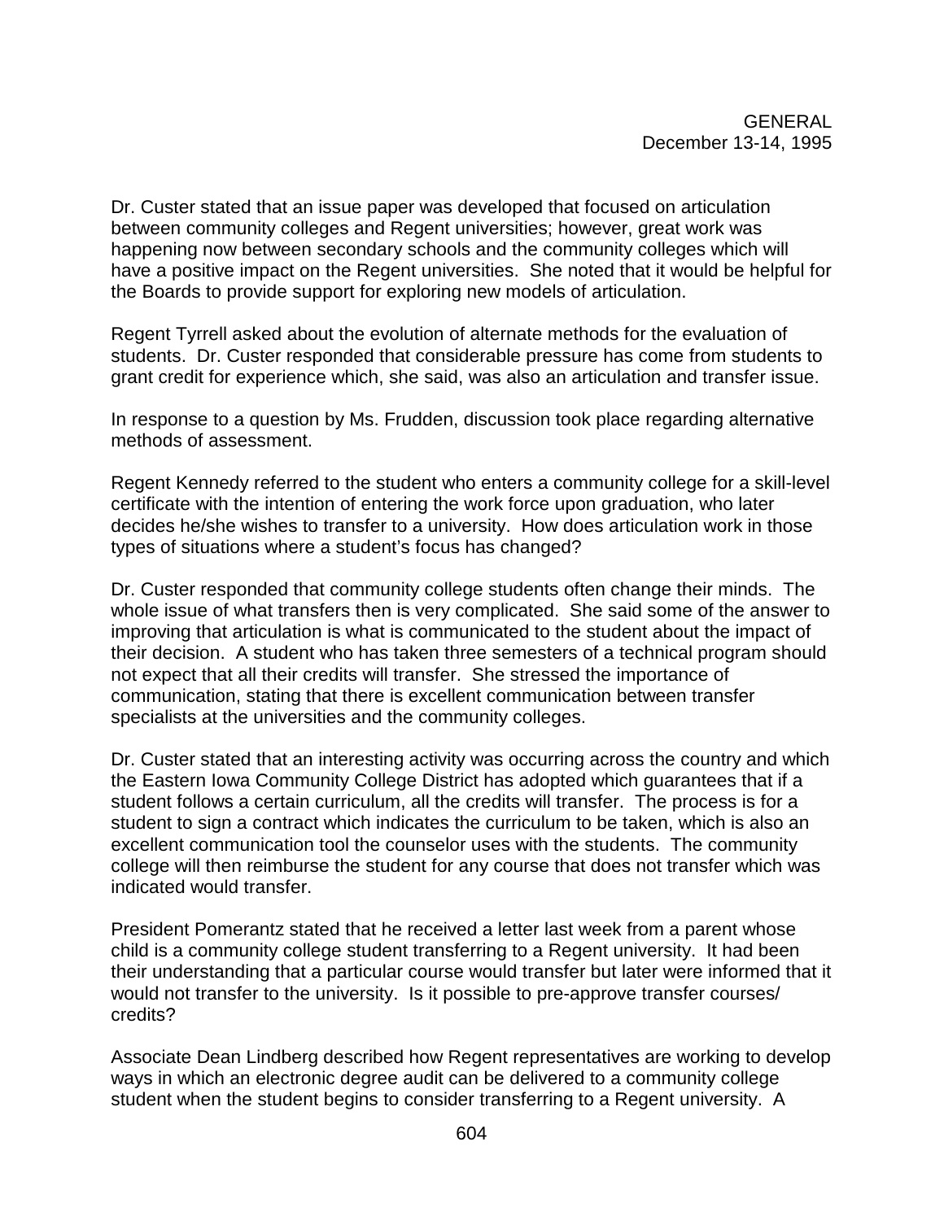Dr. Custer stated that an issue paper was developed that focused on articulation between community colleges and Regent universities; however, great work was happening now between secondary schools and the community colleges which will have a positive impact on the Regent universities. She noted that it would be helpful for the Boards to provide support for exploring new models of articulation.

Regent Tyrrell asked about the evolution of alternate methods for the evaluation of students. Dr. Custer responded that considerable pressure has come from students to grant credit for experience which, she said, was also an articulation and transfer issue.

In response to a question by Ms. Frudden, discussion took place regarding alternative methods of assessment.

Regent Kennedy referred to the student who enters a community college for a skill-level certificate with the intention of entering the work force upon graduation, who later decides he/she wishes to transfer to a university. How does articulation work in those types of situations where a student's focus has changed?

Dr. Custer responded that community college students often change their minds. The whole issue of what transfers then is very complicated. She said some of the answer to improving that articulation is what is communicated to the student about the impact of their decision. A student who has taken three semesters of a technical program should not expect that all their credits will transfer. She stressed the importance of communication, stating that there is excellent communication between transfer specialists at the universities and the community colleges.

Dr. Custer stated that an interesting activity was occurring across the country and which the Eastern Iowa Community College District has adopted which guarantees that if a student follows a certain curriculum, all the credits will transfer. The process is for a student to sign a contract which indicates the curriculum to be taken, which is also an excellent communication tool the counselor uses with the students. The community college will then reimburse the student for any course that does not transfer which was indicated would transfer.

President Pomerantz stated that he received a letter last week from a parent whose child is a community college student transferring to a Regent university. It had been their understanding that a particular course would transfer but later were informed that it would not transfer to the university. Is it possible to pre-approve transfer courses/ credits?

Associate Dean Lindberg described how Regent representatives are working to develop ways in which an electronic degree audit can be delivered to a community college student when the student begins to consider transferring to a Regent university. A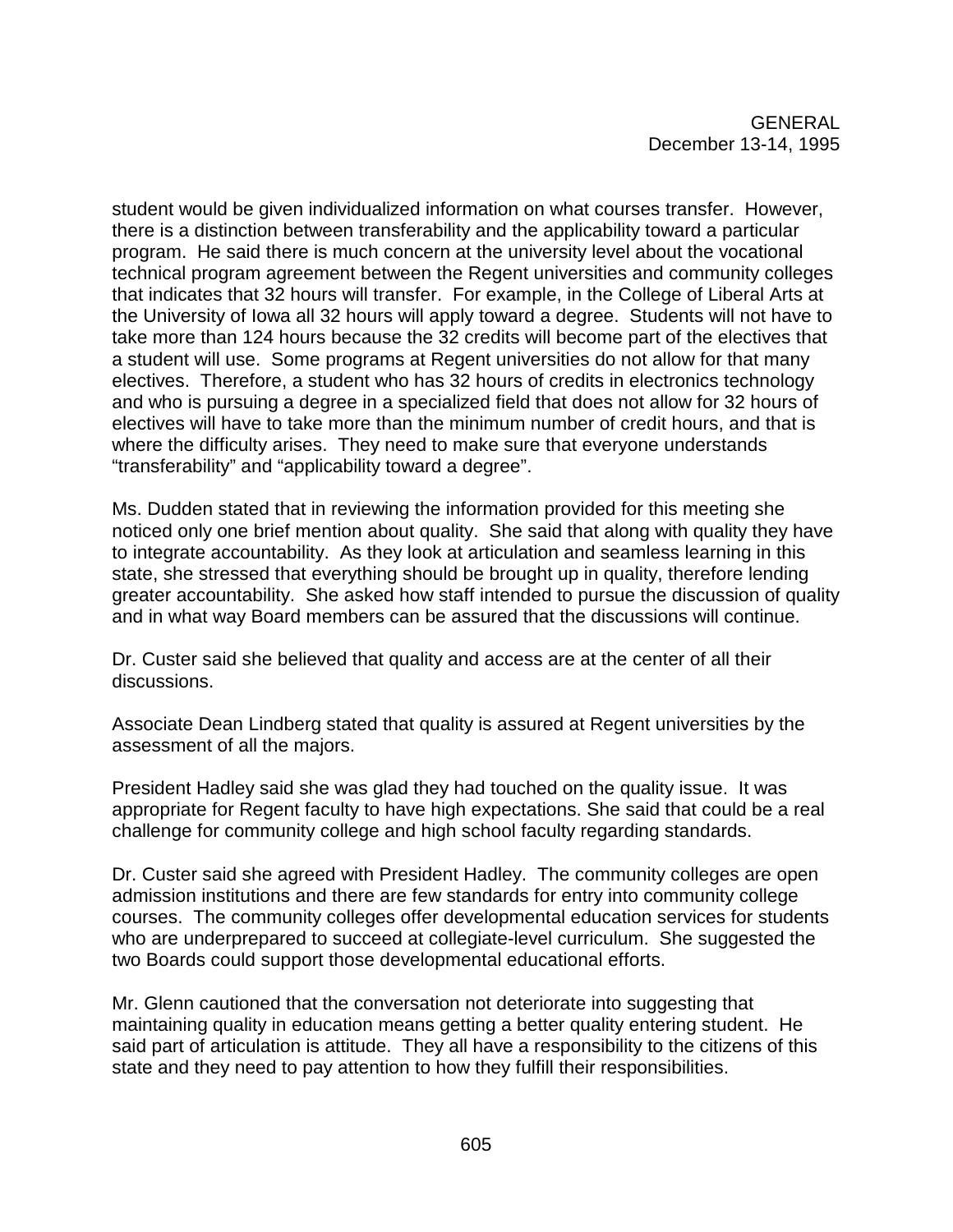student would be given individualized information on what courses transfer. However, there is a distinction between transferability and the applicability toward a particular program. He said there is much concern at the university level about the vocational technical program agreement between the Regent universities and community colleges that indicates that 32 hours will transfer. For example, in the College of Liberal Arts at the University of Iowa all 32 hours will apply toward a degree. Students will not have to take more than 124 hours because the 32 credits will become part of the electives that a student will use. Some programs at Regent universities do not allow for that many electives. Therefore, a student who has 32 hours of credits in electronics technology and who is pursuing a degree in a specialized field that does not allow for 32 hours of electives will have to take more than the minimum number of credit hours, and that is where the difficulty arises. They need to make sure that everyone understands "transferability" and "applicability toward a degree".

Ms. Dudden stated that in reviewing the information provided for this meeting she noticed only one brief mention about quality. She said that along with quality they have to integrate accountability. As they look at articulation and seamless learning in this state, she stressed that everything should be brought up in quality, therefore lending greater accountability. She asked how staff intended to pursue the discussion of quality and in what way Board members can be assured that the discussions will continue.

Dr. Custer said she believed that quality and access are at the center of all their discussions.

Associate Dean Lindberg stated that quality is assured at Regent universities by the assessment of all the majors.

President Hadley said she was glad they had touched on the quality issue. It was appropriate for Regent faculty to have high expectations. She said that could be a real challenge for community college and high school faculty regarding standards.

Dr. Custer said she agreed with President Hadley. The community colleges are open admission institutions and there are few standards for entry into community college courses. The community colleges offer developmental education services for students who are underprepared to succeed at collegiate-level curriculum. She suggested the two Boards could support those developmental educational efforts.

Mr. Glenn cautioned that the conversation not deteriorate into suggesting that maintaining quality in education means getting a better quality entering student. He said part of articulation is attitude. They all have a responsibility to the citizens of this state and they need to pay attention to how they fulfill their responsibilities.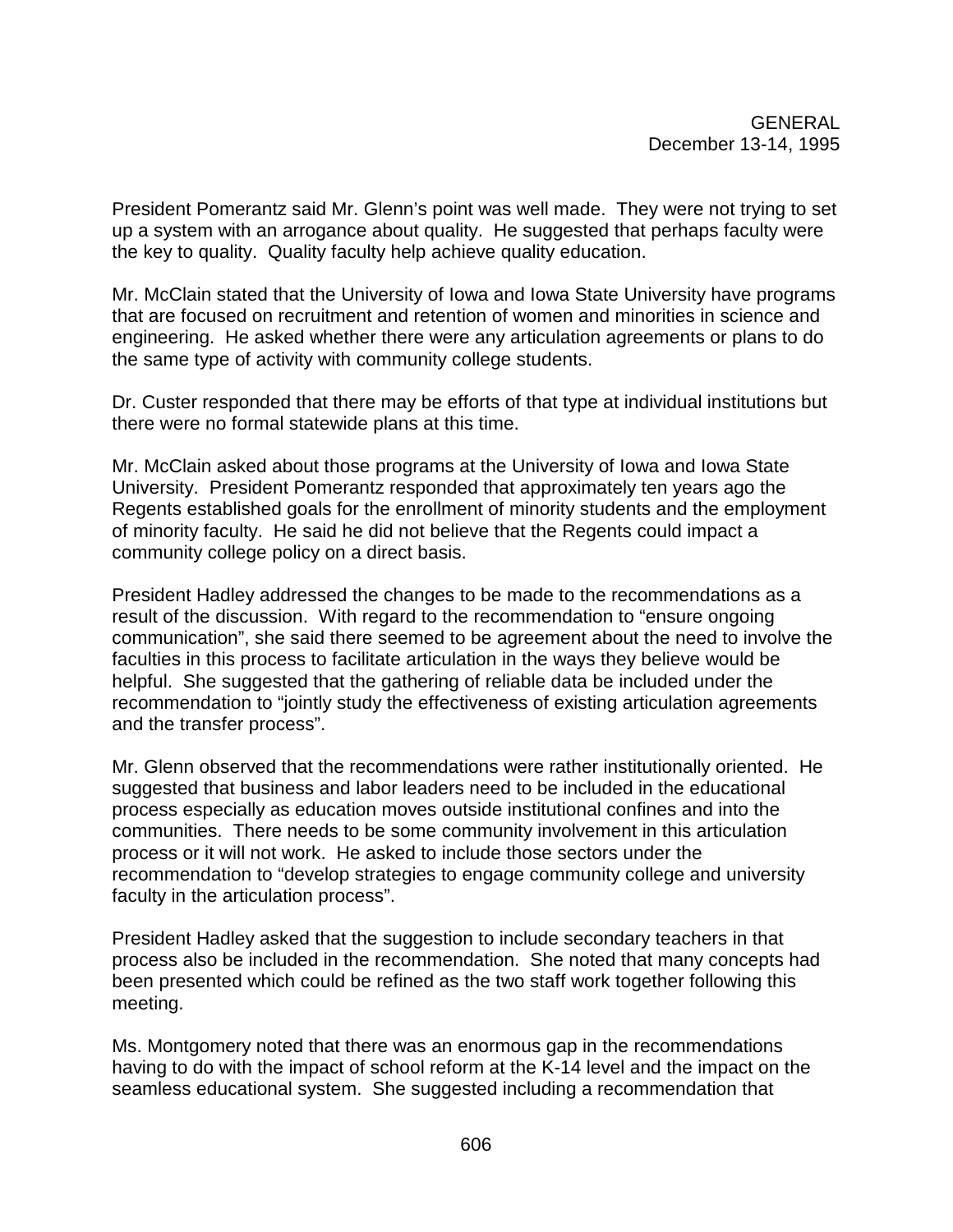President Pomerantz said Mr. Glenn's point was well made. They were not trying to set up a system with an arrogance about quality. He suggested that perhaps faculty were the key to quality. Quality faculty help achieve quality education.

Mr. McClain stated that the University of Iowa and Iowa State University have programs that are focused on recruitment and retention of women and minorities in science and engineering. He asked whether there were any articulation agreements or plans to do the same type of activity with community college students.

Dr. Custer responded that there may be efforts of that type at individual institutions but there were no formal statewide plans at this time.

Mr. McClain asked about those programs at the University of Iowa and Iowa State University. President Pomerantz responded that approximately ten years ago the Regents established goals for the enrollment of minority students and the employment of minority faculty. He said he did not believe that the Regents could impact a community college policy on a direct basis.

President Hadley addressed the changes to be made to the recommendations as a result of the discussion. With regard to the recommendation to "ensure ongoing communication", she said there seemed to be agreement about the need to involve the faculties in this process to facilitate articulation in the ways they believe would be helpful. She suggested that the gathering of reliable data be included under the recommendation to "jointly study the effectiveness of existing articulation agreements and the transfer process".

Mr. Glenn observed that the recommendations were rather institutionally oriented. He suggested that business and labor leaders need to be included in the educational process especially as education moves outside institutional confines and into the communities. There needs to be some community involvement in this articulation process or it will not work. He asked to include those sectors under the recommendation to "develop strategies to engage community college and university faculty in the articulation process".

President Hadley asked that the suggestion to include secondary teachers in that process also be included in the recommendation. She noted that many concepts had been presented which could be refined as the two staff work together following this meeting.

Ms. Montgomery noted that there was an enormous gap in the recommendations having to do with the impact of school reform at the K-14 level and the impact on the seamless educational system. She suggested including a recommendation that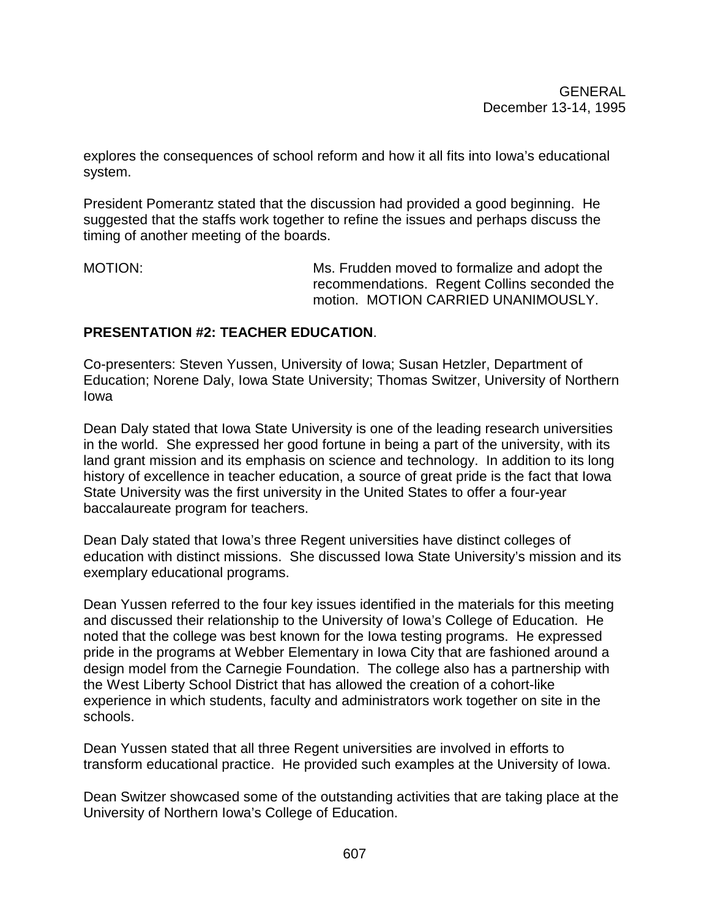explores the consequences of school reform and how it all fits into Iowa's educational system.

President Pomerantz stated that the discussion had provided a good beginning. He suggested that the staffs work together to refine the issues and perhaps discuss the timing of another meeting of the boards.

MOTION: Ms. Frudden moved to formalize and adopt the recommendations. Regent Collins seconded the motion. MOTION CARRIED UNANIMOUSLY.

**PRESENTATION #2: TEACHER EDUCATION**.

Co-presenters: Steven Yussen, University of Iowa; Susan Hetzler, Department of Education; Norene Daly, Iowa State University; Thomas Switzer, University of Northern Iowa

Dean Daly stated that Iowa State University is one of the leading research universities in the world. She expressed her good fortune in being a part of the university, with its land grant mission and its emphasis on science and technology. In addition to its long history of excellence in teacher education, a source of great pride is the fact that Iowa State University was the first university in the United States to offer a four-year baccalaureate program for teachers.

Dean Daly stated that Iowa's three Regent universities have distinct colleges of education with distinct missions. She discussed Iowa State University's mission and its exemplary educational programs.

Dean Yussen referred to the four key issues identified in the materials for this meeting and discussed their relationship to the University of Iowa's College of Education. He noted that the college was best known for the Iowa testing programs. He expressed pride in the programs at Webber Elementary in Iowa City that are fashioned around a design model from the Carnegie Foundation. The college also has a partnership with the West Liberty School District that has allowed the creation of a cohort-like experience in which students, faculty and administrators work together on site in the schools.

Dean Yussen stated that all three Regent universities are involved in efforts to transform educational practice. He provided such examples at the University of Iowa.

Dean Switzer showcased some of the outstanding activities that are taking place at the University of Northern Iowa's College of Education.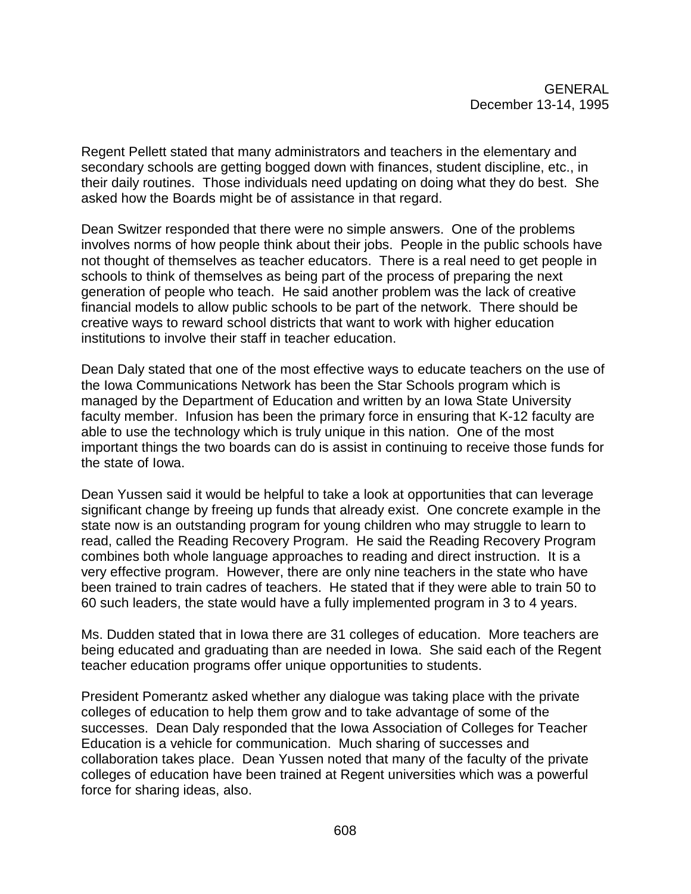Regent Pellett stated that many administrators and teachers in the elementary and secondary schools are getting bogged down with finances, student discipline, etc., in their daily routines. Those individuals need updating on doing what they do best. She asked how the Boards might be of assistance in that regard.

Dean Switzer responded that there were no simple answers. One of the problems involves norms of how people think about their jobs. People in the public schools have not thought of themselves as teacher educators. There is a real need to get people in schools to think of themselves as being part of the process of preparing the next generation of people who teach. He said another problem was the lack of creative financial models to allow public schools to be part of the network. There should be creative ways to reward school districts that want to work with higher education institutions to involve their staff in teacher education.

Dean Daly stated that one of the most effective ways to educate teachers on the use of the Iowa Communications Network has been the Star Schools program which is managed by the Department of Education and written by an Iowa State University faculty member. Infusion has been the primary force in ensuring that K-12 faculty are able to use the technology which is truly unique in this nation. One of the most important things the two boards can do is assist in continuing to receive those funds for the state of Iowa.

Dean Yussen said it would be helpful to take a look at opportunities that can leverage significant change by freeing up funds that already exist. One concrete example in the state now is an outstanding program for young children who may struggle to learn to read, called the Reading Recovery Program. He said the Reading Recovery Program combines both whole language approaches to reading and direct instruction. It is a very effective program. However, there are only nine teachers in the state who have been trained to train cadres of teachers. He stated that if they were able to train 50 to 60 such leaders, the state would have a fully implemented program in 3 to 4 years.

Ms. Dudden stated that in Iowa there are 31 colleges of education. More teachers are being educated and graduating than are needed in Iowa. She said each of the Regent teacher education programs offer unique opportunities to students.

President Pomerantz asked whether any dialogue was taking place with the private colleges of education to help them grow and to take advantage of some of the successes. Dean Daly responded that the Iowa Association of Colleges for Teacher Education is a vehicle for communication. Much sharing of successes and collaboration takes place. Dean Yussen noted that many of the faculty of the private colleges of education have been trained at Regent universities which was a powerful force for sharing ideas, also.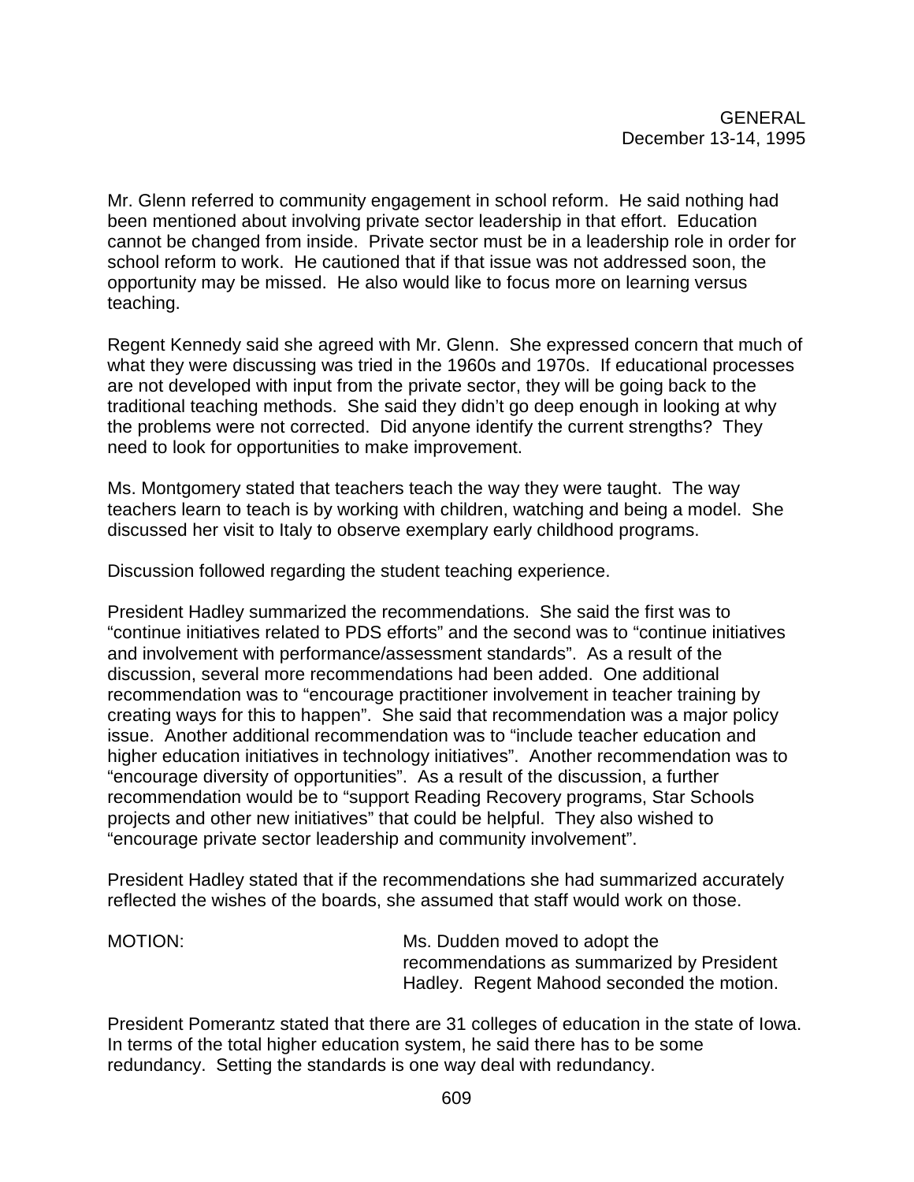Mr. Glenn referred to community engagement in school reform. He said nothing had been mentioned about involving private sector leadership in that effort. Education cannot be changed from inside. Private sector must be in a leadership role in order for school reform to work. He cautioned that if that issue was not addressed soon, the opportunity may be missed. He also would like to focus more on learning versus teaching.

Regent Kennedy said she agreed with Mr. Glenn. She expressed concern that much of what they were discussing was tried in the 1960s and 1970s. If educational processes are not developed with input from the private sector, they will be going back to the traditional teaching methods. She said they didn't go deep enough in looking at why the problems were not corrected. Did anyone identify the current strengths? They need to look for opportunities to make improvement.

Ms. Montgomery stated that teachers teach the way they were taught. The way teachers learn to teach is by working with children, watching and being a model. She discussed her visit to Italy to observe exemplary early childhood programs.

Discussion followed regarding the student teaching experience.

President Hadley summarized the recommendations. She said the first was to "continue initiatives related to PDS efforts" and the second was to "continue initiatives and involvement with performance/assessment standards". As a result of the discussion, several more recommendations had been added. One additional recommendation was to "encourage practitioner involvement in teacher training by creating ways for this to happen". She said that recommendation was a major policy issue. Another additional recommendation was to "include teacher education and higher education initiatives in technology initiatives". Another recommendation was to "encourage diversity of opportunities". As a result of the discussion, a further recommendation would be to "support Reading Recovery programs, Star Schools projects and other new initiatives" that could be helpful. They also wished to "encourage private sector leadership and community involvement".

President Hadley stated that if the recommendations she had summarized accurately reflected the wishes of the boards, she assumed that staff would work on those.

MOTION: Ms. Dudden moved to adopt the recommendations as summarized by President Hadley. Regent Mahood seconded the motion.

President Pomerantz stated that there are 31 colleges of education in the state of Iowa. In terms of the total higher education system, he said there has to be some redundancy. Setting the standards is one way deal with redundancy.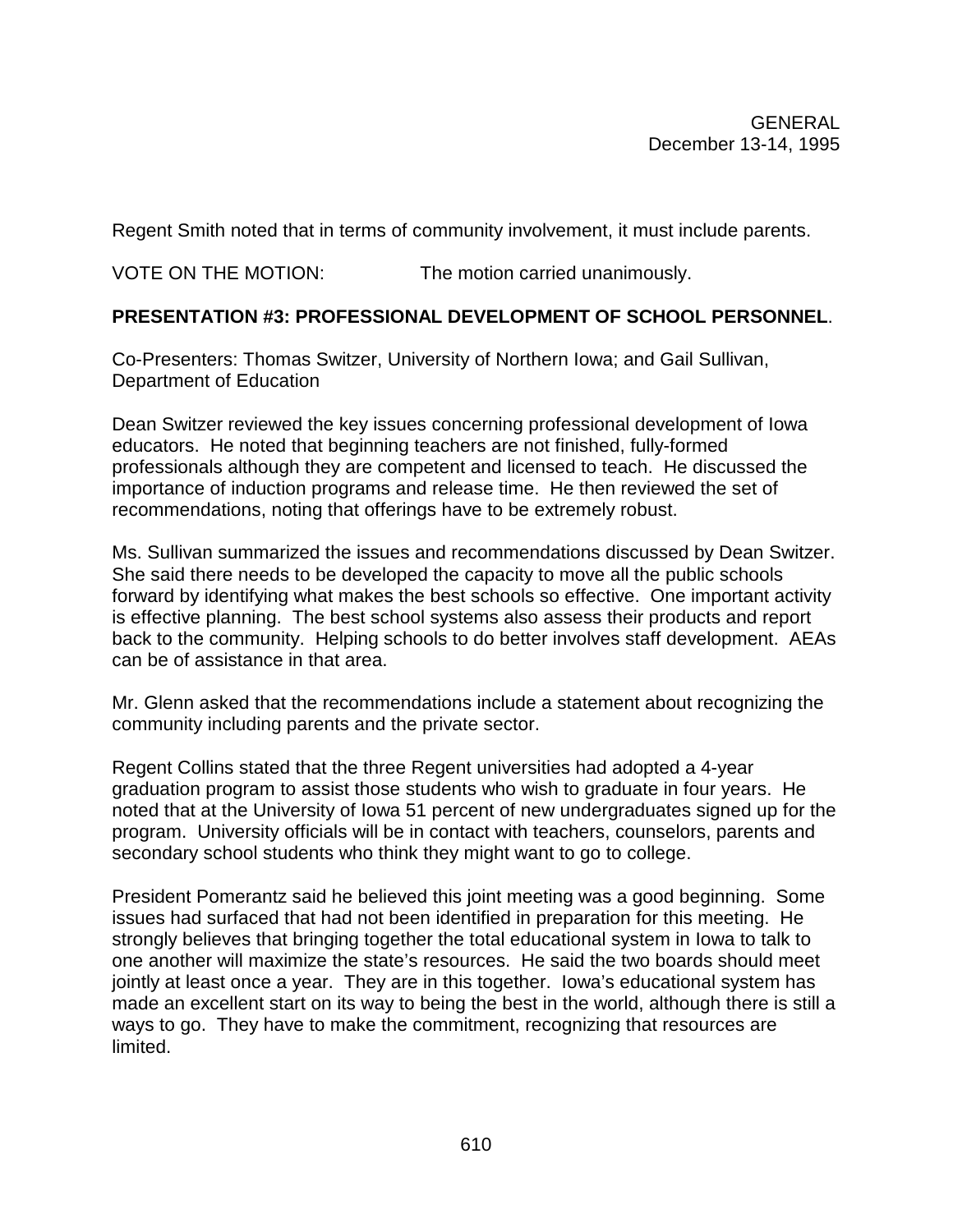Regent Smith noted that in terms of community involvement, it must include parents.

VOTE ON THE MOTION: The motion carried unanimously.

**PRESENTATION #3: PROFESSIONAL DEVELOPMENT OF SCHOOL PERSONNEL**.

Co-Presenters: Thomas Switzer, University of Northern Iowa; and Gail Sullivan, Department of Education

Dean Switzer reviewed the key issues concerning professional development of Iowa educators. He noted that beginning teachers are not finished, fully-formed professionals although they are competent and licensed to teach. He discussed the importance of induction programs and release time. He then reviewed the set of recommendations, noting that offerings have to be extremely robust.

Ms. Sullivan summarized the issues and recommendations discussed by Dean Switzer. She said there needs to be developed the capacity to move all the public schools forward by identifying what makes the best schools so effective. One important activity is effective planning. The best school systems also assess their products and report back to the community. Helping schools to do better involves staff development. AEAs can be of assistance in that area.

Mr. Glenn asked that the recommendations include a statement about recognizing the community including parents and the private sector.

Regent Collins stated that the three Regent universities had adopted a 4-year graduation program to assist those students who wish to graduate in four years. He noted that at the University of Iowa 51 percent of new undergraduates signed up for the program. University officials will be in contact with teachers, counselors, parents and secondary school students who think they might want to go to college.

President Pomerantz said he believed this joint meeting was a good beginning. Some issues had surfaced that had not been identified in preparation for this meeting. He strongly believes that bringing together the total educational system in Iowa to talk to one another will maximize the state's resources. He said the two boards should meet jointly at least once a year. They are in this together. Iowa's educational system has made an excellent start on its way to being the best in the world, although there is still a ways to go. They have to make the commitment, recognizing that resources are limited.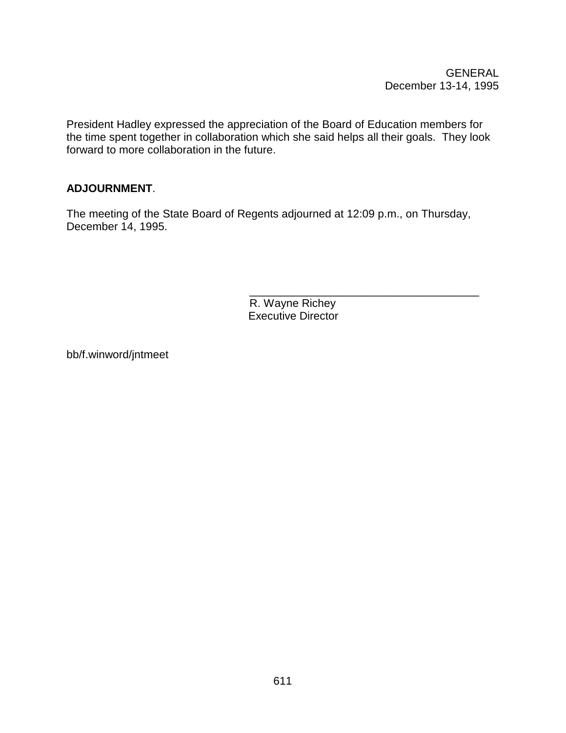President Hadley expressed the appreciation of the Board of Education members for the time spent together in collaboration which she said helps all their goals. They look forward to more collaboration in the future.

**ADJOURNMENT**.

The meeting of the State Board of Regents adjourned at 12:09 p.m., on Thursday, December 14, 1995.

\_\_\_\_\_\_\_\_\_\_\_\_\_\_\_\_\_\_\_\_\_\_\_\_\_\_\_\_\_\_\_\_\_\_\_\_\_\_\_

R. Wayne Richey
Executive Director

bb/f.winword/jntmeet